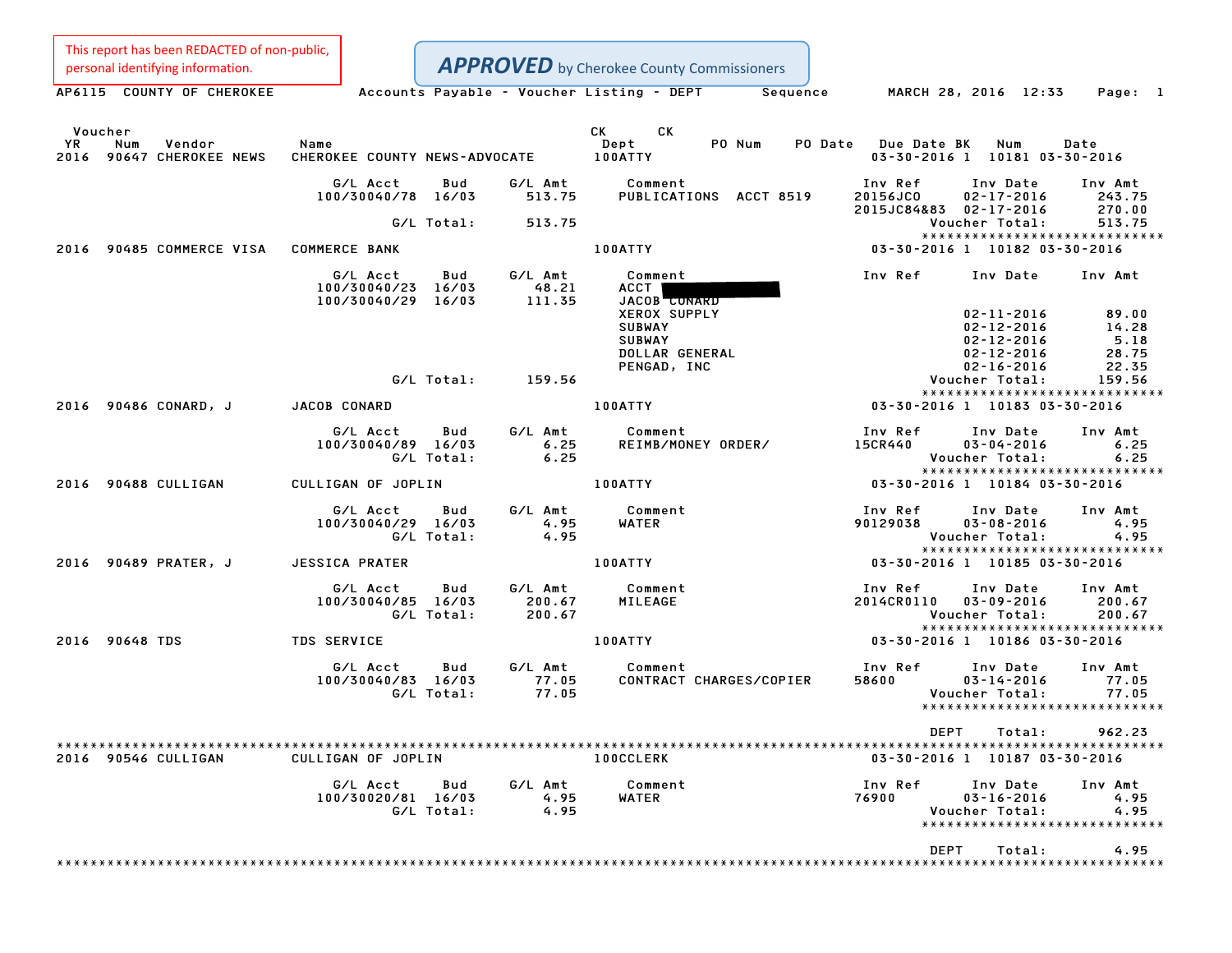This report has been REDACTED of non-public, personal identifying information.

**APPROVED** by Cherokee County Commissioners

AP6115 COUNTY OF CHEROKEE — Accounts Payable - Voucher Listing - DEPT Sequence — MARCH 28, 2016 12:33

| Voucher YR | Num | Vendor | Name | CK Dept | PO Num | PO Date | Due Date | BK | CK Num | Date |
|---|---|---|---|---|---|---|---|---|---|---|
| 2016 | 90647 | CHEROKEE NEWS | CHEROKEE COUNTY NEWS-ADVOCATE | 100ATTY | | | 03-30-2016 | 1 | 10181 | 03-30-2016 |

| G/L Acct | Bud | G/L Amt | Comment | Inv Ref | Inv Date | Inv Amt |
|---|---|---|---|---|---|---|
| 100/30040/78 | 16/03 | 513.75 | PUBLICATIONS ACCT 8519 | 20156JCO | 02-17-2016 | 243.75 |
| | | | | 2015JC84&83 | 02-17-2016 | 270.00 |
| G/L Total: | | 513.75 | | | Voucher Total: | 513.75 |

| Voucher YR | Num | Vendor | Name | CK Dept | PO Num | PO Date | Due Date | BK | CK Num | Date |
|---|---|---|---|---|---|---|---|---|---|---|
| 2016 | 90485 | COMMERCE VISA | COMMERCE BANK | 100ATTY | | | 03-30-2016 | 1 | 10182 | 03-30-2016 |

| G/L Acct | Bud | G/L Amt | Comment | Inv Ref | Inv Date | Inv Amt |
|---|---|---|---|---|---|---|
| 100/30040/23 | 16/03 | 48.21 | ACCT [REDACTED] | | | |
| 100/30040/29 | 16/03 | 111.35 | JACOB CONARD | | | |
| | | | XEROX SUPPLY | | 02-11-2016 | 89.00 |
| | | | SUBWAY | | 02-12-2016 | 14.28 |
| | | | SUBWAY | | 02-12-2016 | 5.18 |
| | | | DOLLAR GENERAL | | 02-12-2016 | 28.75 |
| | | | PENGAD, INC | | 02-16-2016 | 22.35 |
| G/L Total: | | 159.56 | | | Voucher Total: | 159.56 |

| Voucher YR | Num | Vendor | Name | CK Dept | PO Num | PO Date | Due Date | BK | CK Num | Date |
|---|---|---|---|---|---|---|---|---|---|---|
| 2016 | 90486 | CONARD, J | JACOB CONARD | 100ATTY | | | 03-30-2016 | 1 | 10183 | 03-30-2016 |

| G/L Acct | Bud | G/L Amt | Comment | Inv Ref | Inv Date | Inv Amt |
|---|---|---|---|---|---|---|
| 100/30040/89 | 16/03 | 6.25 | REIMB/MONEY ORDER/ | 15CR440 | 03-04-2016 | 6.25 |
| G/L Total: | | 6.25 | | | Voucher Total: | 6.25 |

| Voucher YR | Num | Vendor | Name | CK Dept | PO Num | PO Date | Due Date | BK | CK Num | Date |
|---|---|---|---|---|---|---|---|---|---|---|
| 2016 | 90488 | CULLIGAN | CULLIGAN OF JOPLIN | 100ATTY | | | 03-30-2016 | 1 | 10184 | 03-30-2016 |

| G/L Acct | Bud | G/L Amt | Comment | Inv Ref | Inv Date | Inv Amt |
|---|---|---|---|---|---|---|
| 100/30040/29 | 16/03 | 4.95 | WATER | 90129038 | 03-08-2016 | 4.95 |
| G/L Total: | | 4.95 | | | Voucher Total: | 4.95 |

| Voucher YR | Num | Vendor | Name | CK Dept | PO Num | PO Date | Due Date | BK | CK Num | Date |
|---|---|---|---|---|---|---|---|---|---|---|
| 2016 | 90489 | PRATER, J | JESSICA PRATER | 100ATTY | | | 03-30-2016 | 1 | 10185 | 03-30-2016 |

| G/L Acct | Bud | G/L Amt | Comment | Inv Ref | Inv Date | Inv Amt |
|---|---|---|---|---|---|---|
| 100/30040/85 | 16/03 | 200.67 | MILEAGE | 2014CR0110 | 03-09-2016 | 200.67 |
| G/L Total: | | 200.67 | | | Voucher Total: | 200.67 |

| Voucher YR | Num | Vendor | Name | CK Dept | PO Num | PO Date | Due Date | BK | CK Num | Date |
|---|---|---|---|---|---|---|---|---|---|---|
| 2016 | 90648 | TDS | TDS SERVICE | 100ATTY | | | 03-30-2016 | 1 | 10186 | 03-30-2016 |

| G/L Acct | Bud | G/L Amt | Comment | Inv Ref | Inv Date | Inv Amt |
|---|---|---|---|---|---|---|
| 100/30040/83 | 16/03 | 77.05 | CONTRACT CHARGES/COPIER | 58600 | 03-14-2016 | 77.05 |
| G/L Total: | | 77.05 | | | Voucher Total: | 77.05 |

DEPT Total: 962.23

| Voucher YR | Num | Vendor | Name | CK Dept | PO Num | PO Date | Due Date | BK | CK Num | Date |
|---|---|---|---|---|---|---|---|---|---|---|
| 2016 | 90546 | CULLIGAN | CULLIGAN OF JOPLIN | 100CCLERK | | | 03-30-2016 | 1 | 10187 | 03-30-2016 |

| G/L Acct | Bud | G/L Amt | Comment | Inv Ref | Inv Date | Inv Amt |
|---|---|---|---|---|---|---|
| 100/30020/81 | 16/03 | 4.95 | WATER | 76900 | 03-16-2016 | 4.95 |
| G/L Total: | | 4.95 | | | Voucher Total: | 4.95 |

DEPT Total: 4.95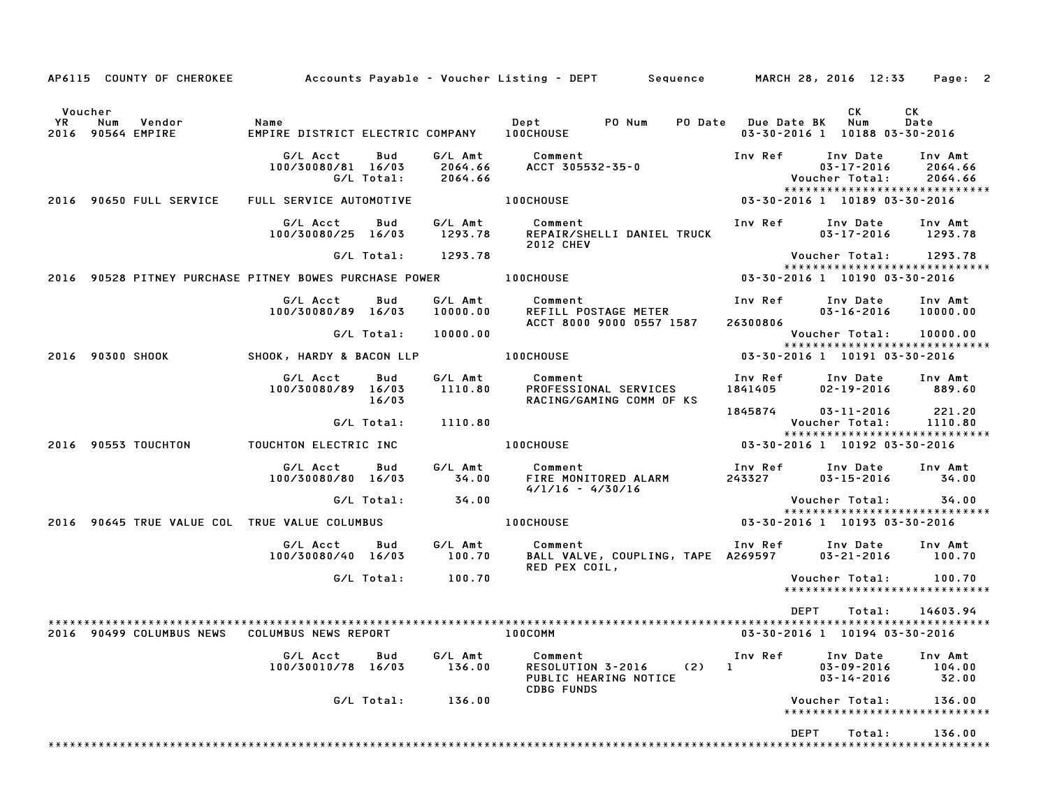AP6115 COUNTY OF CHEROKEE — Accounts Payable - Voucher Listing - DEPT — Sequence — MARCH 28, 2016 12:33

| Voucher YR | Num | Vendor | Name | Dept | PO Num | PO Date | Due Date | BK | CK Num | CK Date |
|---|---|---|---|---|---|---|---|---|---|---|
| 2016 | 90564 | EMPIRE | EMPIRE DISTRICT ELECTRIC COMPANY | 100CHOUSE | | | 03-30-2016 | 1 | 10188 | 03-30-2016 |

| G/L Acct | Bud | G/L Amt | Comment | Inv Ref | Inv Date | Inv Amt |
|---|---|---|---|---|---|---|
| 100/30080/81 | 16/03 | 2064.66 | ACCT 305532-35-0 | | 03-17-2016 | 2064.66 |
| | G/L Total: | 2064.66 | | | Voucher Total: | 2064.66 |

| Voucher YR | Num | Vendor | Name | Dept | PO Num | PO Date | Due Date | BK | CK Num | CK Date |
|---|---|---|---|---|---|---|---|---|---|---|
| 2016 | 90650 | FULL SERVICE | FULL SERVICE AUTOMOTIVE | 100CHOUSE | | | 03-30-2016 | 1 | 10189 | 03-30-2016 |

| G/L Acct | Bud | G/L Amt | Comment | Inv Ref | Inv Date | Inv Amt |
|---|---|---|---|---|---|---|
| 100/30080/25 | 16/03 | 1293.78 | REPAIR/SHELLI DANIEL TRUCK 2012 CHEV | | 03-17-2016 | 1293.78 |
| | G/L Total: | 1293.78 | | | Voucher Total: | 1293.78 |

| Voucher YR | Num | Vendor | Name | Dept | PO Num | PO Date | Due Date | BK | CK Num | CK Date |
|---|---|---|---|---|---|---|---|---|---|---|
| 2016 | 90528 | PITNEY PURCHASE | PITNEY BOWES PURCHASE POWER | 100CHOUSE | | | 03-30-2016 | 1 | 10190 | 03-30-2016 |

| G/L Acct | Bud | G/L Amt | Comment | Inv Ref | Inv Date | Inv Amt |
|---|---|---|---|---|---|---|
| 100/30080/89 | 16/03 | 10000.00 | REFILL POSTAGE METER ACCT 8000 9000 0557 1587 | 26300806 | 03-16-2016 | 10000.00 |
| | G/L Total: | 10000.00 | | | Voucher Total: | 10000.00 |

| Voucher YR | Num | Vendor | Name | Dept | PO Num | PO Date | Due Date | BK | CK Num | CK Date |
|---|---|---|---|---|---|---|---|---|---|---|
| 2016 | 90300 | SHOOK | SHOOK, HARDY & BACON LLP | 100CHOUSE | | | 03-30-2016 | 1 | 10191 | 03-30-2016 |

| G/L Acct | Bud | G/L Amt | Comment | Inv Ref | Inv Date | Inv Amt |
|---|---|---|---|---|---|---|
| 100/30080/89 | 16/03 | 1110.80 | PROFESSIONAL SERVICES | 1841405 | 02-19-2016 | 889.60 |
| | 16/03 | | RACING/GAMING COMM OF KS | 1845874 | 03-11-2016 | 221.20 |
| | G/L Total: | 1110.80 | | | Voucher Total: | 1110.80 |

| Voucher YR | Num | Vendor | Name | Dept | PO Num | PO Date | Due Date | BK | CK Num | CK Date |
|---|---|---|---|---|---|---|---|---|---|---|
| 2016 | 90553 | TOUCHTON | TOUCHTON ELECTRIC INC | 100CHOUSE | | | 03-30-2016 | 1 | 10192 | 03-30-2016 |

| G/L Acct | Bud | G/L Amt | Comment | Inv Ref | Inv Date | Inv Amt |
|---|---|---|---|---|---|---|
| 100/30080/80 | 16/03 | 34.00 | FIRE MONITORED ALARM 4/1/16 - 4/30/16 | 243327 | 03-15-2016 | 34.00 |
| | G/L Total: | 34.00 | | | Voucher Total: | 34.00 |

| Voucher YR | Num | Vendor | Name | Dept | PO Num | PO Date | Due Date | BK | CK Num | CK Date |
|---|---|---|---|---|---|---|---|---|---|---|
| 2016 | 90645 | TRUE VALUE COL | TRUE VALUE COLUMBUS | 100CHOUSE | | | 03-30-2016 | 1 | 10193 | 03-30-2016 |

| G/L Acct | Bud | G/L Amt | Comment | Inv Ref | Inv Date | Inv Amt |
|---|---|---|---|---|---|---|
| 100/30080/40 | 16/03 | 100.70 | BALL VALVE, COUPLING, TAPE RED PEX COIL, | A269597 | 03-21-2016 | 100.70 |
| | G/L Total: | 100.70 | | | Voucher Total: | 100.70 |

DEPT Total: 14603.94

| Voucher YR | Num | Vendor | Name | Dept | PO Num | PO Date | Due Date | BK | CK Num | CK Date |
|---|---|---|---|---|---|---|---|---|---|---|
| 2016 | 90499 | COLUMBUS NEWS | COLUMBUS NEWS REPORT | 100COMM | | | 03-30-2016 | 1 | 10194 | 03-30-2016 |

| G/L Acct | Bud | G/L Amt | Comment | Inv Ref | Inv Date | Inv Amt |
|---|---|---|---|---|---|---|
| 100/30010/78 | 16/03 | 136.00 | RESOLUTION 3-2016 (2) | 1 | 03-09-2016 | 104.00 |
| | | | PUBLIC HEARING NOTICE CDBG FUNDS | | 03-14-2016 | 32.00 |
| | G/L Total: | 136.00 | | | Voucher Total: | 136.00 |

DEPT Total: 136.00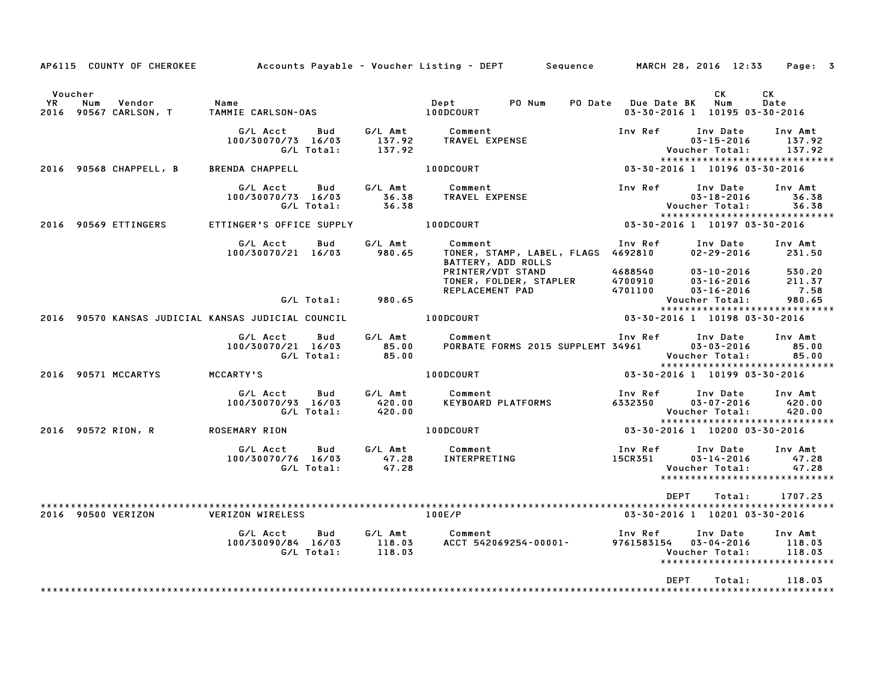AP6115 COUNTY OF CHEROKEE — Accounts Payable - Voucher Listing - DEPT — Sequence — MARCH 28, 2016 12:33

| Voucher YR | Num | Vendor | Name | Dept | PO Num | PO Date | Due Date | BK | CK Num | CK Date |
|---|---|---|---|---|---|---|---|---|---|---|
| 2016 | 90567 | CARLSON, T | TAMMIE CARLSON-OAS | 100DCOURT | | | 03-30-2016 | 1 | 10195 | 03-30-2016 |

| G/L Acct | Bud | G/L Amt | Comment | Inv Ref | Inv Date | Inv Amt |
|---|---|---|---|---|---|---|
| 100/30070/73 | 16/03 | 137.92 | TRAVEL EXPENSE | | 03-15-2016 | 137.92 |
| | G/L Total: | 137.92 | | | Voucher Total: | 137.92 |

| Voucher YR | Num | Vendor | Name | Dept | PO Num | PO Date | Due Date | BK | CK Num | CK Date |
|---|---|---|---|---|---|---|---|---|---|---|
| 2016 | 90568 | CHAPPELL, B | BRENDA CHAPPELL | 100DCOURT | | | 03-30-2016 | 1 | 10196 | 03-30-2016 |

| G/L Acct | Bud | G/L Amt | Comment | Inv Ref | Inv Date | Inv Amt |
|---|---|---|---|---|---|---|
| 100/30070/73 | 16/03 | 36.38 | TRAVEL EXPENSE | | 03-18-2016 | 36.38 |
| | G/L Total: | 36.38 | | | Voucher Total: | 36.38 |

| Voucher YR | Num | Vendor | Name | Dept | PO Num | PO Date | Due Date | BK | CK Num | CK Date |
|---|---|---|---|---|---|---|---|---|---|---|
| 2016 | 90569 | ETTINGERS | ETTINGER'S OFFICE SUPPLY | 100DCOURT | | | 03-30-2016 | 1 | 10197 | 03-30-2016 |

| G/L Acct | Bud | G/L Amt | Comment | Inv Ref | Inv Date | Inv Amt |
|---|---|---|---|---|---|---|
| 100/30070/21 | 16/03 | 980.65 | TONER, STAMP, LABEL, FLAGS BATTERY, ADD ROLLS | 4692810 | 02-29-2016 | 231.50 |
| | | | PRINTER/VDT STAND | 4688540 | 03-10-2016 | 530.20 |
| | | | TONER, FOLDER, STAPLER | 4700910 | 03-16-2016 | 211.37 |
| | | | REPLACEMENT PAD | 4701100 | 03-16-2016 | 7.58 |
| | G/L Total: | 980.65 | | | Voucher Total: | 980.65 |

| Voucher YR | Num | Vendor | Name | Dept | PO Num | PO Date | Due Date | BK | CK Num | CK Date |
|---|---|---|---|---|---|---|---|---|---|---|
| 2016 | 90570 | KANSAS JUDICIAL | KANSAS JUDICIAL COUNCIL | 100DCOURT | | | 03-30-2016 | 1 | 10198 | 03-30-2016 |

| G/L Acct | Bud | G/L Amt | Comment | Inv Ref | Inv Date | Inv Amt |
|---|---|---|---|---|---|---|
| 100/30070/21 | 16/03 | 85.00 | PORBATE FORMS 2015 SUPPLEMT | 34961 | 03-03-2016 | 85.00 |
| | G/L Total: | 85.00 | | | Voucher Total: | 85.00 |

| Voucher YR | Num | Vendor | Name | Dept | PO Num | PO Date | Due Date | BK | CK Num | CK Date |
|---|---|---|---|---|---|---|---|---|---|---|
| 2016 | 90571 | MCCARTYS | MCCARTY'S | 100DCOURT | | | 03-30-2016 | 1 | 10199 | 03-30-2016 |

| G/L Acct | Bud | G/L Amt | Comment | Inv Ref | Inv Date | Inv Amt |
|---|---|---|---|---|---|---|
| 100/30070/93 | 16/03 | 420.00 | KEYBOARD PLATFORMS | 6332350 | 03-07-2016 | 420.00 |
| | G/L Total: | 420.00 | | | Voucher Total: | 420.00 |

| Voucher YR | Num | Vendor | Name | Dept | PO Num | PO Date | Due Date | BK | CK Num | CK Date |
|---|---|---|---|---|---|---|---|---|---|---|
| 2016 | 90572 | RION, R | ROSEMARY RION | 100DCOURT | | | 03-30-2016 | 1 | 10200 | 03-30-2016 |

| G/L Acct | Bud | G/L Amt | Comment | Inv Ref | Inv Date | Inv Amt |
|---|---|---|---|---|---|---|
| 100/30070/76 | 16/03 | 47.28 | INTERPRETING | 15CR351 | 03-14-2016 | 47.28 |
| | G/L Total: | 47.28 | | | Voucher Total: | 47.28 |

DEPT Total: 1707.23

| Voucher YR | Num | Vendor | Name | Dept | PO Num | PO Date | Due Date | BK | CK Num | CK Date |
|---|---|---|---|---|---|---|---|---|---|---|
| 2016 | 90500 | VERIZON | VERIZON WIRELESS | 100E/P | | | 03-30-2016 | 1 | 10201 | 03-30-2016 |

| G/L Acct | Bud | G/L Amt | Comment | Inv Ref | Inv Date | Inv Amt |
|---|---|---|---|---|---|---|
| 100/30090/84 | 16/03 | 118.03 | ACCT 542069254-00001- | 9761583154 | 03-04-2016 | 118.03 |
| | G/L Total: | 118.03 | | | Voucher Total: | 118.03 |

DEPT Total: 118.03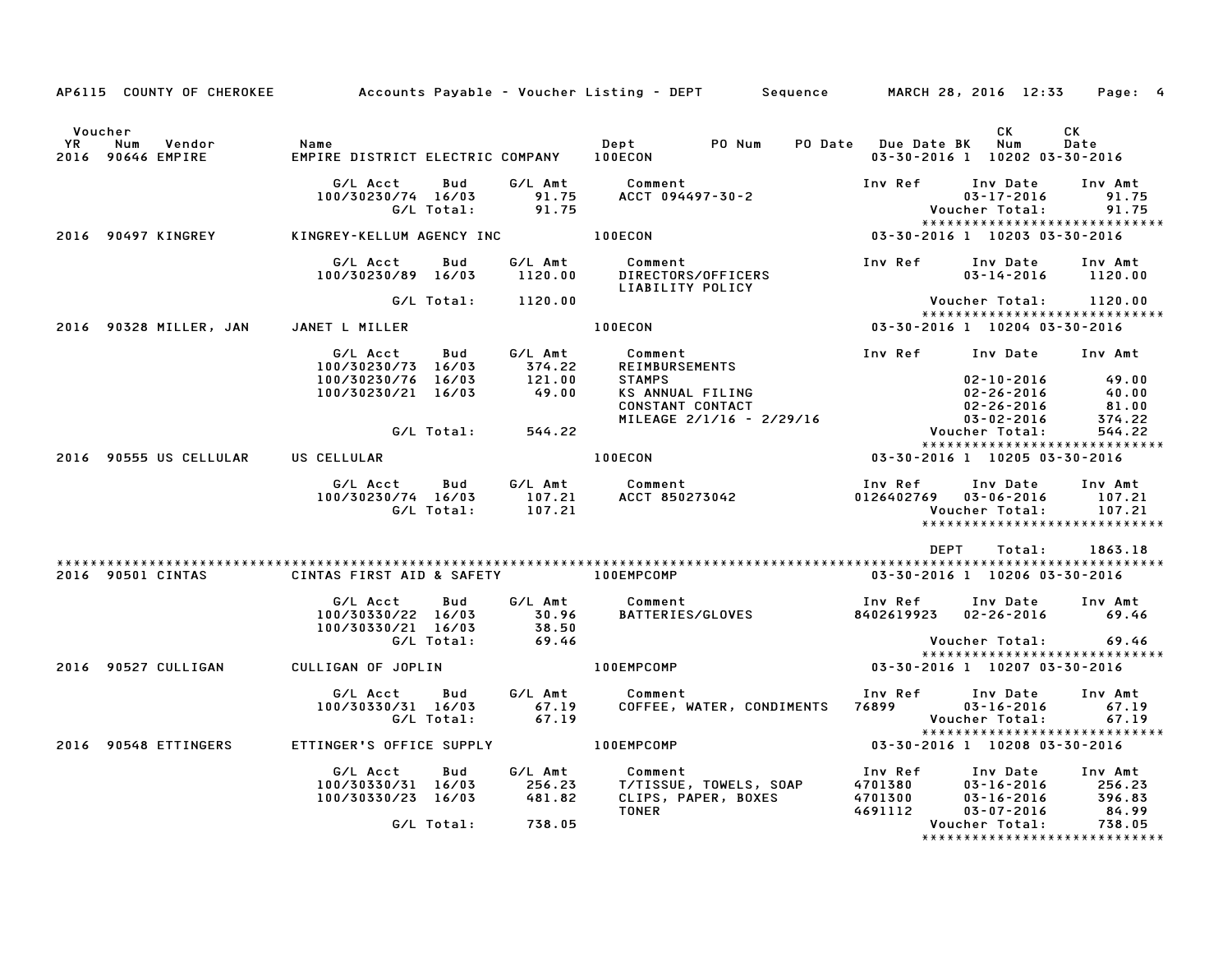AP6115 COUNTY OF CHEROKEE — Accounts Payable - Voucher Listing - DEPT — Sequence — MARCH 28, 2016 12:33

| Voucher YR | Num | Vendor | Name | Dept | PO Num | PO Date | Due Date | BK | CK Num | CK Date |
|---|---|---|---|---|---|---|---|---|---|---|
| 2016 | 90646 | EMPIRE | EMPIRE DISTRICT ELECTRIC COMPANY | 100ECON | | | 03-30-2016 | 1 | 10202 | 03-30-2016 |

| G/L Acct | Bud | G/L Amt | Comment | Inv Ref | Inv Date | Inv Amt |
|---|---|---|---|---|---|---|
| 100/30230/74 | 16/03 | 91.75 | ACCT 094497-30-2 | | 03-17-2016 | 91.75 |
| | G/L Total: | 91.75 | | | Voucher Total: | 91.75 |

| Voucher YR | Num | Vendor | Name | Dept | PO Num | PO Date | Due Date | BK | CK Num | CK Date |
|---|---|---|---|---|---|---|---|---|---|---|
| 2016 | 90497 | KINGREY | KINGREY-KELLUM AGENCY INC | 100ECON | | | 03-30-2016 | 1 | 10203 | 03-30-2016 |

| G/L Acct | Bud | G/L Amt | Comment | Inv Ref | Inv Date | Inv Amt |
|---|---|---|---|---|---|---|
| 100/30230/89 | 16/03 | 1120.00 | DIRECTORS/OFFICERS LIABILITY POLICY | | 03-14-2016 | 1120.00 |
| | G/L Total: | 1120.00 | | | Voucher Total: | 1120.00 |

| Voucher YR | Num | Vendor | Name | Dept | PO Num | PO Date | Due Date | BK | CK Num | CK Date |
|---|---|---|---|---|---|---|---|---|---|---|
| 2016 | 90328 | MILLER, JAN | JANET L MILLER | 100ECON | | | 03-30-2016 | 1 | 10204 | 03-30-2016 |

| G/L Acct | Bud | G/L Amt | Comment | Inv Ref | Inv Date | Inv Amt |
|---|---|---|---|---|---|---|
| 100/30230/73 | 16/03 | 374.22 | REIMBURSEMENTS | | | |
| 100/30230/76 | 16/03 | 121.00 | STAMPS | | 02-10-2016 | 49.00 |
| 100/30230/21 | 16/03 | 49.00 | KS ANNUAL FILING | | 02-26-2016 | 40.00 |
| | | | CONSTANT CONTACT | | 02-26-2016 | 81.00 |
| | | | MILEAGE 2/1/16 - 2/29/16 | | 03-02-2016 | 374.22 |
| | G/L Total: | 544.22 | | | Voucher Total: | 544.22 |

| Voucher YR | Num | Vendor | Name | Dept | PO Num | PO Date | Due Date | BK | CK Num | CK Date |
|---|---|---|---|---|---|---|---|---|---|---|
| 2016 | 90555 | US CELLULAR | US CELLULAR | 100ECON | | | 03-30-2016 | 1 | 10205 | 03-30-2016 |

| G/L Acct | Bud | G/L Amt | Comment | Inv Ref | Inv Date | Inv Amt |
|---|---|---|---|---|---|---|
| 100/30230/74 | 16/03 | 107.21 | ACCT 850273042 | 0126402769 | 03-06-2016 | 107.21 |
| | G/L Total: | 107.21 | | | Voucher Total: | 107.21 |

DEPT Total: 1863.18

| Voucher YR | Num | Vendor | Name | Dept | PO Num | PO Date | Due Date | BK | CK Num | CK Date |
|---|---|---|---|---|---|---|---|---|---|---|
| 2016 | 90501 | CINTAS | CINTAS FIRST AID & SAFETY | 100EMPCOMP | | | 03-30-2016 | 1 | 10206 | 03-30-2016 |

| G/L Acct | Bud | G/L Amt | Comment | Inv Ref | Inv Date | Inv Amt |
|---|---|---|---|---|---|---|
| 100/30330/22 | 16/03 | 30.96 | BATTERIES/GLOVES | 8402619923 | 02-26-2016 | 69.46 |
| 100/30330/21 | 16/03 | 38.50 | | | | |
| | G/L Total: | 69.46 | | | Voucher Total: | 69.46 |

| Voucher YR | Num | Vendor | Name | Dept | PO Num | PO Date | Due Date | BK | CK Num | CK Date |
|---|---|---|---|---|---|---|---|---|---|---|
| 2016 | 90527 | CULLIGAN | CULLIGAN OF JOPLIN | 100EMPCOMP | | | 03-30-2016 | 1 | 10207 | 03-30-2016 |

| G/L Acct | Bud | G/L Amt | Comment | Inv Ref | Inv Date | Inv Amt |
|---|---|---|---|---|---|---|
| 100/30330/31 | 16/03 | 67.19 | COFFEE, WATER, CONDIMENTS | 76899 | 03-16-2016 | 67.19 |
| | G/L Total: | 67.19 | | | Voucher Total: | 67.19 |

| Voucher YR | Num | Vendor | Name | Dept | PO Num | PO Date | Due Date | BK | CK Num | CK Date |
|---|---|---|---|---|---|---|---|---|---|---|
| 2016 | 90548 | ETTINGERS | ETTINGER'S OFFICE SUPPLY | 100EMPCOMP | | | 03-30-2016 | 1 | 10208 | 03-30-2016 |

| G/L Acct | Bud | G/L Amt | Comment | Inv Ref | Inv Date | Inv Amt |
|---|---|---|---|---|---|---|
| 100/30330/31 | 16/03 | 256.23 | T/TISSUE, TOWELS, SOAP | 4701380 | 03-16-2016 | 256.23 |
| 100/30330/23 | 16/03 | 481.82 | CLIPS, PAPER, BOXES | 4701300 | 03-16-2016 | 396.83 |
| | | | TONER | 4691112 | 03-07-2016 | 84.99 |
| | G/L Total: | 738.05 | | | Voucher Total: | 738.05 |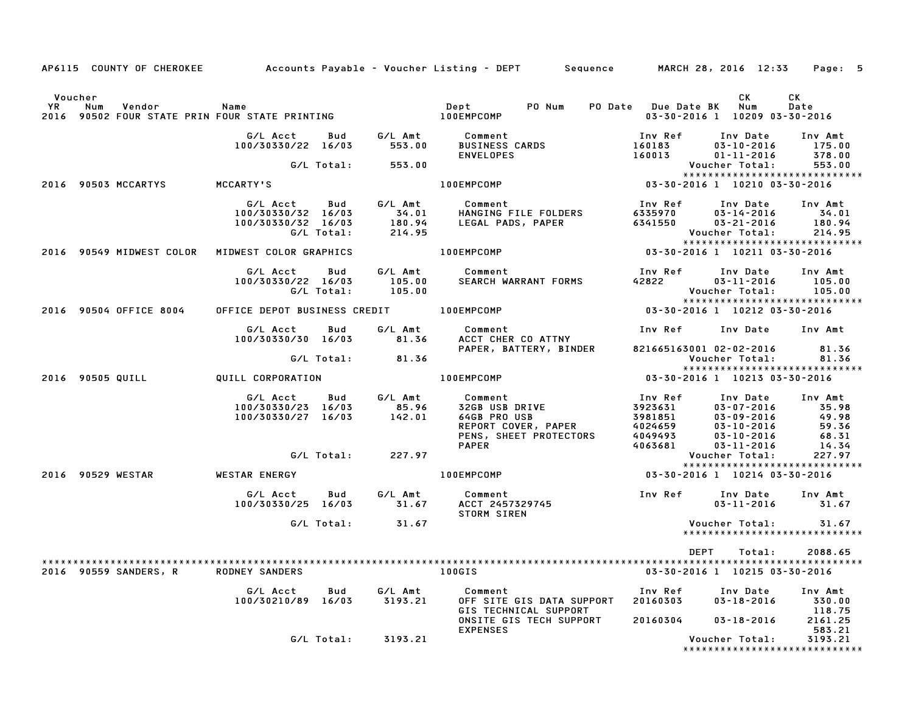AP6115 COUNTY OF CHEROKEE — Accounts Payable - Voucher Listing - DEPT — Sequence — MARCH 28, 2016 12:33

| Voucher YR | Num | Vendor | Name | Dept | PO Num | PO Date | Due Date | BK | CK Num | CK Date |
|---|---|---|---|---|---|---|---|---|---|---|
| 2016 | 90502 | FOUR STATE PRIN | FOUR STATE PRINTING | 100EMPCOMP | | | 03-30-2016 | 1 | 10209 | 03-30-2016 |

| G/L Acct | Bud | G/L Amt | Comment | Inv Ref | Inv Date | Inv Amt |
|---|---|---|---|---|---|---|
| 100/30330/22 | 16/03 | 553.00 | BUSINESS CARDS | 160183 | 03-10-2016 | 175.00 |
| | | | ENVELOPES | 160013 | 01-11-2016 | 378.00 |
| | G/L Total: | 553.00 | | | Voucher Total: | 553.00 |

| Voucher YR | Num | Vendor | Name | Dept | PO Num | PO Date | Due Date | BK | CK Num | CK Date |
|---|---|---|---|---|---|---|---|---|---|---|
| 2016 | 90503 | MCCARTYS | MCCARTY'S | 100EMPCOMP | | | 03-30-2016 | 1 | 10210 | 03-30-2016 |

| G/L Acct | Bud | G/L Amt | Comment | Inv Ref | Inv Date | Inv Amt |
|---|---|---|---|---|---|---|
| 100/30330/32 | 16/03 | 34.01 | HANGING FILE FOLDERS | 6335970 | 03-14-2016 | 34.01 |
| 100/30330/32 | 16/03 | 180.94 | LEGAL PADS, PAPER | 6341550 | 03-21-2016 | 180.94 |
| | G/L Total: | 214.95 | | | Voucher Total: | 214.95 |

| Voucher YR | Num | Vendor | Name | Dept | PO Num | PO Date | Due Date | BK | CK Num | CK Date |
|---|---|---|---|---|---|---|---|---|---|---|
| 2016 | 90549 | MIDWEST COLOR | MIDWEST COLOR GRAPHICS | 100EMPCOMP | | | 03-30-2016 | 1 | 10211 | 03-30-2016 |

| G/L Acct | Bud | G/L Amt | Comment | Inv Ref | Inv Date | Inv Amt |
|---|---|---|---|---|---|---|
| 100/30330/22 | 16/03 | 105.00 | SEARCH WARRANT FORMS | 42822 | 03-11-2016 | 105.00 |
| | G/L Total: | 105.00 | | | Voucher Total: | 105.00 |

| Voucher YR | Num | Vendor | Name | Dept | PO Num | PO Date | Due Date | BK | CK Num | CK Date |
|---|---|---|---|---|---|---|---|---|---|---|
| 2016 | 90504 | OFFICE 8004 | OFFICE DEPOT BUSINESS CREDIT | 100EMPCOMP | | | 03-30-2016 | 1 | 10212 | 03-30-2016 |

| G/L Acct | Bud | G/L Amt | Comment | Inv Ref | Inv Date | Inv Amt |
|---|---|---|---|---|---|---|
| 100/30330/30 | 16/03 | 81.36 | ACCT CHER CO ATTNY | | | |
| | | | PAPER, BATTERY, BINDER | 821665163001 | 02-02-2016 | 81.36 |
| | G/L Total: | 81.36 | | | Voucher Total: | 81.36 |

| Voucher YR | Num | Vendor | Name | Dept | PO Num | PO Date | Due Date | BK | CK Num | CK Date |
|---|---|---|---|---|---|---|---|---|---|---|
| 2016 | 90505 | QUILL | QUILL CORPORATION | 100EMPCOMP | | | 03-30-2016 | 1 | 10213 | 03-30-2016 |

| G/L Acct | Bud | G/L Amt | Comment | Inv Ref | Inv Date | Inv Amt |
|---|---|---|---|---|---|---|
| 100/30330/23 | 16/03 | 85.96 | 32GB USB DRIVE | 3923631 | 03-07-2016 | 35.98 |
| 100/30330/27 | 16/03 | 142.01 | 64GB PRO USB | 3981851 | 03-09-2016 | 49.98 |
| | | | REPORT COVER, PAPER | 4024659 | 03-10-2016 | 59.36 |
| | | | PENS, SHEET PROTECTORS | 4049493 | 03-10-2016 | 68.31 |
| | | | PAPER | 4063681 | 03-11-2016 | 14.34 |
| | G/L Total: | 227.97 | | | Voucher Total: | 227.97 |

| Voucher YR | Num | Vendor | Name | Dept | PO Num | PO Date | Due Date | BK | CK Num | CK Date |
|---|---|---|---|---|---|---|---|---|---|---|
| 2016 | 90529 | WESTAR | WESTAR ENERGY | 100EMPCOMP | | | 03-30-2016 | 1 | 10214 | 03-30-2016 |

| G/L Acct | Bud | G/L Amt | Comment | Inv Ref | Inv Date | Inv Amt |
|---|---|---|---|---|---|---|
| 100/30330/25 | 16/03 | 31.67 | ACCT 2457329745 | | 03-11-2016 | 31.67 |
| | | | STORM SIREN | | | |
| | G/L Total: | 31.67 | | | Voucher Total: | 31.67 |

DEPT Total: 2088.65

| Voucher YR | Num | Vendor | Name | Dept | PO Num | PO Date | Due Date | BK | CK Num | CK Date |
|---|---|---|---|---|---|---|---|---|---|---|
| 2016 | 90559 | SANDERS, R | RODNEY SANDERS | 100GIS | | | 03-30-2016 | 1 | 10215 | 03-30-2016 |

| G/L Acct | Bud | G/L Amt | Comment | Inv Ref | Inv Date | Inv Amt |
|---|---|---|---|---|---|---|
| 100/30210/89 | 16/03 | 3193.21 | OFF SITE GIS DATA SUPPORT | 20160303 | 03-18-2016 | 330.00 |
| | | | GIS TECHNICAL SUPPORT | | | 118.75 |
| | | | ONSITE GIS TECH SUPPORT | 20160304 | 03-18-2016 | 2161.25 |
| | | | EXPENSES | | | 583.21 |
| | G/L Total: | 3193.21 | | | Voucher Total: | 3193.21 |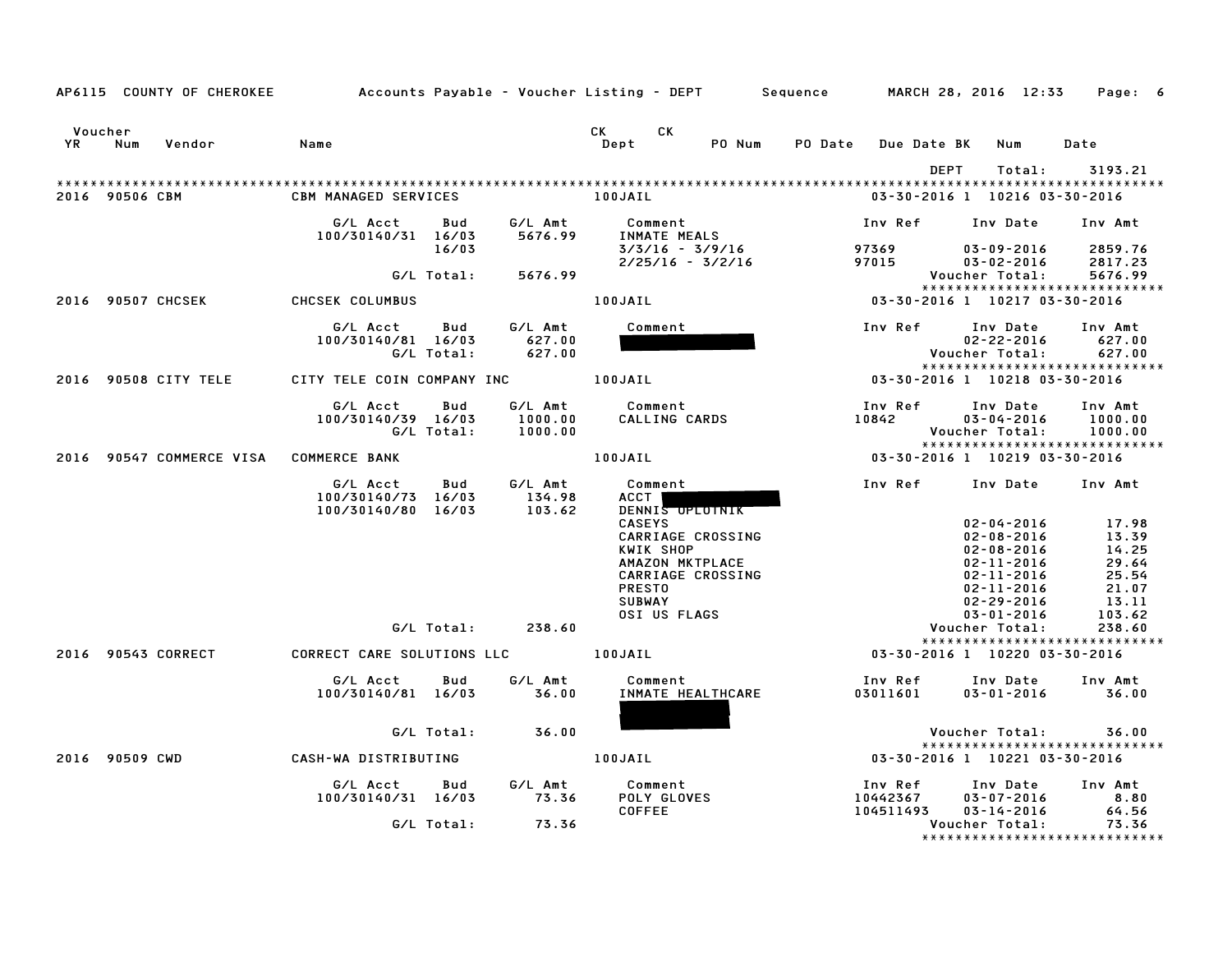AP6115 COUNTY OF CHEROKEE — Accounts Payable - Voucher Listing - DEPT — Sequence — MARCH 28, 2016 12:33

| Voucher YR | Num | Vendor | Name | CK Dept | CK | PO Num | PO Date | Due Date BK | Num | Date |
|---|---|---|---|---|---|---|---|---|---|---|
| | | | | | | | | DEPT | Total: | 3193.21 |

**2016 90506 CBM — CBM MANAGED SERVICES — 100JAIL — 03-30-2016 1 10216 03-30-2016**

| G/L Acct | Bud | G/L Amt | Comment | Inv Ref | Inv Date | Inv Amt |
|---|---|---|---|---|---|---|
| 100/30140/31 | 16/03 | 5676.99 | INMATE MEALS | | | |
| | 16/03 | | 3/3/16 - 3/9/16 | 97369 | 03-09-2016 | 2859.76 |
| | | | 2/25/16 - 3/2/16 | 97015 | 03-02-2016 | 2817.23 |
| | G/L Total: | 5676.99 | | | Voucher Total: | 5676.99 |

**2016 90507 CHCSEK — CHCSEK COLUMBUS — 100JAIL — 03-30-2016 1 10217 03-30-2016**

| G/L Acct | Bud | G/L Amt | Comment | Inv Ref | Inv Date | Inv Amt |
|---|---|---|---|---|---|---|
| 100/30140/81 | 16/03 | 627.00 | [REDACTED] | | 02-22-2016 | 627.00 |
| | G/L Total: | 627.00 | | | Voucher Total: | 627.00 |

**2016 90508 CITY TELE — CITY TELE COIN COMPANY INC — 100JAIL — 03-30-2016 1 10218 03-30-2016**

| G/L Acct | Bud | G/L Amt | Comment | Inv Ref | Inv Date | Inv Amt |
|---|---|---|---|---|---|---|
| 100/30140/39 | 16/03 | 1000.00 | CALLING CARDS | 10842 | 03-04-2016 | 1000.00 |
| | G/L Total: | 1000.00 | | | Voucher Total: | 1000.00 |

**2016 90547 COMMERCE VISA — COMMERCE BANK — 100JAIL — 03-30-2016 1 10219 03-30-2016**

| G/L Acct | Bud | G/L Amt | Comment | Inv Ref | Inv Date | Inv Amt |
|---|---|---|---|---|---|---|
| 100/30140/73 | 16/03 | 134.98 | ACCT [REDACTED] | | | |
| 100/30140/80 | 16/03 | 103.62 | DENNIS OPLOTNIK | | | |
| | | | CASEYS | | 02-04-2016 | 17.98 |
| | | | CARRIAGE CROSSING | | 02-08-2016 | 13.39 |
| | | | KWIK SHOP | | 02-08-2016 | 14.25 |
| | | | AMAZON MKTPLACE | | 02-11-2016 | 29.64 |
| | | | CARRIAGE CROSSING | | 02-11-2016 | 25.54 |
| | | | PRESTO | | 02-11-2016 | 21.07 |
| | | | SUBWAY | | 02-29-2016 | 13.11 |
| | | | OSI US FLAGS | | 03-01-2016 | 103.62 |
| | G/L Total: | 238.60 | | | Voucher Total: | 238.60 |

**2016 90543 CORRECT — CORRECT CARE SOLUTIONS LLC — 100JAIL — 03-30-2016 1 10220 03-30-2016**

| G/L Acct | Bud | G/L Amt | Comment | Inv Ref | Inv Date | Inv Amt |
|---|---|---|---|---|---|---|
| 100/30140/81 | 16/03 | 36.00 | INMATE HEALTHCARE | 03011601 | 03-01-2016 | 36.00 |
| | | | [REDACTED] | | | |
| | G/L Total: | 36.00 | | | Voucher Total: | 36.00 |

**2016 90509 CWD — CASH-WA DISTRIBUTING — 100JAIL — 03-30-2016 1 10221 03-30-2016**

| G/L Acct | Bud | G/L Amt | Comment | Inv Ref | Inv Date | Inv Amt |
|---|---|---|---|---|---|---|
| 100/30140/31 | 16/03 | 73.36 | POLY GLOVES | 10442367 | 03-07-2016 | 8.80 |
| | | | COFFEE | 104511493 | 03-14-2016 | 64.56 |
| | G/L Total: | 73.36 | | | Voucher Total: | 73.36 |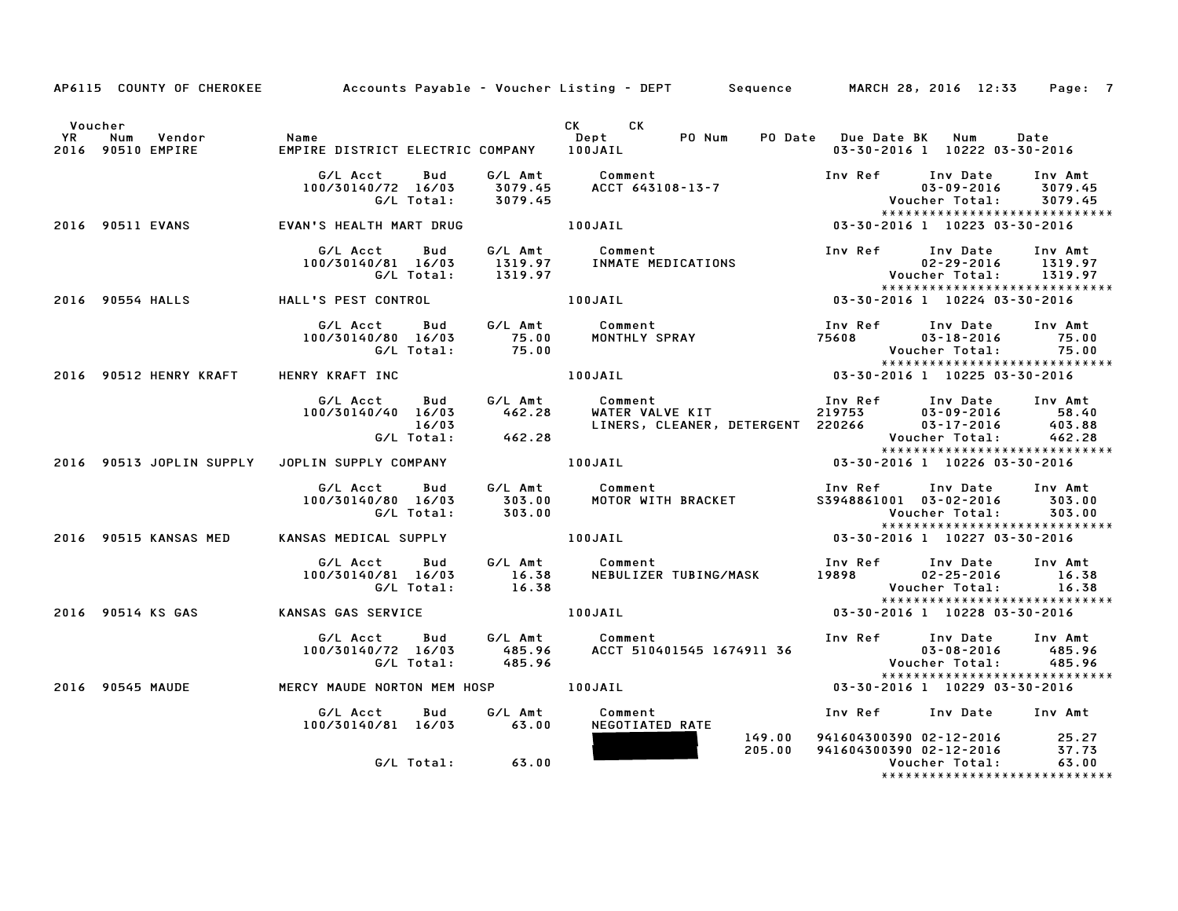AP6115 COUNTY OF CHEROKEE — Accounts Payable - Voucher Listing - DEPT — Sequence — MARCH 28, 2016 12:33

| YR | Voucher Num | Vendor | Name | CK Dept | PO Num | PO Date | Due Date | BK | CK Num | Date |
|---|---|---|---|---|---|---|---|---|---|---|
| 2016 | 90510 | EMPIRE | EMPIRE DISTRICT ELECTRIC COMPANY | 100JAIL | | | 03-30-2016 | 1 | 10222 | 03-30-2016 |

| G/L Acct | Bud | G/L Amt | Comment | Inv Ref | Inv Date | Inv Amt |
|---|---|---|---|---|---|---|
| 100/30140/72 | 16/03 | 3079.45 | ACCT 643108-13-7 | | 03-09-2016 | 3079.45 |
| | G/L Total: | 3079.45 | | | Voucher Total: | 3079.45 |

******************************

| YR | Voucher Num | Vendor | Name | CK Dept | Due Date | BK | CK Num | Date |
|---|---|---|---|---|---|---|---|---|
| 2016 | 90511 | EVANS | EVAN'S HEALTH MART DRUG | 100JAIL | 03-30-2016 | 1 | 10223 | 03-30-2016 |

| G/L Acct | Bud | G/L Amt | Comment | Inv Ref | Inv Date | Inv Amt |
|---|---|---|---|---|---|---|
| 100/30140/81 | 16/03 | 1319.97 | INMATE MEDICATIONS | | 02-29-2016 | 1319.97 |
| | G/L Total: | 1319.97 | | | Voucher Total: | 1319.97 |

******************************

| YR | Voucher Num | Vendor | Name | CK Dept | Due Date | BK | CK Num | Date |
|---|---|---|---|---|---|---|---|---|
| 2016 | 90554 | HALLS | HALL'S PEST CONTROL | 100JAIL | 03-30-2016 | 1 | 10224 | 03-30-2016 |

| G/L Acct | Bud | G/L Amt | Comment | Inv Ref | Inv Date | Inv Amt |
|---|---|---|---|---|---|---|
| 100/30140/80 | 16/03 | 75.00 | MONTHLY SPRAY | 75608 | 03-18-2016 | 75.00 |
| | G/L Total: | 75.00 | | | Voucher Total: | 75.00 |

******************************

| YR | Voucher Num | Vendor | Name | CK Dept | Due Date | BK | CK Num | Date |
|---|---|---|---|---|---|---|---|---|
| 2016 | 90512 | HENRY KRAFT | HENRY KRAFT INC | 100JAIL | 03-30-2016 | 1 | 10225 | 03-30-2016 |

| G/L Acct | Bud | G/L Amt | Comment | Inv Ref | Inv Date | Inv Amt |
|---|---|---|---|---|---|---|
| 100/30140/40 | 16/03 | 462.28 | WATER VALVE KIT | 219753 | 03-09-2016 | 58.40 |
| | 16/03 | | LINERS, CLEANER, DETERGENT | 220266 | 03-17-2016 | 403.88 |
| | G/L Total: | 462.28 | | | Voucher Total: | 462.28 |

******************************

| YR | Voucher Num | Vendor | Name | CK Dept | Due Date | BK | CK Num | Date |
|---|---|---|---|---|---|---|---|---|
| 2016 | 90513 | JOPLIN SUPPLY | JOPLIN SUPPLY COMPANY | 100JAIL | 03-30-2016 | 1 | 10226 | 03-30-2016 |

| G/L Acct | Bud | G/L Amt | Comment | Inv Ref | Inv Date | Inv Amt |
|---|---|---|---|---|---|---|
| 100/30140/80 | 16/03 | 303.00 | MOTOR WITH BRACKET | S3948861001 | 03-02-2016 | 303.00 |
| | G/L Total: | 303.00 | | | Voucher Total: | 303.00 |

******************************

| YR | Voucher Num | Vendor | Name | CK Dept | Due Date | BK | CK Num | Date |
|---|---|---|---|---|---|---|---|---|
| 2016 | 90515 | KANSAS MED | KANSAS MEDICAL SUPPLY | 100JAIL | 03-30-2016 | 1 | 10227 | 03-30-2016 |

| G/L Acct | Bud | G/L Amt | Comment | Inv Ref | Inv Date | Inv Amt |
|---|---|---|---|---|---|---|
| 100/30140/81 | 16/03 | 16.38 | NEBULIZER TUBING/MASK | 19898 | 02-25-2016 | 16.38 |
| | G/L Total: | 16.38 | | | Voucher Total: | 16.38 |

******************************

| YR | Voucher Num | Vendor | Name | CK Dept | Due Date | BK | CK Num | Date |
|---|---|---|---|---|---|---|---|---|
| 2016 | 90514 | KS GAS | KANSAS GAS SERVICE | 100JAIL | 03-30-2016 | 1 | 10228 | 03-30-2016 |

| G/L Acct | Bud | G/L Amt | Comment | Inv Ref | Inv Date | Inv Amt |
|---|---|---|---|---|---|---|
| 100/30140/72 | 16/03 | 485.96 | ACCT 510401545 1674911 36 | | 03-08-2016 | 485.96 |
| | G/L Total: | 485.96 | | | Voucher Total: | 485.96 |

******************************

| YR | Voucher Num | Vendor | Name | CK Dept | Due Date | BK | CK Num | Date |
|---|---|---|---|---|---|---|---|---|
| 2016 | 90545 | MAUDE | MERCY MAUDE NORTON MEM HOSP | 100JAIL | 03-30-2016 | 1 | 10229 | 03-30-2016 |

| G/L Acct | Bud | G/L Amt | Comment | | Inv Ref | Inv Date | Inv Amt |
|---|---|---|---|---|---|---|---|
| 100/30140/81 | 16/03 | 63.00 | NEGOTIATED RATE | | | | |
| | | | [REDACTED] | 149.00 | 941604300390 | 02-12-2016 | 25.27 |
| | | | [REDACTED] | 205.00 | 941604300390 | 02-12-2016 | 37.73 |
| | G/L Total: | 63.00 | | | | Voucher Total: | 63.00 |

******************************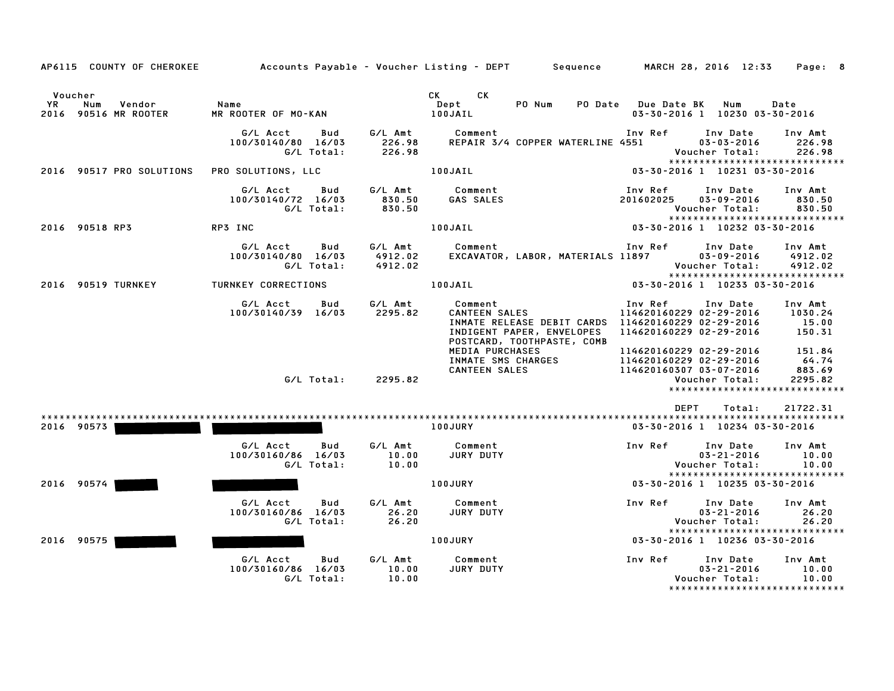AP6115 COUNTY OF CHEROKEE — Accounts Payable - Voucher Listing - DEPT — Sequence — MARCH 28, 2016 12:33

| Voucher YR | Num | Vendor | Name | CK Dept | PO Num | PO Date | Due Date | BK | CK Num | Date |
|---|---|---|---|---|---|---|---|---|---|---|
| 2016 | 90516 | MR ROOTER | MR ROOTER OF MO-KAN | 100JAIL | | | 03-30-2016 | 1 | 10230 | 03-30-2016 |

| G/L Acct | Bud | G/L Amt | Comment | Inv Ref | Inv Date | Inv Amt |
|---|---|---|---|---|---|---|
| 100/30140/80 | 16/03 | 226.98 | REPAIR 3/4 COPPER WATERLINE | 4551 | 03-03-2016 | 226.98 |
| | G/L Total: | 226.98 | | | Voucher Total: | 226.98 |

| Voucher YR | Num | Vendor | Name | CK Dept | PO Num | PO Date | Due Date | BK | CK Num | Date |
|---|---|---|---|---|---|---|---|---|---|---|
| 2016 | 90517 | PRO SOLUTIONS | PRO SOLUTIONS, LLC | 100JAIL | | | 03-30-2016 | 1 | 10231 | 03-30-2016 |

| G/L Acct | Bud | G/L Amt | Comment | Inv Ref | Inv Date | Inv Amt |
|---|---|---|---|---|---|---|
| 100/30140/72 | 16/03 | 830.50 | GAS SALES | 201602025 | 03-09-2016 | 830.50 |
| | G/L Total: | 830.50 | | | Voucher Total: | 830.50 |

| Voucher YR | Num | Vendor | Name | CK Dept | PO Num | PO Date | Due Date | BK | CK Num | Date |
|---|---|---|---|---|---|---|---|---|---|---|
| 2016 | 90518 | RP3 | RP3 INC | 100JAIL | | | 03-30-2016 | 1 | 10232 | 03-30-2016 |

| G/L Acct | Bud | G/L Amt | Comment | Inv Ref | Inv Date | Inv Amt |
|---|---|---|---|---|---|---|
| 100/30140/80 | 16/03 | 4912.02 | EXCAVATOR, LABOR, MATERIALS | 11897 | 03-09-2016 | 4912.02 |
| | G/L Total: | 4912.02 | | | Voucher Total: | 4912.02 |

| Voucher YR | Num | Vendor | Name | CK Dept | PO Num | PO Date | Due Date | BK | CK Num | Date |
|---|---|---|---|---|---|---|---|---|---|---|
| 2016 | 90519 | TURNKEY | TURNKEY CORRECTIONS | 100JAIL | | | 03-30-2016 | 1 | 10233 | 03-30-2016 |

| G/L Acct | Bud | G/L Amt | Comment | Inv Ref | Inv Date | Inv Amt |
|---|---|---|---|---|---|---|
| 100/30140/39 | 16/03 | 2295.82 | CANTEEN SALES | 114620160229 | 02-29-2016 | 1030.24 |
| | | | INMATE RELEASE DEBIT CARDS | 114620160229 | 02-29-2016 | 15.00 |
| | | | INDIGENT PAPER, ENVELOPES POSTCARD, TOOTHPASTE, COMB | 114620160229 | 02-29-2016 | 150.31 |
| | | | MEDIA PURCHASES | 114620160229 | 02-29-2016 | 151.84 |
| | | | INMATE SMS CHARGES | 114620160229 | 02-29-2016 | 64.74 |
| | | | CANTEEN SALES | 114620160307 | 03-07-2016 | 883.69 |
| | G/L Total: | 2295.82 | | | Voucher Total: | 2295.82 |

DEPT Total: 21722.31

| Voucher YR | Num | Vendor | Name | CK Dept | PO Num | PO Date | Due Date | BK | CK Num | Date |
|---|---|---|---|---|---|---|---|---|---|---|
| 2016 | 90573 | [REDACTED] | [REDACTED] | 100JURY | | | 03-30-2016 | 1 | 10234 | 03-30-2016 |

| G/L Acct | Bud | G/L Amt | Comment | Inv Ref | Inv Date | Inv Amt |
|---|---|---|---|---|---|---|
| 100/30160/86 | 16/03 | 10.00 | JURY DUTY | | 03-21-2016 | 10.00 |
| | G/L Total: | 10.00 | | | Voucher Total: | 10.00 |

| Voucher YR | Num | Vendor | Name | CK Dept | PO Num | PO Date | Due Date | BK | CK Num | Date |
|---|---|---|---|---|---|---|---|---|---|---|
| 2016 | 90574 | [REDACTED] | [REDACTED] | 100JURY | | | 03-30-2016 | 1 | 10235 | 03-30-2016 |

| G/L Acct | Bud | G/L Amt | Comment | Inv Ref | Inv Date | Inv Amt |
|---|---|---|---|---|---|---|
| 100/30160/86 | 16/03 | 26.20 | JURY DUTY | | 03-21-2016 | 26.20 |
| | G/L Total: | 26.20 | | | Voucher Total: | 26.20 |

| Voucher YR | Num | Vendor | Name | CK Dept | PO Num | PO Date | Due Date | BK | CK Num | Date |
|---|---|---|---|---|---|---|---|---|---|---|
| 2016 | 90575 | [REDACTED] | [REDACTED] | 100JURY | | | 03-30-2016 | 1 | 10236 | 03-30-2016 |

| G/L Acct | Bud | G/L Amt | Comment | Inv Ref | Inv Date | Inv Amt |
|---|---|---|---|---|---|---|
| 100/30160/86 | 16/03 | 10.00 | JURY DUTY | | 03-21-2016 | 10.00 |
| | G/L Total: | 10.00 | | | Voucher Total: | 10.00 |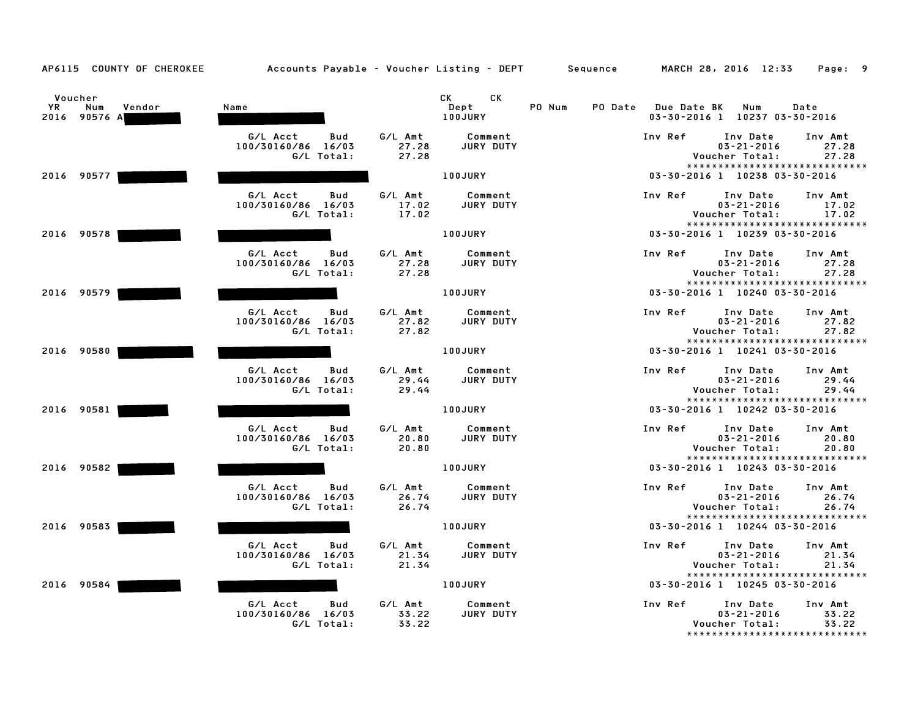AP6115 COUNTY OF CHEROKEE — Accounts Payable - Voucher Listing - DEPT — Sequence — MARCH 28, 2016 12:33

| Voucher YR | Num | Vendor | Name | CK Dept | CK | PO Num | PO Date | Due Date | BK | Num | Date |
|---|---|---|---|---|---|---|---|---|---|---|---|
| 2016 | 90576 | A | | 100JURY | | | | 03-30-2016 | 1 | 10237 | 03-30-2016 |

| G/L Acct | Bud | G/L Amt | Comment | Inv Ref | Inv Date | Inv Amt |
|---|---|---|---|---|---|---|
| 100/30160/86 | 16/03 | 27.28 | JURY DUTY | | 03-21-2016 | 27.28 |
| | G/L Total: | 27.28 | | | Voucher Total: | 27.28 |

****************************

| YR | Num | Vendor | Name | CK Dept | Due Date | BK | Num | Date |
|---|---|---|---|---|---|---|---|---|
| 2016 | 90577 | | | 100JURY | 03-30-2016 | 1 | 10238 | 03-30-2016 |

| G/L Acct | Bud | G/L Amt | Comment | Inv Ref | Inv Date | Inv Amt |
|---|---|---|---|---|---|---|
| 100/30160/86 | 16/03 | 17.02 | JURY DUTY | | 03-21-2016 | 17.02 |
| | G/L Total: | 17.02 | | | Voucher Total: | 17.02 |

****************************

| YR | Num | Vendor | Name | CK Dept | Due Date | BK | Num | Date |
|---|---|---|---|---|---|---|---|---|
| 2016 | 90578 | | | 100JURY | 03-30-2016 | 1 | 10239 | 03-30-2016 |

| G/L Acct | Bud | G/L Amt | Comment | Inv Ref | Inv Date | Inv Amt |
|---|---|---|---|---|---|---|
| 100/30160/86 | 16/03 | 27.28 | JURY DUTY | | 03-21-2016 | 27.28 |
| | G/L Total: | 27.28 | | | Voucher Total: | 27.28 |

****************************

| YR | Num | Vendor | Name | CK Dept | Due Date | BK | Num | Date |
|---|---|---|---|---|---|---|---|---|
| 2016 | 90579 | | | 100JURY | 03-30-2016 | 1 | 10240 | 03-30-2016 |

| G/L Acct | Bud | G/L Amt | Comment | Inv Ref | Inv Date | Inv Amt |
|---|---|---|---|---|---|---|
| 100/30160/86 | 16/03 | 27.82 | JURY DUTY | | 03-21-2016 | 27.82 |
| | G/L Total: | 27.82 | | | Voucher Total: | 27.82 |

****************************

| YR | Num | Vendor | Name | CK Dept | Due Date | BK | Num | Date |
|---|---|---|---|---|---|---|---|---|
| 2016 | 90580 | | | 100JURY | 03-30-2016 | 1 | 10241 | 03-30-2016 |

| G/L Acct | Bud | G/L Amt | Comment | Inv Ref | Inv Date | Inv Amt |
|---|---|---|---|---|---|---|
| 100/30160/86 | 16/03 | 29.44 | JURY DUTY | | 03-21-2016 | 29.44 |
| | G/L Total: | 29.44 | | | Voucher Total: | 29.44 |

****************************

| YR | Num | Vendor | Name | CK Dept | Due Date | BK | Num | Date |
|---|---|---|---|---|---|---|---|---|
| 2016 | 90581 | | | 100JURY | 03-30-2016 | 1 | 10242 | 03-30-2016 |

| G/L Acct | Bud | G/L Amt | Comment | Inv Ref | Inv Date | Inv Amt |
|---|---|---|---|---|---|---|
| 100/30160/86 | 16/03 | 20.80 | JURY DUTY | | 03-21-2016 | 20.80 |
| | G/L Total: | 20.80 | | | Voucher Total: | 20.80 |

****************************

| YR | Num | Vendor | Name | CK Dept | Due Date | BK | Num | Date |
|---|---|---|---|---|---|---|---|---|
| 2016 | 90582 | | | 100JURY | 03-30-2016 | 1 | 10243 | 03-30-2016 |

| G/L Acct | Bud | G/L Amt | Comment | Inv Ref | Inv Date | Inv Amt |
|---|---|---|---|---|---|---|
| 100/30160/86 | 16/03 | 26.74 | JURY DUTY | | 03-21-2016 | 26.74 |
| | G/L Total: | 26.74 | | | Voucher Total: | 26.74 |

****************************

| YR | Num | Vendor | Name | CK Dept | Due Date | BK | Num | Date |
|---|---|---|---|---|---|---|---|---|
| 2016 | 90583 | | | 100JURY | 03-30-2016 | 1 | 10244 | 03-30-2016 |

| G/L Acct | Bud | G/L Amt | Comment | Inv Ref | Inv Date | Inv Amt |
|---|---|---|---|---|---|---|
| 100/30160/86 | 16/03 | 21.34 | JURY DUTY | | 03-21-2016 | 21.34 |
| | G/L Total: | 21.34 | | | Voucher Total: | 21.34 |

****************************

| YR | Num | Vendor | Name | CK Dept | Due Date | BK | Num | Date |
|---|---|---|---|---|---|---|---|---|
| 2016 | 90584 | | | 100JURY | 03-30-2016 | 1 | 10245 | 03-30-2016 |

| G/L Acct | Bud | G/L Amt | Comment | Inv Ref | Inv Date | Inv Amt |
|---|---|---|---|---|---|---|
| 100/30160/86 | 16/03 | 33.22 | JURY DUTY | | 03-21-2016 | 33.22 |
| | G/L Total: | 33.22 | | | Voucher Total: | 33.22 |

****************************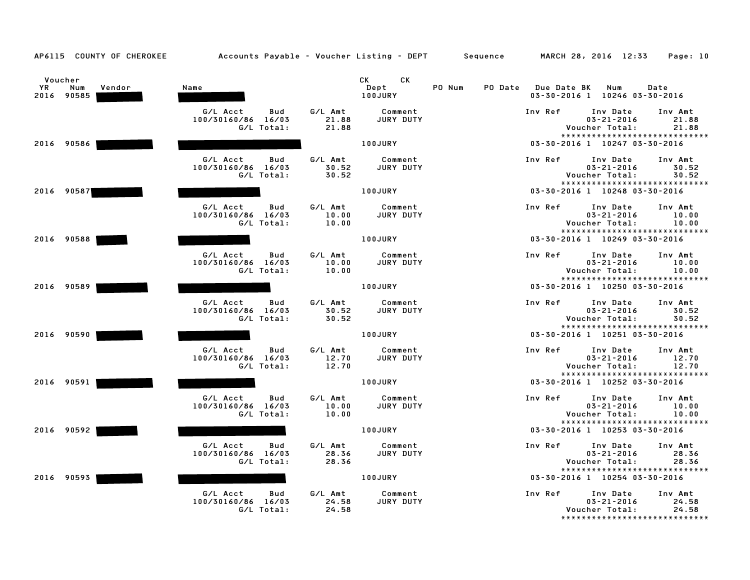AP6115 COUNTY OF CHEROKEE — Accounts Payable - Voucher Listing - DEPT — Sequence — MARCH 28, 2016 12:33

| Voucher YR | Voucher Num | Vendor | Name | CK Dept | PO Num | PO Date | Due Date | BK | CK Num | CK Date |
|---|---|---|---|---|---|---|---|---|---|---|
| 2016 | 90585 | ████ | ████ | 100JURY | | | 03-30-2016 | 1 | 10246 | 03-30-2016 |

| G/L Acct | Bud | G/L Amt | Comment | Inv Ref | Inv Date | Inv Amt |
|---|---|---|---|---|---|---|
| 100/30160/86 | 16/03 | 21.88 | JURY DUTY | | 03-21-2016 | 21.88 |
| | G/L Total: | 21.88 | | | Voucher Total: | 21.88 |

****************************

| Voucher YR | Voucher Num | Vendor | Name | CK Dept | PO Num | PO Date | Due Date | BK | CK Num | CK Date |
|---|---|---|---|---|---|---|---|---|---|---|
| 2016 | 90586 | ████ | ████ | 100JURY | | | 03-30-2016 | 1 | 10247 | 03-30-2016 |

| G/L Acct | Bud | G/L Amt | Comment | Inv Ref | Inv Date | Inv Amt |
|---|---|---|---|---|---|---|
| 100/30160/86 | 16/03 | 30.52 | JURY DUTY | | 03-21-2016 | 30.52 |
| | G/L Total: | 30.52 | | | Voucher Total: | 30.52 |

****************************

| Voucher YR | Voucher Num | Vendor | Name | CK Dept | PO Num | PO Date | Due Date | BK | CK Num | CK Date |
|---|---|---|---|---|---|---|---|---|---|---|
| 2016 | 90587 | ████ | ████ | 100JURY | | | 03-30-2016 | 1 | 10248 | 03-30-2016 |

| G/L Acct | Bud | G/L Amt | Comment | Inv Ref | Inv Date | Inv Amt |
|---|---|---|---|---|---|---|
| 100/30160/86 | 16/03 | 10.00 | JURY DUTY | | 03-21-2016 | 10.00 |
| | G/L Total: | 10.00 | | | Voucher Total: | 10.00 |

****************************

| Voucher YR | Voucher Num | Vendor | Name | CK Dept | PO Num | PO Date | Due Date | BK | CK Num | CK Date |
|---|---|---|---|---|---|---|---|---|---|---|
| 2016 | 90588 | ████ | ████ | 100JURY | | | 03-30-2016 | 1 | 10249 | 03-30-2016 |

| G/L Acct | Bud | G/L Amt | Comment | Inv Ref | Inv Date | Inv Amt |
|---|---|---|---|---|---|---|
| 100/30160/86 | 16/03 | 10.00 | JURY DUTY | | 03-21-2016 | 10.00 |
| | G/L Total: | 10.00 | | | Voucher Total: | 10.00 |

****************************

| Voucher YR | Voucher Num | Vendor | Name | CK Dept | PO Num | PO Date | Due Date | BK | CK Num | CK Date |
|---|---|---|---|---|---|---|---|---|---|---|
| 2016 | 90589 | ████ | ████ | 100JURY | | | 03-30-2016 | 1 | 10250 | 03-30-2016 |

| G/L Acct | Bud | G/L Amt | Comment | Inv Ref | Inv Date | Inv Amt |
|---|---|---|---|---|---|---|
| 100/30160/86 | 16/03 | 30.52 | JURY DUTY | | 03-21-2016 | 30.52 |
| | G/L Total: | 30.52 | | | Voucher Total: | 30.52 |

****************************

| Voucher YR | Voucher Num | Vendor | Name | CK Dept | PO Num | PO Date | Due Date | BK | CK Num | CK Date |
|---|---|---|---|---|---|---|---|---|---|---|
| 2016 | 90590 | ████ | ████ | 100JURY | | | 03-30-2016 | 1 | 10251 | 03-30-2016 |

| G/L Acct | Bud | G/L Amt | Comment | Inv Ref | Inv Date | Inv Amt |
|---|---|---|---|---|---|---|
| 100/30160/86 | 16/03 | 12.70 | JURY DUTY | | 03-21-2016 | 12.70 |
| | G/L Total: | 12.70 | | | Voucher Total: | 12.70 |

****************************

| Voucher YR | Voucher Num | Vendor | Name | CK Dept | PO Num | PO Date | Due Date | BK | CK Num | CK Date |
|---|---|---|---|---|---|---|---|---|---|---|
| 2016 | 90591 | ████ | ████ | 100JURY | | | 03-30-2016 | 1 | 10252 | 03-30-2016 |

| G/L Acct | Bud | G/L Amt | Comment | Inv Ref | Inv Date | Inv Amt |
|---|---|---|---|---|---|---|
| 100/30160/86 | 16/03 | 10.00 | JURY DUTY | | 03-21-2016 | 10.00 |
| | G/L Total: | 10.00 | | | Voucher Total: | 10.00 |

****************************

| Voucher YR | Voucher Num | Vendor | Name | CK Dept | PO Num | PO Date | Due Date | BK | CK Num | CK Date |
|---|---|---|---|---|---|---|---|---|---|---|
| 2016 | 90592 | ████ | ████ | 100JURY | | | 03-30-2016 | 1 | 10253 | 03-30-2016 |

| G/L Acct | Bud | G/L Amt | Comment | Inv Ref | Inv Date | Inv Amt |
|---|---|---|---|---|---|---|
| 100/30160/86 | 16/03 | 28.36 | JURY DUTY | | 03-21-2016 | 28.36 |
| | G/L Total: | 28.36 | | | Voucher Total: | 28.36 |

****************************

| Voucher YR | Voucher Num | Vendor | Name | CK Dept | PO Num | PO Date | Due Date | BK | CK Num | CK Date |
|---|---|---|---|---|---|---|---|---|---|---|
| 2016 | 90593 | ████ | ████ | 100JURY | | | 03-30-2016 | 1 | 10254 | 03-30-2016 |

| G/L Acct | Bud | G/L Amt | Comment | Inv Ref | Inv Date | Inv Amt |
|---|---|---|---|---|---|---|
| 100/30160/86 | 16/03 | 24.58 | JURY DUTY | | 03-21-2016 | 24.58 |
| | G/L Total: | 24.58 | | | Voucher Total: | 24.58 |

****************************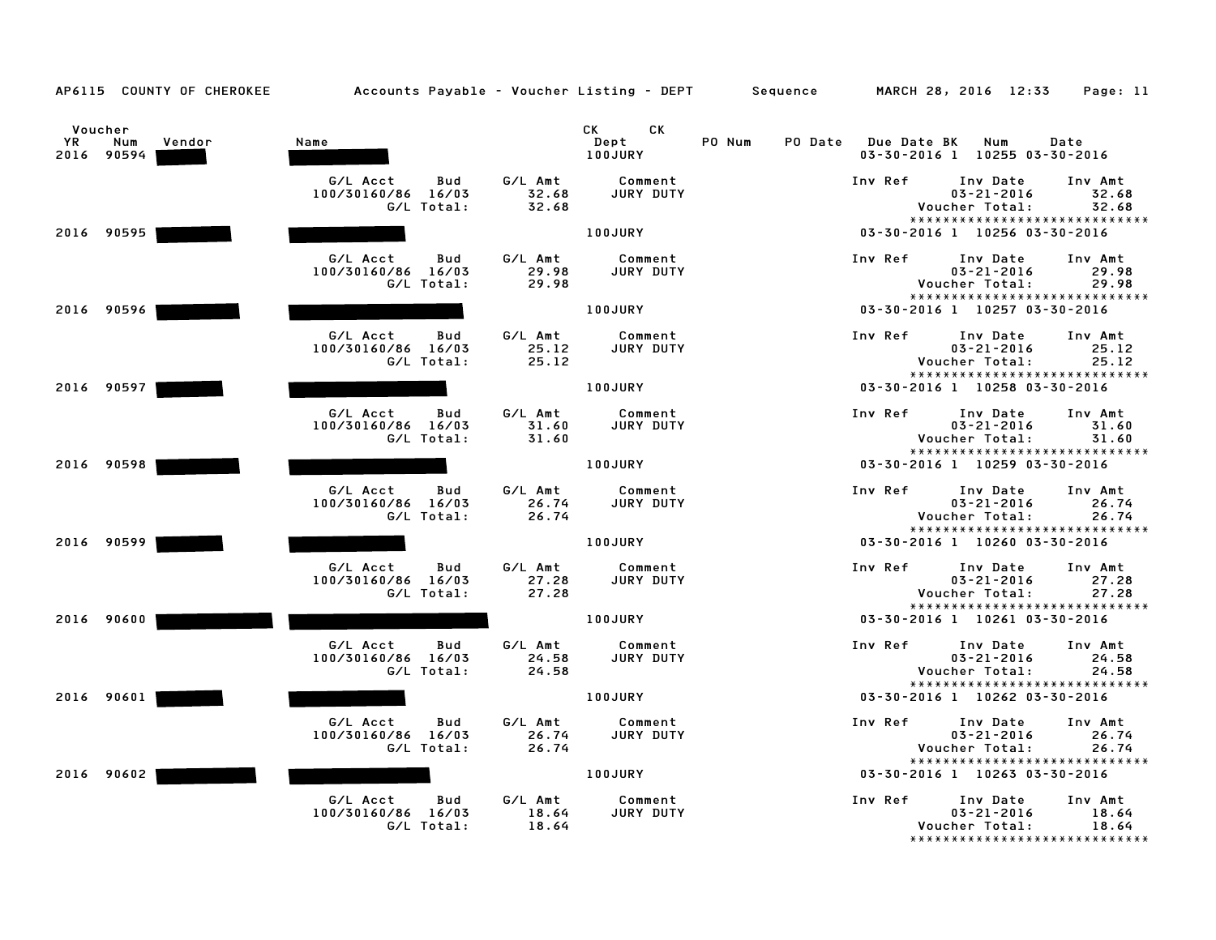AP6115 COUNTY OF CHEROKEE — Accounts Payable - Voucher Listing - DEPT — Sequence — MARCH 28, 2016 12:33

| Voucher YR | Num | Vendor | Name | CK Dept | PO Num | PO Date | Due Date | BK | CK Num | CK Date |
|---|---|---|---|---|---|---|---|---|---|---|
| 2016 | 90594 | ███ | ███ | 100JURY | | | 03-30-2016 | 1 | 10255 | 03-30-2016 |
| 2016 | 90595 | ███ | ███ | 100JURY | | | 03-30-2016 | 1 | 10256 | 03-30-2016 |
| 2016 | 90596 | ███ | ███ | 100JURY | | | 03-30-2016 | 1 | 10257 | 03-30-2016 |
| 2016 | 90597 | ███ | ███ | 100JURY | | | 03-30-2016 | 1 | 10258 | 03-30-2016 |
| 2016 | 90598 | ███ | ███ | 100JURY | | | 03-30-2016 | 1 | 10259 | 03-30-2016 |
| 2016 | 90599 | ███ | ███ | 100JURY | | | 03-30-2016 | 1 | 10260 | 03-30-2016 |
| 2016 | 90600 | ███ | ███ | 100JURY | | | 03-30-2016 | 1 | 10261 | 03-30-2016 |
| 2016 | 90601 | ███ | ███ | 100JURY | | | 03-30-2016 | 1 | 10262 | 03-30-2016 |
| 2016 | 90602 | ███ | ███ | 100JURY | | | 03-30-2016 | 1 | 10263 | 03-30-2016 |

Voucher details:

| Voucher | G/L Acct | Bud | G/L Amt | Comment | Inv Ref | Inv Date | Inv Amt | G/L Total | Voucher Total |
|---|---|---|---|---|---|---|---|---|---|
| 90594 | 100/30160/86 | 16/03 | 32.68 | JURY DUTY | | 03-21-2016 | 32.68 | 32.68 | 32.68 |
| 90595 | 100/30160/86 | 16/03 | 29.98 | JURY DUTY | | 03-21-2016 | 29.98 | 29.98 | 29.98 |
| 90596 | 100/30160/86 | 16/03 | 25.12 | JURY DUTY | | 03-21-2016 | 25.12 | 25.12 | 25.12 |
| 90597 | 100/30160/86 | 16/03 | 31.60 | JURY DUTY | | 03-21-2016 | 31.60 | 31.60 | 31.60 |
| 90598 | 100/30160/86 | 16/03 | 26.74 | JURY DUTY | | 03-21-2016 | 26.74 | 26.74 | 26.74 |
| 90599 | 100/30160/86 | 16/03 | 27.28 | JURY DUTY | | 03-21-2016 | 27.28 | 27.28 | 27.28 |
| 90600 | 100/30160/86 | 16/03 | 24.58 | JURY DUTY | | 03-21-2016 | 24.58 | 24.58 | 24.58 |
| 90601 | 100/30160/86 | 16/03 | 26.74 | JURY DUTY | | 03-21-2016 | 26.74 | 26.74 | 26.74 |
| 90602 | 100/30160/86 | 16/03 | 18.64 | JURY DUTY | | 03-21-2016 | 18.64 | 18.64 | 18.64 |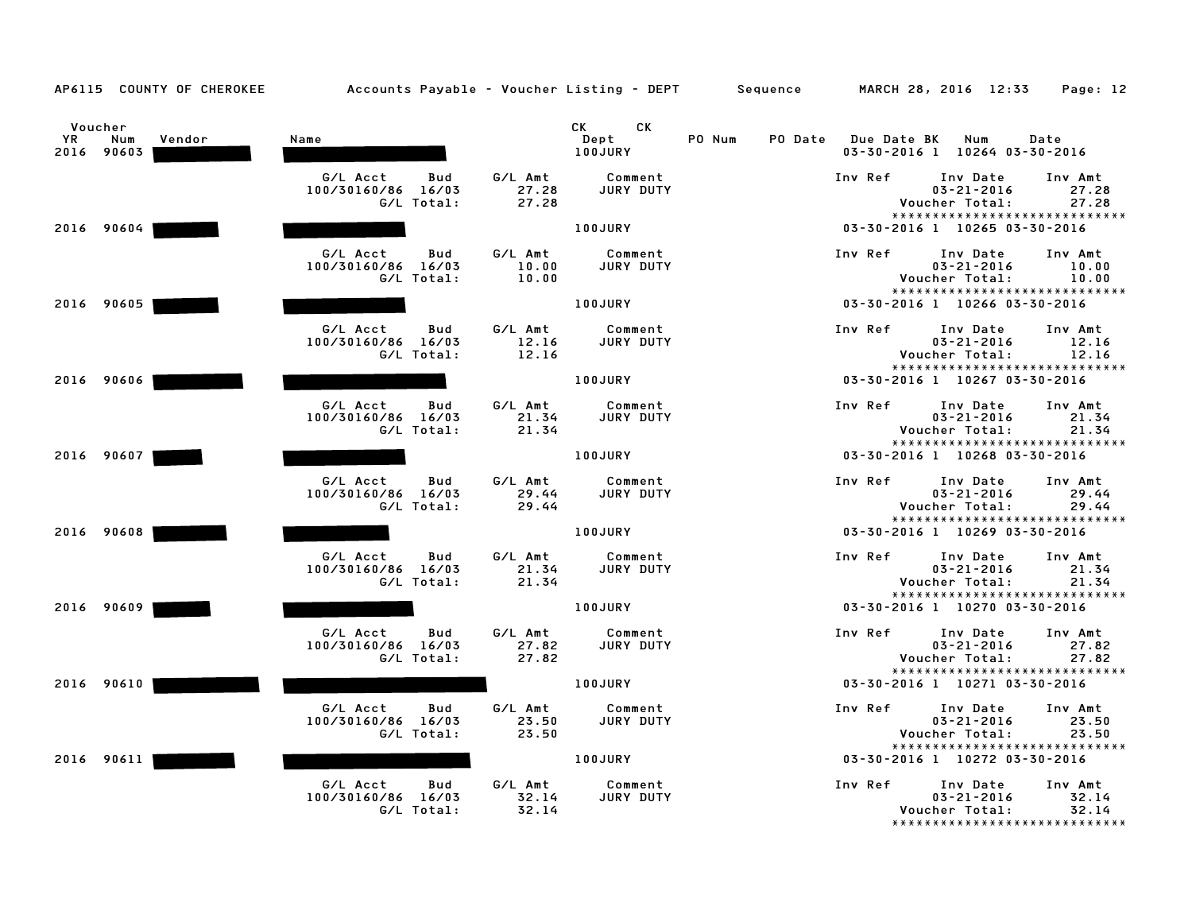AP6115 COUNTY OF CHEROKEE — Accounts Payable - Voucher Listing - DEPT — Sequence — MARCH 28, 2016 12:33

| Voucher YR | Voucher Num | Vendor | Name | CK Dept | PO Num | PO Date | Due Date | BK | CK Num | CK Date |
|---|---|---|---|---|---|---|---|---|---|---|
| 2016 | 90603 | [redacted] | [redacted] | 100JURY | | | 03-30-2016 | 1 | 10264 | 03-30-2016 |
| 2016 | 90604 | [redacted] | [redacted] | 100JURY | | | 03-30-2016 | 1 | 10265 | 03-30-2016 |
| 2016 | 90605 | [redacted] | [redacted] | 100JURY | | | 03-30-2016 | 1 | 10266 | 03-30-2016 |
| 2016 | 90606 | [redacted] | [redacted] | 100JURY | | | 03-30-2016 | 1 | 10267 | 03-30-2016 |
| 2016 | 90607 | [redacted] | [redacted] | 100JURY | | | 03-30-2016 | 1 | 10268 | 03-30-2016 |
| 2016 | 90608 | [redacted] | [redacted] | 100JURY | | | 03-30-2016 | 1 | 10269 | 03-30-2016 |
| 2016 | 90609 | [redacted] | [redacted] | 100JURY | | | 03-30-2016 | 1 | 10270 | 03-30-2016 |
| 2016 | 90610 | [redacted] | [redacted] | 100JURY | | | 03-30-2016 | 1 | 10271 | 03-30-2016 |
| 2016 | 90611 | [redacted] | [redacted] | 100JURY | | | 03-30-2016 | 1 | 10272 | 03-30-2016 |

| Voucher Num | G/L Acct | Bud | G/L Amt | Comment | Inv Ref | Inv Date | Inv Amt | G/L Total | Voucher Total |
|---|---|---|---|---|---|---|---|---|---|
| 90603 | 100/30160/86 | 16/03 | 27.28 | JURY DUTY | | 03-21-2016 | 27.28 | 27.28 | 27.28 |
| 90604 | 100/30160/86 | 16/03 | 10.00 | JURY DUTY | | 03-21-2016 | 10.00 | 10.00 | 10.00 |
| 90605 | 100/30160/86 | 16/03 | 12.16 | JURY DUTY | | 03-21-2016 | 12.16 | 12.16 | 12.16 |
| 90606 | 100/30160/86 | 16/03 | 21.34 | JURY DUTY | | 03-21-2016 | 21.34 | 21.34 | 21.34 |
| 90607 | 100/30160/86 | 16/03 | 29.44 | JURY DUTY | | 03-21-2016 | 29.44 | 29.44 | 29.44 |
| 90608 | 100/30160/86 | 16/03 | 21.34 | JURY DUTY | | 03-21-2016 | 21.34 | 21.34 | 21.34 |
| 90609 | 100/30160/86 | 16/03 | 27.82 | JURY DUTY | | 03-21-2016 | 27.82 | 27.82 | 27.82 |
| 90610 | 100/30160/86 | 16/03 | 23.50 | JURY DUTY | | 03-21-2016 | 23.50 | 23.50 | 23.50 |
| 90611 | 100/30160/86 | 16/03 | 32.14 | JURY DUTY | | 03-21-2016 | 32.14 | 32.14 | 32.14 |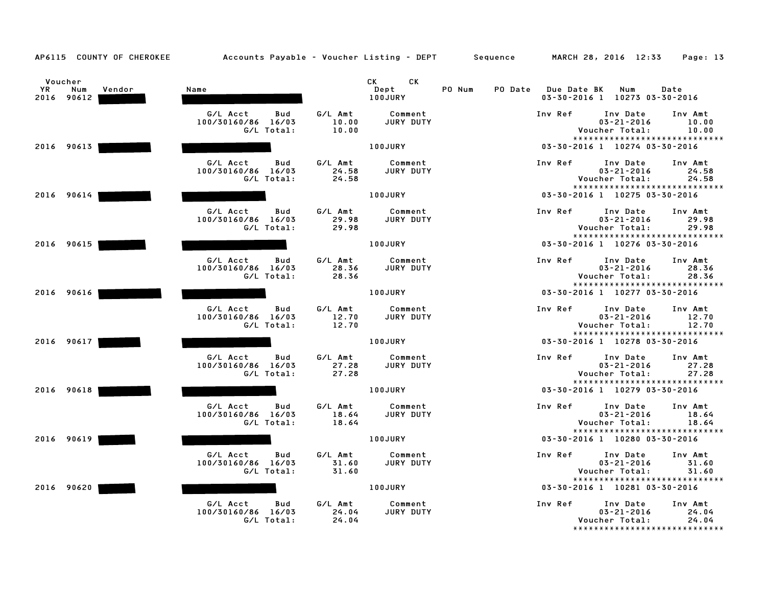AP6115 COUNTY OF CHEROKEE Accounts Payable - Voucher Listing - DEPT Sequence MARCH 28, 2016 12:33

| Voucher YR | Num | Vendor | Name | CK Dept | CK | PO Num | PO Date | Due Date | BK | Num | Date |
|---|---|---|---|---|---|---|---|---|---|---|---|
| 2016 | 90612 | [REDACTED] | [REDACTED] | 100JURY | | | | 03-30-2016 | 1 | 10273 | 03-30-2016 |

| G/L Acct | Bud | G/L Amt | Comment | Inv Ref | Inv Date | Inv Amt |
|---|---|---|---|---|---|---|
| 100/30160/86 | 16/03 | 10.00 | JURY DUTY | | 03-21-2016 | 10.00 |
| | G/L Total: | 10.00 | | | Voucher Total: | 10.00 |

| Voucher YR | Num | Vendor | Name | CK Dept | CK | PO Num | PO Date | Due Date | BK | Num | Date |
|---|---|---|---|---|---|---|---|---|---|---|---|
| 2016 | 90613 | [REDACTED] | [REDACTED] | 100JURY | | | | 03-30-2016 | 1 | 10274 | 03-30-2016 |

| G/L Acct | Bud | G/L Amt | Comment | Inv Ref | Inv Date | Inv Amt |
|---|---|---|---|---|---|---|
| 100/30160/86 | 16/03 | 24.58 | JURY DUTY | | 03-21-2016 | 24.58 |
| | G/L Total: | 24.58 | | | Voucher Total: | 24.58 |

| Voucher YR | Num | Vendor | Name | CK Dept | CK | PO Num | PO Date | Due Date | BK | Num | Date |
|---|---|---|---|---|---|---|---|---|---|---|---|
| 2016 | 90614 | [REDACTED] | [REDACTED] | 100JURY | | | | 03-30-2016 | 1 | 10275 | 03-30-2016 |

| G/L Acct | Bud | G/L Amt | Comment | Inv Ref | Inv Date | Inv Amt |
|---|---|---|---|---|---|---|
| 100/30160/86 | 16/03 | 29.98 | JURY DUTY | | 03-21-2016 | 29.98 |
| | G/L Total: | 29.98 | | | Voucher Total: | 29.98 |

| Voucher YR | Num | Vendor | Name | CK Dept | CK | PO Num | PO Date | Due Date | BK | Num | Date |
|---|---|---|---|---|---|---|---|---|---|---|---|
| 2016 | 90615 | [REDACTED] | [REDACTED] | 100JURY | | | | 03-30-2016 | 1 | 10276 | 03-30-2016 |

| G/L Acct | Bud | G/L Amt | Comment | Inv Ref | Inv Date | Inv Amt |
|---|---|---|---|---|---|---|
| 100/30160/86 | 16/03 | 28.36 | JURY DUTY | | 03-21-2016 | 28.36 |
| | G/L Total: | 28.36 | | | Voucher Total: | 28.36 |

| Voucher YR | Num | Vendor | Name | CK Dept | CK | PO Num | PO Date | Due Date | BK | Num | Date |
|---|---|---|---|---|---|---|---|---|---|---|---|
| 2016 | 90616 | [REDACTED] | [REDACTED] | 100JURY | | | | 03-30-2016 | 1 | 10277 | 03-30-2016 |

| G/L Acct | Bud | G/L Amt | Comment | Inv Ref | Inv Date | Inv Amt |
|---|---|---|---|---|---|---|
| 100/30160/86 | 16/03 | 12.70 | JURY DUTY | | 03-21-2016 | 12.70 |
| | G/L Total: | 12.70 | | | Voucher Total: | 12.70 |

| Voucher YR | Num | Vendor | Name | CK Dept | CK | PO Num | PO Date | Due Date | BK | Num | Date |
|---|---|---|---|---|---|---|---|---|---|---|---|
| 2016 | 90617 | [REDACTED] | [REDACTED] | 100JURY | | | | 03-30-2016 | 1 | 10278 | 03-30-2016 |

| G/L Acct | Bud | G/L Amt | Comment | Inv Ref | Inv Date | Inv Amt |
|---|---|---|---|---|---|---|
| 100/30160/86 | 16/03 | 27.28 | JURY DUTY | | 03-21-2016 | 27.28 |
| | G/L Total: | 27.28 | | | Voucher Total: | 27.28 |

| Voucher YR | Num | Vendor | Name | CK Dept | CK | PO Num | PO Date | Due Date | BK | Num | Date |
|---|---|---|---|---|---|---|---|---|---|---|---|
| 2016 | 90618 | [REDACTED] | [REDACTED] | 100JURY | | | | 03-30-2016 | 1 | 10279 | 03-30-2016 |

| G/L Acct | Bud | G/L Amt | Comment | Inv Ref | Inv Date | Inv Amt |
|---|---|---|---|---|---|---|
| 100/30160/86 | 16/03 | 18.64 | JURY DUTY | | 03-21-2016 | 18.64 |
| | G/L Total: | 18.64 | | | Voucher Total: | 18.64 |

| Voucher YR | Num | Vendor | Name | CK Dept | CK | PO Num | PO Date | Due Date | BK | Num | Date |
|---|---|---|---|---|---|---|---|---|---|---|---|
| 2016 | 90619 | [REDACTED] | [REDACTED] | 100JURY | | | | 03-30-2016 | 1 | 10280 | 03-30-2016 |

| G/L Acct | Bud | G/L Amt | Comment | Inv Ref | Inv Date | Inv Amt |
|---|---|---|---|---|---|---|
| 100/30160/86 | 16/03 | 31.60 | JURY DUTY | | 03-21-2016 | 31.60 |
| | G/L Total: | 31.60 | | | Voucher Total: | 31.60 |

| Voucher YR | Num | Vendor | Name | CK Dept | CK | PO Num | PO Date | Due Date | BK | Num | Date |
|---|---|---|---|---|---|---|---|---|---|---|---|
| 2016 | 90620 | [REDACTED] | [REDACTED] | 100JURY | | | | 03-30-2016 | 1 | 10281 | 03-30-2016 |

| G/L Acct | Bud | G/L Amt | Comment | Inv Ref | Inv Date | Inv Amt |
|---|---|---|---|---|---|---|
| 100/30160/86 | 16/03 | 24.04 | JURY DUTY | | 03-21-2016 | 24.04 |
| | G/L Total: | 24.04 | | | Voucher Total: | 24.04 |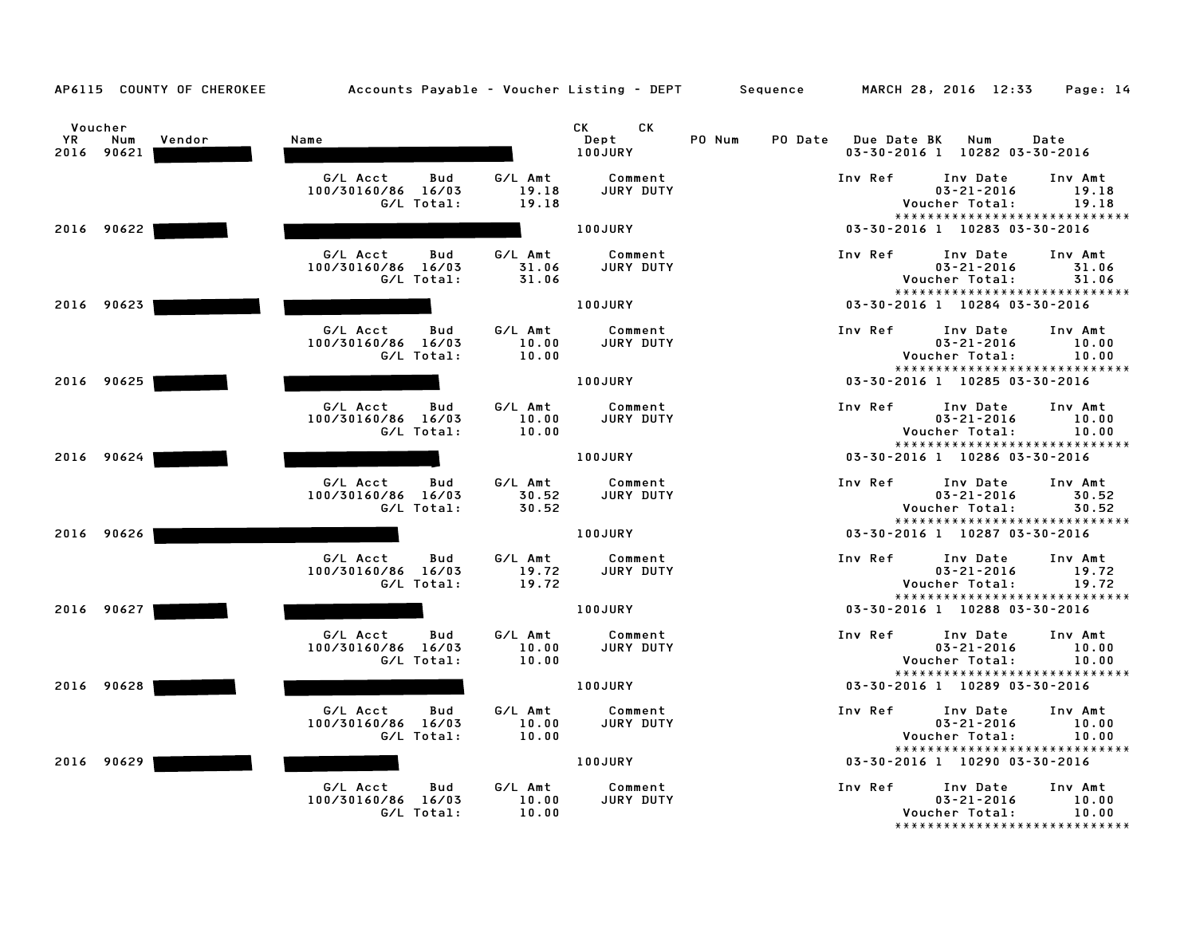AP6115 COUNTY OF CHEROKEE — Accounts Payable - Voucher Listing - DEPT — Sequence — MARCH 28, 2016 12:33

| Voucher YR | Voucher Num | Vendor | Name | CK Dept | PO Num | PO Date | Due Date | BK | CK Num | CK Date |
|---|---|---|---|---|---|---|---|---|---|---|
| 2016 | 90621 | ██████ | ██████ | 100JURY | | | 03-30-2016 | 1 | 10282 | 03-30-2016 |

| G/L Acct | Bud | G/L Amt | Comment | Inv Ref | Inv Date | Inv Amt |
|---|---|---|---|---|---|---|
| 100/30160/86 | 16/03 | 19.18 | JURY DUTY | | 03-21-2016 | 19.18 |
| | G/L Total: | 19.18 | | | Voucher Total: | 19.18 |

****************************

| Voucher YR | Voucher Num | Vendor | Name | CK Dept | PO Num | PO Date | Due Date | BK | CK Num | CK Date |
|---|---|---|---|---|---|---|---|---|---|---|
| 2016 | 90622 | ██████ | ██████ | 100JURY | | | 03-30-2016 | 1 | 10283 | 03-30-2016 |

| G/L Acct | Bud | G/L Amt | Comment | Inv Ref | Inv Date | Inv Amt |
|---|---|---|---|---|---|---|
| 100/30160/86 | 16/03 | 31.06 | JURY DUTY | | 03-21-2016 | 31.06 |
| | G/L Total: | 31.06 | | | Voucher Total: | 31.06 |

****************************

| Voucher YR | Voucher Num | Vendor | Name | CK Dept | PO Num | PO Date | Due Date | BK | CK Num | CK Date |
|---|---|---|---|---|---|---|---|---|---|---|
| 2016 | 90623 | ██████ | ██████ | 100JURY | | | 03-30-2016 | 1 | 10284 | 03-30-2016 |

| G/L Acct | Bud | G/L Amt | Comment | Inv Ref | Inv Date | Inv Amt |
|---|---|---|---|---|---|---|
| 100/30160/86 | 16/03 | 10.00 | JURY DUTY | | 03-21-2016 | 10.00 |
| | G/L Total: | 10.00 | | | Voucher Total: | 10.00 |

****************************

| Voucher YR | Voucher Num | Vendor | Name | CK Dept | PO Num | PO Date | Due Date | BK | CK Num | CK Date |
|---|---|---|---|---|---|---|---|---|---|---|
| 2016 | 90625 | ██████ | ██████ | 100JURY | | | 03-30-2016 | 1 | 10285 | 03-30-2016 |

| G/L Acct | Bud | G/L Amt | Comment | Inv Ref | Inv Date | Inv Amt |
|---|---|---|---|---|---|---|
| 100/30160/86 | 16/03 | 10.00 | JURY DUTY | | 03-21-2016 | 10.00 |
| | G/L Total: | 10.00 | | | Voucher Total: | 10.00 |

****************************

| Voucher YR | Voucher Num | Vendor | Name | CK Dept | PO Num | PO Date | Due Date | BK | CK Num | CK Date |
|---|---|---|---|---|---|---|---|---|---|---|
| 2016 | 90624 | ██████ | ██████ | 100JURY | | | 03-30-2016 | 1 | 10286 | 03-30-2016 |

| G/L Acct | Bud | G/L Amt | Comment | Inv Ref | Inv Date | Inv Amt |
|---|---|---|---|---|---|---|
| 100/30160/86 | 16/03 | 30.52 | JURY DUTY | | 03-21-2016 | 30.52 |
| | G/L Total: | 30.52 | | | Voucher Total: | 30.52 |

****************************

| Voucher YR | Voucher Num | Vendor | Name | CK Dept | PO Num | PO Date | Due Date | BK | CK Num | CK Date |
|---|---|---|---|---|---|---|---|---|---|---|
| 2016 | 90626 | ██████ | ██████ | 100JURY | | | 03-30-2016 | 1 | 10287 | 03-30-2016 |

| G/L Acct | Bud | G/L Amt | Comment | Inv Ref | Inv Date | Inv Amt |
|---|---|---|---|---|---|---|
| 100/30160/86 | 16/03 | 19.72 | JURY DUTY | | 03-21-2016 | 19.72 |
| | G/L Total: | 19.72 | | | Voucher Total: | 19.72 |

****************************

| Voucher YR | Voucher Num | Vendor | Name | CK Dept | PO Num | PO Date | Due Date | BK | CK Num | CK Date |
|---|---|---|---|---|---|---|---|---|---|---|
| 2016 | 90627 | ██████ | ██████ | 100JURY | | | 03-30-2016 | 1 | 10288 | 03-30-2016 |

| G/L Acct | Bud | G/L Amt | Comment | Inv Ref | Inv Date | Inv Amt |
|---|---|---|---|---|---|---|
| 100/30160/86 | 16/03 | 10.00 | JURY DUTY | | 03-21-2016 | 10.00 |
| | G/L Total: | 10.00 | | | Voucher Total: | 10.00 |

****************************

| Voucher YR | Voucher Num | Vendor | Name | CK Dept | PO Num | PO Date | Due Date | BK | CK Num | CK Date |
|---|---|---|---|---|---|---|---|---|---|---|
| 2016 | 90628 | ██████ | ██████ | 100JURY | | | 03-30-2016 | 1 | 10289 | 03-30-2016 |

| G/L Acct | Bud | G/L Amt | Comment | Inv Ref | Inv Date | Inv Amt |
|---|---|---|---|---|---|---|
| 100/30160/86 | 16/03 | 10.00 | JURY DUTY | | 03-21-2016 | 10.00 |
| | G/L Total: | 10.00 | | | Voucher Total: | 10.00 |

****************************

| Voucher YR | Voucher Num | Vendor | Name | CK Dept | PO Num | PO Date | Due Date | BK | CK Num | CK Date |
|---|---|---|---|---|---|---|---|---|---|---|
| 2016 | 90629 | ██████ | ██████ | 100JURY | | | 03-30-2016 | 1 | 10290 | 03-30-2016 |

| G/L Acct | Bud | G/L Amt | Comment | Inv Ref | Inv Date | Inv Amt |
|---|---|---|---|---|---|---|
| 100/30160/86 | 16/03 | 10.00 | JURY DUTY | | 03-21-2016 | 10.00 |
| | G/L Total: | 10.00 | | | Voucher Total: | 10.00 |

****************************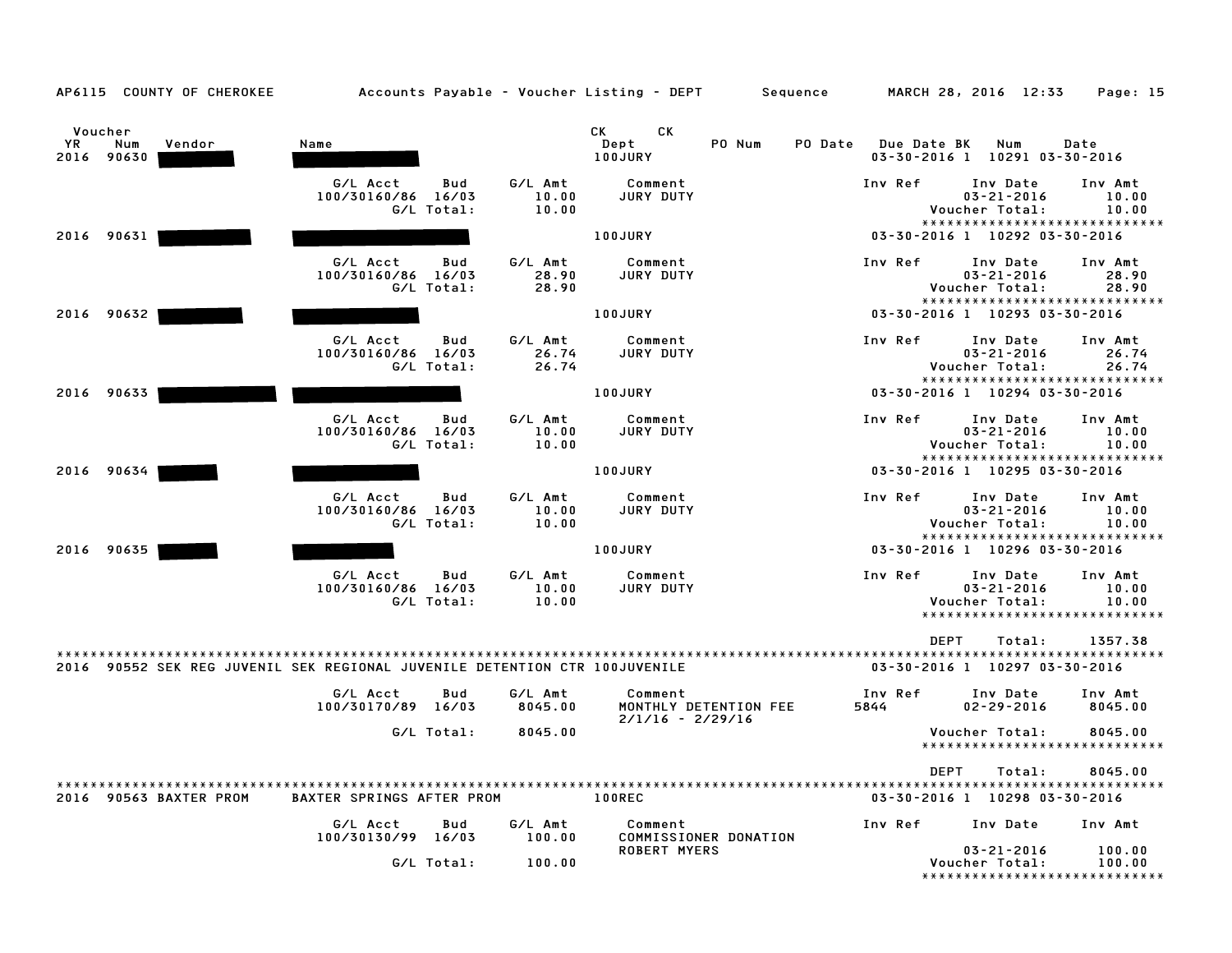AP6115 COUNTY OF CHEROKEE — Accounts Payable - Voucher Listing - DEPT — Sequence — MARCH 28, 2016 12:33

| Voucher YR | Num | Vendor | Name | CK Dept | CK | PO Num | PO Date | Due Date | BK | Num | Date |
|---|---|---|---|---|---|---|---|---|---|---|---|
| 2016 | 90630 | ███ | ███ | 100JURY | | | | 03-30-2016 | 1 | 10291 | 03-30-2016 |

| G/L Acct | Bud | G/L Amt | Comment | Inv Ref | Inv Date | Inv Amt |
|---|---|---|---|---|---|---|
| 100/30160/86 | 16/03 | 10.00 | JURY DUTY | | 03-21-2016 | 10.00 |
| | G/L Total: | 10.00 | | | Voucher Total: | 10.00 |

****************************

| Voucher YR | Num | Vendor | Name | CK Dept | Due Date | BK | Num | Date |
|---|---|---|---|---|---|---|---|---|
| 2016 | 90631 | ███ | ███ | 100JURY | 03-30-2016 | 1 | 10292 | 03-30-2016 |

| G/L Acct | Bud | G/L Amt | Comment | Inv Ref | Inv Date | Inv Amt |
|---|---|---|---|---|---|---|
| 100/30160/86 | 16/03 | 28.90 | JURY DUTY | | 03-21-2016 | 28.90 |
| | G/L Total: | 28.90 | | | Voucher Total: | 28.90 |

****************************

| Voucher YR | Num | Vendor | Name | CK Dept | Due Date | BK | Num | Date |
|---|---|---|---|---|---|---|---|---|
| 2016 | 90632 | ███ | ███ | 100JURY | 03-30-2016 | 1 | 10293 | 03-30-2016 |

| G/L Acct | Bud | G/L Amt | Comment | Inv Ref | Inv Date | Inv Amt |
|---|---|---|---|---|---|---|
| 100/30160/86 | 16/03 | 26.74 | JURY DUTY | | 03-21-2016 | 26.74 |
| | G/L Total: | 26.74 | | | Voucher Total: | 26.74 |

****************************

| Voucher YR | Num | Vendor | Name | CK Dept | Due Date | BK | Num | Date |
|---|---|---|---|---|---|---|---|---|
| 2016 | 90633 | ███ | ███ | 100JURY | 03-30-2016 | 1 | 10294 | 03-30-2016 |

| G/L Acct | Bud | G/L Amt | Comment | Inv Ref | Inv Date | Inv Amt |
|---|---|---|---|---|---|---|
| 100/30160/86 | 16/03 | 10.00 | JURY DUTY | | 03-21-2016 | 10.00 |
| | G/L Total: | 10.00 | | | Voucher Total: | 10.00 |

****************************

| Voucher YR | Num | Vendor | Name | CK Dept | Due Date | BK | Num | Date |
|---|---|---|---|---|---|---|---|---|
| 2016 | 90634 | ███ | ███ | 100JURY | 03-30-2016 | 1 | 10295 | 03-30-2016 |

| G/L Acct | Bud | G/L Amt | Comment | Inv Ref | Inv Date | Inv Amt |
|---|---|---|---|---|---|---|
| 100/30160/86 | 16/03 | 10.00 | JURY DUTY | | 03-21-2016 | 10.00 |
| | G/L Total: | 10.00 | | | Voucher Total: | 10.00 |

****************************

| Voucher YR | Num | Vendor | Name | CK Dept | Due Date | BK | Num | Date |
|---|---|---|---|---|---|---|---|---|
| 2016 | 90635 | ███ | ███ | 100JURY | 03-30-2016 | 1 | 10296 | 03-30-2016 |

| G/L Acct | Bud | G/L Amt | Comment | Inv Ref | Inv Date | Inv Amt |
|---|---|---|---|---|---|---|
| 100/30160/86 | 16/03 | 10.00 | JURY DUTY | | 03-21-2016 | 10.00 |
| | G/L Total: | 10.00 | | | Voucher Total: | 10.00 |

****************************

DEPT Total: 1357.38

****************************

| Voucher YR | Num | Vendor | Name | CK Dept | Due Date | BK | Num | Date |
|---|---|---|---|---|---|---|---|---|
| 2016 | 90552 | SEK REG JUVENIL | SEK REGIONAL JUVENILE DETENTION CTR | 100JUVENILE | 03-30-2016 | 1 | 10297 | 03-30-2016 |

| G/L Acct | Bud | G/L Amt | Comment | Inv Ref | Inv Date | Inv Amt |
|---|---|---|---|---|---|---|
| 100/30170/89 | 16/03 | 8045.00 | MONTHLY DETENTION FEE 2/1/16 - 2/29/16 | 5844 | 02-29-2016 | 8045.00 |
| | G/L Total: | 8045.00 | | | Voucher Total: | 8045.00 |

****************************

DEPT Total: 8045.00

****************************

| Voucher YR | Num | Vendor | Name | CK Dept | Due Date | BK | Num | Date |
|---|---|---|---|---|---|---|---|---|
| 2016 | 90563 | BAXTER PROM | BAXTER SPRINGS AFTER PROM | 100REC | 03-30-2016 | 1 | 10298 | 03-30-2016 |

| G/L Acct | Bud | G/L Amt | Comment | Inv Ref | Inv Date | Inv Amt |
|---|---|---|---|---|---|---|
| 100/30130/99 | 16/03 | 100.00 | COMMISSIONER DONATION ROBERT MYERS | | 03-21-2016 | 100.00 |
| | G/L Total: | 100.00 | | | Voucher Total: | 100.00 |

****************************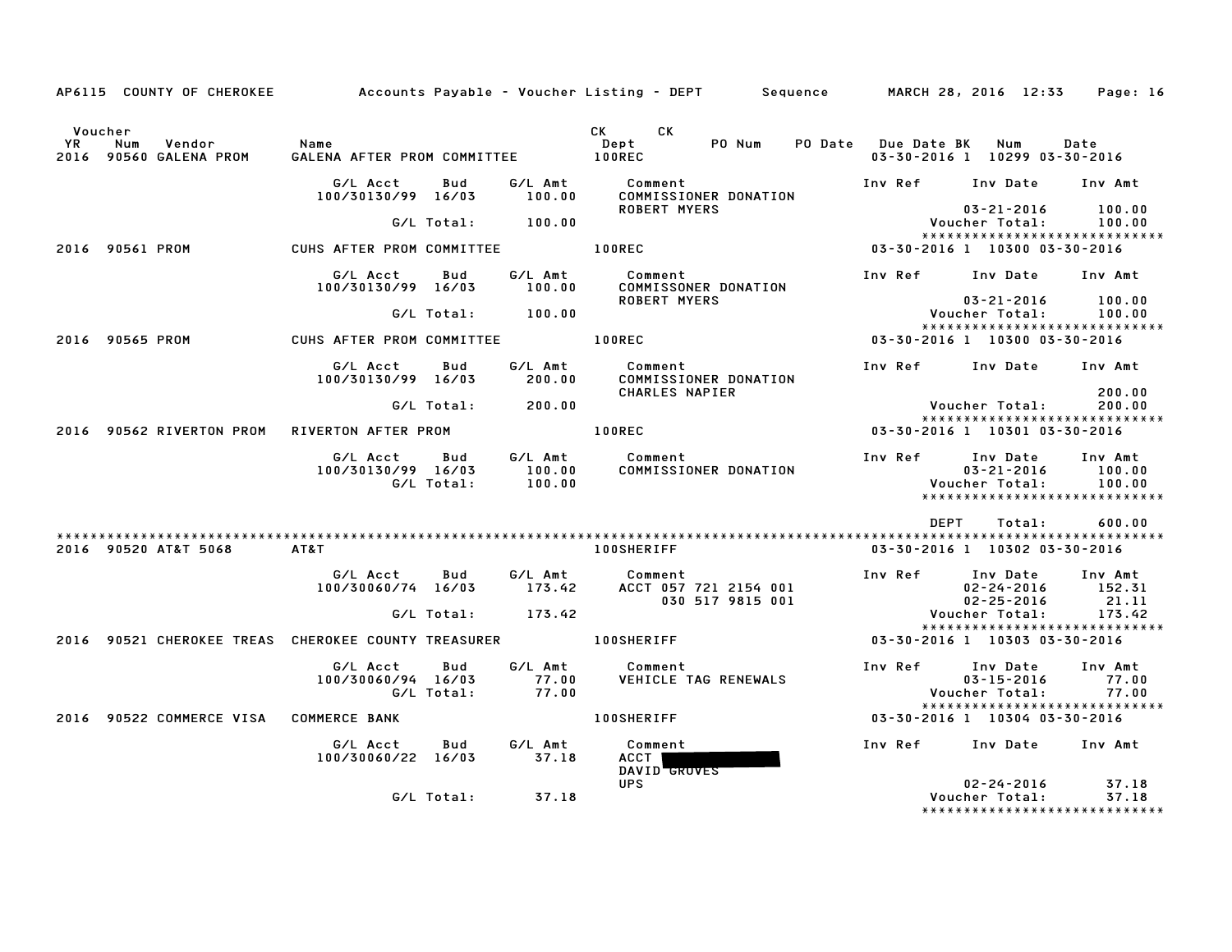AP6115 COUNTY OF CHEROKEE — Accounts Payable - Voucher Listing - DEPT — Sequence — MARCH 28, 2016 12:33

| Voucher YR | Num | Vendor | Name | CK Dept | CK PO Num | PO Date | Due Date BK | Num | Date |
|---|---|---|---|---|---|---|---|---|---|
| 2016 | 90560 | GALENA PROM | GALENA AFTER PROM COMMITTEE | 100REC | | | 03-30-2016 1 | 10299 | 03-30-2016 |

| G/L Acct | Bud | G/L Amt | Comment | Inv Ref | Inv Date | Inv Amt |
|---|---|---|---|---|---|---|
| 100/30130/99 | 16/03 | 100.00 | COMMISSIONER DONATION<br>ROBERT MYERS | | 03-21-2016 | 100.00 |
| | G/L Total: | 100.00 | | | Voucher Total: | 100.00 |

****************************

| Voucher YR | Num | Vendor | Name | CK Dept | Due Date BK | Num | Date |
|---|---|---|---|---|---|---|---|
| 2016 | 90561 | PROM | CUHS AFTER PROM COMMITTEE | 100REC | 03-30-2016 1 | 10300 | 03-30-2016 |

| G/L Acct | Bud | G/L Amt | Comment | Inv Ref | Inv Date | Inv Amt |
|---|---|---|---|---|---|---|
| 100/30130/99 | 16/03 | 100.00 | COMMISSONER DONATION<br>ROBERT MYERS | | 03-21-2016 | 100.00 |
| | G/L Total: | 100.00 | | | Voucher Total: | 100.00 |

****************************

| Voucher YR | Num | Vendor | Name | CK Dept | Due Date BK | Num | Date |
|---|---|---|---|---|---|---|---|
| 2016 | 90565 | PROM | CUHS AFTER PROM COMMITTEE | 100REC | 03-30-2016 1 | 10300 | 03-30-2016 |

| G/L Acct | Bud | G/L Amt | Comment | Inv Ref | Inv Date | Inv Amt |
|---|---|---|---|---|---|---|
| 100/30130/99 | 16/03 | 200.00 | COMMISSIONER DONATION<br>CHARLES NAPIER | | | 200.00 |
| | G/L Total: | 200.00 | | | Voucher Total: | 200.00 |

****************************

| Voucher YR | Num | Vendor | Name | CK Dept | Due Date BK | Num | Date |
|---|---|---|---|---|---|---|---|
| 2016 | 90562 | RIVERTON PROM | RIVERTON AFTER PROM | 100REC | 03-30-2016 1 | 10301 | 03-30-2016 |

| G/L Acct | Bud | G/L Amt | Comment | Inv Ref | Inv Date | Inv Amt |
|---|---|---|---|---|---|---|
| 100/30130/99 | 16/03 | 100.00 | COMMISSIONER DONATION | | 03-21-2016 | 100.00 |
| | G/L Total: | 100.00 | | | Voucher Total: | 100.00 |

****************************

DEPT Total: 600.00

****************************

| Voucher YR | Num | Vendor | Name | CK Dept | Due Date BK | Num | Date |
|---|---|---|---|---|---|---|---|
| 2016 | 90520 | AT&T 5068 | AT&T | 100SHERIFF | 03-30-2016 1 | 10302 | 03-30-2016 |

| G/L Acct | Bud | G/L Amt | Comment | Inv Ref | Inv Date | Inv Amt |
|---|---|---|---|---|---|---|
| 100/30060/74 | 16/03 | 173.42 | ACCT 057 721 2154 001 | | 02-24-2016 | 152.31 |
| | | | 030 517 9815 001 | | 02-25-2016 | 21.11 |
| | G/L Total: | 173.42 | | | Voucher Total: | 173.42 |

****************************

| Voucher YR | Num | Vendor | Name | CK Dept | Due Date BK | Num | Date |
|---|---|---|---|---|---|---|---|
| 2016 | 90521 | CHEROKEE TREAS | CHEROKEE COUNTY TREASURER | 100SHERIFF | 03-30-2016 1 | 10303 | 03-30-2016 |

| G/L Acct | Bud | G/L Amt | Comment | Inv Ref | Inv Date | Inv Amt |
|---|---|---|---|---|---|---|
| 100/30060/94 | 16/03 | 77.00 | VEHICLE TAG RENEWALS | | 03-15-2016 | 77.00 |
| | G/L Total: | 77.00 | | | Voucher Total: | 77.00 |

****************************

| Voucher YR | Num | Vendor | Name | CK Dept | Due Date BK | Num | Date |
|---|---|---|---|---|---|---|---|
| 2016 | 90522 | COMMERCE VISA | COMMERCE BANK | 100SHERIFF | 03-30-2016 1 | 10304 | 03-30-2016 |

| G/L Acct | Bud | G/L Amt | Comment | Inv Ref | Inv Date | Inv Amt |
|---|---|---|---|---|---|---|
| 100/30060/22 | 16/03 | 37.18 | ACCT [REDACTED]<br>DAVID GROVES<br>UPS | | 02-24-2016 | 37.18 |
| | G/L Total: | 37.18 | | | Voucher Total: | 37.18 |

****************************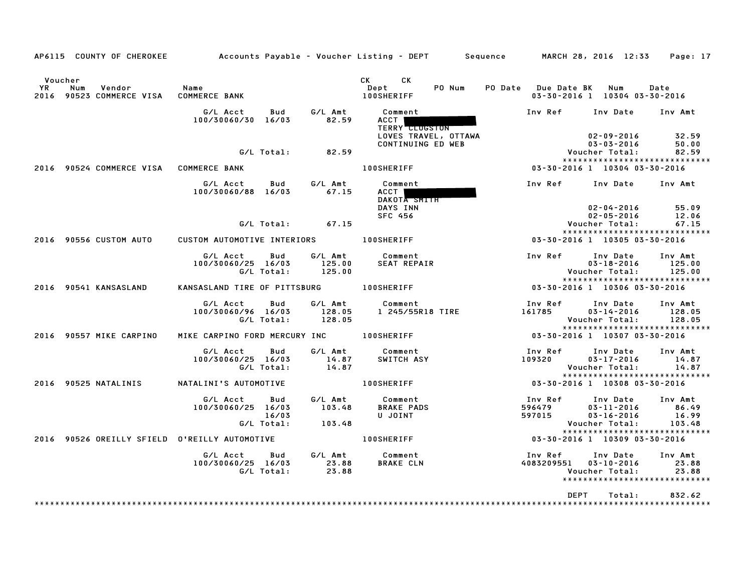AP6115 COUNTY OF CHEROKEE — Accounts Payable - Voucher Listing - DEPT — Sequence — MARCH 28, 2016 12:33

| Voucher YR | Num | Vendor | Name | CK Dept | CK PO Num | PO Date | Due Date BK | Num | Date |
|---|---|---|---|---|---|---|---|---|---|
| 2016 | 90523 | COMMERCE VISA | COMMERCE BANK | 100SHERIFF | | | 03-30-2016 1 | 10304 | 03-30-2016 |

| G/L Acct | Bud | G/L Amt | Comment | Inv Ref | Inv Date | Inv Amt |
|---|---|---|---|---|---|---|
| 100/30060/30 | 16/03 | 82.59 | ACCT [redacted] | | | |
| | | | TERRY CLUGSTON | | | |
| | | | LOVES TRAVEL, OTTAWA | | 02-09-2016 | 32.59 |
| | | | CONTINUING ED WEB | | 03-03-2016 | 50.00 |
| | G/L Total: | 82.59 | | | Voucher Total: | 82.59 |

| Voucher YR | Num | Vendor | Name | CK Dept | CK PO Num | PO Date | Due Date BK | Num | Date |
|---|---|---|---|---|---|---|---|---|---|
| 2016 | 90524 | COMMERCE VISA | COMMERCE BANK | 100SHERIFF | | | 03-30-2016 1 | 10304 | 03-30-2016 |

| G/L Acct | Bud | G/L Amt | Comment | Inv Ref | Inv Date | Inv Amt |
|---|---|---|---|---|---|---|
| 100/30060/88 | 16/03 | 67.15 | ACCT [redacted] | | | |
| | | | DAKOTA SMITH | | | |
| | | | DAYS INN | | 02-04-2016 | 55.09 |
| | | | SFC 456 | | 02-05-2016 | 12.06 |
| | G/L Total: | 67.15 | | | Voucher Total: | 67.15 |

| Voucher YR | Num | Vendor | Name | CK Dept | CK PO Num | PO Date | Due Date BK | Num | Date |
|---|---|---|---|---|---|---|---|---|---|
| 2016 | 90556 | CUSTOM AUTO | CUSTOM AUTOMOTIVE INTERIORS | 100SHERIFF | | | 03-30-2016 1 | 10305 | 03-30-2016 |

| G/L Acct | Bud | G/L Amt | Comment | Inv Ref | Inv Date | Inv Amt |
|---|---|---|---|---|---|---|
| 100/30060/25 | 16/03 | 125.00 | SEAT REPAIR | | 03-18-2016 | 125.00 |
| | G/L Total: | 125.00 | | | Voucher Total: | 125.00 |

| Voucher YR | Num | Vendor | Name | CK Dept | CK PO Num | PO Date | Due Date BK | Num | Date |
|---|---|---|---|---|---|---|---|---|---|
| 2016 | 90541 | KANSASLAND | KANSASLAND TIRE OF PITTSBURG | 100SHERIFF | | | 03-30-2016 1 | 10306 | 03-30-2016 |

| G/L Acct | Bud | G/L Amt | Comment | Inv Ref | Inv Date | Inv Amt |
|---|---|---|---|---|---|---|
| 100/30060/96 | 16/03 | 128.05 | 1 245/55R18 TIRE | 161785 | 03-14-2016 | 128.05 |
| | G/L Total: | 128.05 | | | Voucher Total: | 128.05 |

| Voucher YR | Num | Vendor | Name | CK Dept | CK PO Num | PO Date | Due Date BK | Num | Date |
|---|---|---|---|---|---|---|---|---|---|
| 2016 | 90557 | MIKE CARPINO | MIKE CARPINO FORD MERCURY INC | 100SHERIFF | | | 03-30-2016 1 | 10307 | 03-30-2016 |

| G/L Acct | Bud | G/L Amt | Comment | Inv Ref | Inv Date | Inv Amt |
|---|---|---|---|---|---|---|
| 100/30060/25 | 16/03 | 14.87 | SWITCH ASY | 109320 | 03-17-2016 | 14.87 |
| | G/L Total: | 14.87 | | | Voucher Total: | 14.87 |

| Voucher YR | Num | Vendor | Name | CK Dept | CK PO Num | PO Date | Due Date BK | Num | Date |
|---|---|---|---|---|---|---|---|---|---|
| 2016 | 90525 | NATALINIS | NATALINI'S AUTOMOTIVE | 100SHERIFF | | | 03-30-2016 1 | 10308 | 03-30-2016 |

| G/L Acct | Bud | G/L Amt | Comment | Inv Ref | Inv Date | Inv Amt |
|---|---|---|---|---|---|---|
| 100/30060/25 | 16/03 | 103.48 | BRAKE PADS | 596479 | 03-11-2016 | 86.49 |
| | 16/03 | | U JOINT | 597015 | 03-16-2016 | 16.99 |
| | G/L Total: | 103.48 | | | Voucher Total: | 103.48 |

| Voucher YR | Num | Vendor | Name | CK Dept | CK PO Num | PO Date | Due Date BK | Num | Date |
|---|---|---|---|---|---|---|---|---|---|
| 2016 | 90526 | OREILLY SFIELD | O'REILLY AUTOMOTIVE | 100SHERIFF | | | 03-30-2016 1 | 10309 | 03-30-2016 |

| G/L Acct | Bud | G/L Amt | Comment | Inv Ref | Inv Date | Inv Amt |
|---|---|---|---|---|---|---|
| 100/30060/25 | 16/03 | 23.88 | BRAKE CLN | 4083209551 | 03-10-2016 | 23.88 |
| | G/L Total: | 23.88 | | | Voucher Total: | 23.88 |

DEPT Total: 832.62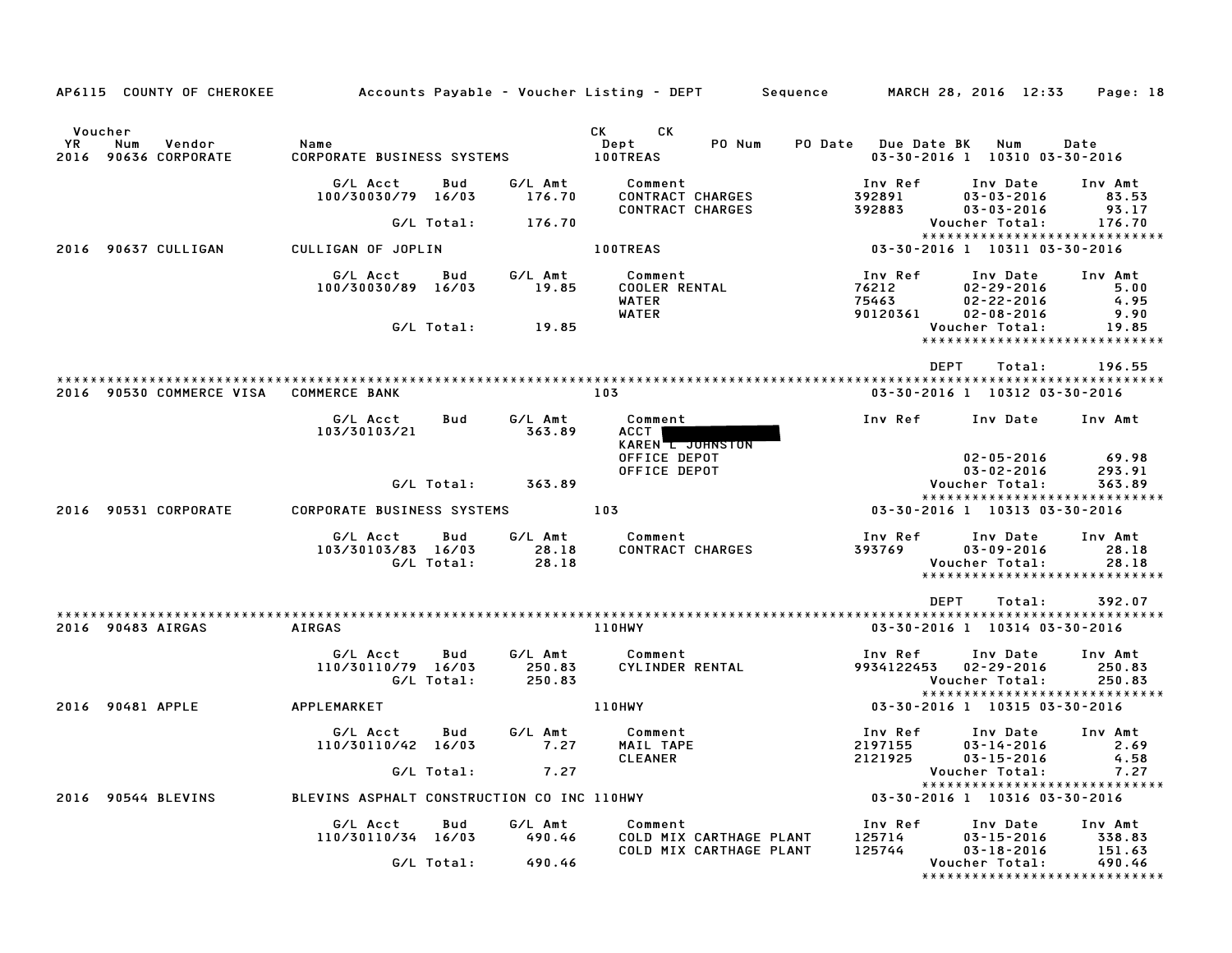AP6115 COUNTY OF CHEROKEE Accounts Payable - Voucher Listing - DEPT Sequence MARCH 28, 2016 12:33

| Voucher YR | Num | Vendor | Name | CK Dept | CK | PO Num | PO Date | Due Date BK | Num | Date |
|---|---|---|---|---|---|---|---|---|---|---|
| 2016 | 90636 | CORPORATE | CORPORATE BUSINESS SYSTEMS | 100TREAS | | | | 03-30-2016 1 | 10310 | 03-30-2016 |

| G/L Acct | Bud | G/L Amt | Comment | Inv Ref | Inv Date | Inv Amt |
|---|---|---|---|---|---|---|
| 100/30030/79 | 16/03 | 176.70 | CONTRACT CHARGES | 392891 | 03-03-2016 | 83.53 |
| | | | CONTRACT CHARGES | 392883 | 03-03-2016 | 93.17 |
| | G/L Total: | 176.70 | | | Voucher Total: | 176.70 |

2016 90637 CULLIGAN — CULLIGAN OF JOPLIN — 100TREAS — 03-30-2016 1 10311 03-30-2016

| G/L Acct | Bud | G/L Amt | Comment | Inv Ref | Inv Date | Inv Amt |
|---|---|---|---|---|---|---|
| 100/30030/89 | 16/03 | 19.85 | COOLER RENTAL | 76212 | 02-29-2016 | 5.00 |
| | | | WATER | 75463 | 02-22-2016 | 4.95 |
| | | | WATER | 90120361 | 02-08-2016 | 9.90 |
| | G/L Total: | 19.85 | | | Voucher Total: | 19.85 |

DEPT Total: 196.55

2016 90530 COMMERCE VISA — COMMERCE BANK — 103 — 03-30-2016 1 10312 03-30-2016

| G/L Acct | Bud | G/L Amt | Comment | Inv Ref | Inv Date | Inv Amt |
|---|---|---|---|---|---|---|
| 103/30103/21 | | 363.89 | ACCT [REDACTED] | | | |
| | | | KAREN L JOHNSTON | | | |
| | | | OFFICE DEPOT | | 02-05-2016 | 69.98 |
| | | | OFFICE DEPOT | | 03-02-2016 | 293.91 |
| | G/L Total: | 363.89 | | | Voucher Total: | 363.89 |

2016 90531 CORPORATE — CORPORATE BUSINESS SYSTEMS — 103 — 03-30-2016 1 10313 03-30-2016

| G/L Acct | Bud | G/L Amt | Comment | Inv Ref | Inv Date | Inv Amt |
|---|---|---|---|---|---|---|
| 103/30103/83 | 16/03 | 28.18 | CONTRACT CHARGES | 393769 | 03-09-2016 | 28.18 |
| | G/L Total: | 28.18 | | | Voucher Total: | 28.18 |

DEPT Total: 392.07

2016 90483 AIRGAS — AIRGAS — 110HWY — 03-30-2016 1 10314 03-30-2016

| G/L Acct | Bud | G/L Amt | Comment | Inv Ref | Inv Date | Inv Amt |
|---|---|---|---|---|---|---|
| 110/30110/79 | 16/03 | 250.83 | CYLINDER RENTAL | 9934122453 | 02-29-2016 | 250.83 |
| | G/L Total: | 250.83 | | | Voucher Total: | 250.83 |

2016 90481 APPLE — APPLEMARKET — 110HWY — 03-30-2016 1 10315 03-30-2016

| G/L Acct | Bud | G/L Amt | Comment | Inv Ref | Inv Date | Inv Amt |
|---|---|---|---|---|---|---|
| 110/30110/42 | 16/03 | 7.27 | MAIL TAPE | 2197155 | 03-14-2016 | 2.69 |
| | | | CLEANER | 2121925 | 03-15-2016 | 4.58 |
| | G/L Total: | 7.27 | | | Voucher Total: | 7.27 |

2016 90544 BLEVINS — BLEVINS ASPHALT CONSTRUCTION CO INC — 110HWY — 03-30-2016 1 10316 03-30-2016

| G/L Acct | Bud | G/L Amt | Comment | Inv Ref | Inv Date | Inv Amt |
|---|---|---|---|---|---|---|
| 110/30110/34 | 16/03 | 490.46 | COLD MIX CARTHAGE PLANT | 125714 | 03-15-2016 | 338.83 |
| | | | COLD MIX CARTHAGE PLANT | 125744 | 03-18-2016 | 151.63 |
| | G/L Total: | 490.46 | | | Voucher Total: | 490.46 |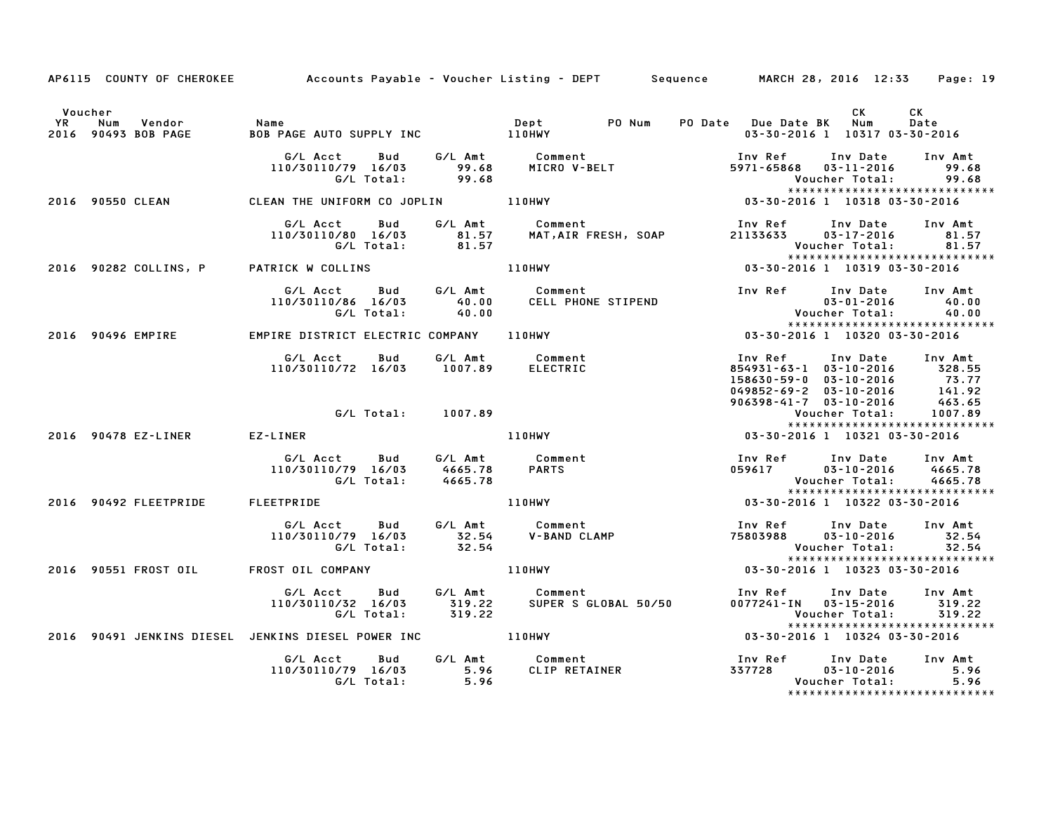AP6115 COUNTY OF CHEROKEE — Accounts Payable - Voucher Listing - DEPT — Sequence — MARCH 28, 2016 12:33

| Voucher YR | Num | Vendor | Name | Dept | PO Num | PO Date | Due Date | BK | CK Num | CK Date |
|---|---|---|---|---|---|---|---|---|---|---|
| 2016 | 90493 | BOB PAGE | BOB PAGE AUTO SUPPLY INC | 110HWY | | | 03-30-2016 | 1 | 10317 | 03-30-2016 |

| G/L Acct | Bud | G/L Amt | Comment | Inv Ref | Inv Date | Inv Amt |
|---|---|---|---|---|---|---|
| 110/30110/79 | 16/03 | 99.68 | MICRO V-BELT | 5971-65868 | 03-11-2016 | 99.68 |
| | G/L Total: | 99.68 | | | Voucher Total: | 99.68 |

| Voucher YR | Num | Vendor | Name | Dept | PO Num | PO Date | Due Date | BK | CK Num | CK Date |
|---|---|---|---|---|---|---|---|---|---|---|
| 2016 | 90550 | CLEAN | CLEAN THE UNIFORM CO JOPLIN | 110HWY | | | 03-30-2016 | 1 | 10318 | 03-30-2016 |

| G/L Acct | Bud | G/L Amt | Comment | Inv Ref | Inv Date | Inv Amt |
|---|---|---|---|---|---|---|
| 110/30110/80 | 16/03 | 81.57 | MAT,AIR FRESH, SOAP | 21133633 | 03-17-2016 | 81.57 |
| | G/L Total: | 81.57 | | | Voucher Total: | 81.57 |

| Voucher YR | Num | Vendor | Name | Dept | PO Num | PO Date | Due Date | BK | CK Num | CK Date |
|---|---|---|---|---|---|---|---|---|---|---|
| 2016 | 90282 | COLLINS, P | PATRICK W COLLINS | 110HWY | | | 03-30-2016 | 1 | 10319 | 03-30-2016 |

| G/L Acct | Bud | G/L Amt | Comment | Inv Ref | Inv Date | Inv Amt |
|---|---|---|---|---|---|---|
| 110/30110/86 | 16/03 | 40.00 | CELL PHONE STIPEND | | 03-01-2016 | 40.00 |
| | G/L Total: | 40.00 | | | Voucher Total: | 40.00 |

| Voucher YR | Num | Vendor | Name | Dept | PO Num | PO Date | Due Date | BK | CK Num | CK Date |
|---|---|---|---|---|---|---|---|---|---|---|
| 2016 | 90496 | EMPIRE | EMPIRE DISTRICT ELECTRIC COMPANY | 110HWY | | | 03-30-2016 | 1 | 10320 | 03-30-2016 |

| G/L Acct | Bud | G/L Amt | Comment | Inv Ref | Inv Date | Inv Amt |
|---|---|---|---|---|---|---|
| 110/30110/72 | 16/03 | 1007.89 | ELECTRIC | 854931-63-1 | 03-10-2016 | 328.55 |
| | | | | 158630-59-0 | 03-10-2016 | 73.77 |
| | | | | 049852-69-2 | 03-10-2016 | 141.92 |
| | | | | 906398-41-7 | 03-10-2016 | 463.65 |
| | G/L Total: | 1007.89 | | | Voucher Total: | 1007.89 |

| Voucher YR | Num | Vendor | Name | Dept | PO Num | PO Date | Due Date | BK | CK Num | CK Date |
|---|---|---|---|---|---|---|---|---|---|---|
| 2016 | 90478 | EZ-LINER | EZ-LINER | 110HWY | | | 03-30-2016 | 1 | 10321 | 03-30-2016 |

| G/L Acct | Bud | G/L Amt | Comment | Inv Ref | Inv Date | Inv Amt |
|---|---|---|---|---|---|---|
| 110/30110/79 | 16/03 | 4665.78 | PARTS | 059617 | 03-10-2016 | 4665.78 |
| | G/L Total: | 4665.78 | | | Voucher Total: | 4665.78 |

| Voucher YR | Num | Vendor | Name | Dept | PO Num | PO Date | Due Date | BK | CK Num | CK Date |
|---|---|---|---|---|---|---|---|---|---|---|
| 2016 | 90492 | FLEETPRIDE | FLEETPRIDE | 110HWY | | | 03-30-2016 | 1 | 10322 | 03-30-2016 |

| G/L Acct | Bud | G/L Amt | Comment | Inv Ref | Inv Date | Inv Amt |
|---|---|---|---|---|---|---|
| 110/30110/79 | 16/03 | 32.54 | V-BAND CLAMP | 75803988 | 03-10-2016 | 32.54 |
| | G/L Total: | 32.54 | | | Voucher Total: | 32.54 |

| Voucher YR | Num | Vendor | Name | Dept | PO Num | PO Date | Due Date | BK | CK Num | CK Date |
|---|---|---|---|---|---|---|---|---|---|---|
| 2016 | 90551 | FROST OIL | FROST OIL COMPANY | 110HWY | | | 03-30-2016 | 1 | 10323 | 03-30-2016 |

| G/L Acct | Bud | G/L Amt | Comment | Inv Ref | Inv Date | Inv Amt |
|---|---|---|---|---|---|---|
| 110/30110/32 | 16/03 | 319.22 | SUPER S GLOBAL 50/50 | 0077241-IN | 03-15-2016 | 319.22 |
| | G/L Total: | 319.22 | | | Voucher Total: | 319.22 |

| Voucher YR | Num | Vendor | Name | Dept | PO Num | PO Date | Due Date | BK | CK Num | CK Date |
|---|---|---|---|---|---|---|---|---|---|---|
| 2016 | 90491 | JENKINS DIESEL | JENKINS DIESEL POWER INC | 110HWY | | | 03-30-2016 | 1 | 10324 | 03-30-2016 |

| G/L Acct | Bud | G/L Amt | Comment | Inv Ref | Inv Date | Inv Amt |
|---|---|---|---|---|---|---|
| 110/30110/79 | 16/03 | 5.96 | CLIP RETAINER | 337728 | 03-10-2016 | 5.96 |
| | G/L Total: | 5.96 | | | Voucher Total: | 5.96 |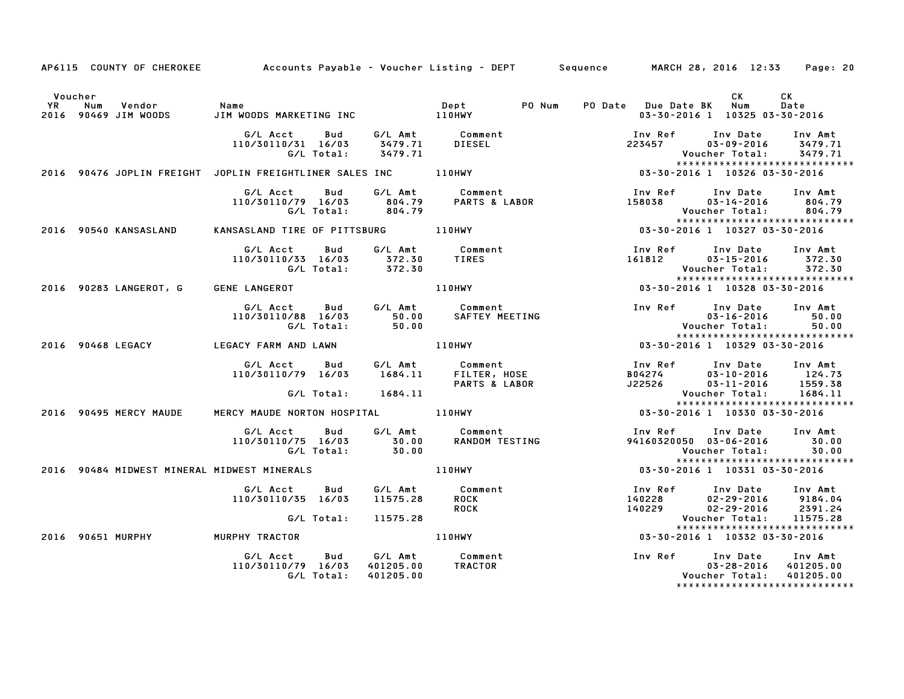AP6115 COUNTY OF CHEROKEE — Accounts Payable - Voucher Listing - DEPT — Sequence — MARCH 28, 2016 12:33

| Voucher YR | Num | Vendor | Name | Dept | PO Num | PO Date | Due Date | BK | CK Num | CK Date |
|---|---|---|---|---|---|---|---|---|---|---|
| 2016 | 90469 | JIM WOODS | JIM WOODS MARKETING INC | 110HWY | | | 03-30-2016 | 1 | 10325 | 03-30-2016 |

| G/L Acct | Bud | G/L Amt | Comment | Inv Ref | Inv Date | Inv Amt |
|---|---|---|---|---|---|---|
| 110/30110/31 | 16/03 | 3479.71 | DIESEL | 223457 | 03-09-2016 | 3479.71 |
| | G/L Total: | 3479.71 | | | Voucher Total: | 3479.71 |

******************************

| Voucher YR | Num | Vendor | Name | Dept | PO Num | PO Date | Due Date | BK | CK Num | CK Date |
|---|---|---|---|---|---|---|---|---|---|---|
| 2016 | 90476 | JOPLIN FREIGHT | JOPLIN FREIGHTLINER SALES INC | 110HWY | | | 03-30-2016 | 1 | 10326 | 03-30-2016 |

| G/L Acct | Bud | G/L Amt | Comment | Inv Ref | Inv Date | Inv Amt |
|---|---|---|---|---|---|---|
| 110/30110/79 | 16/03 | 804.79 | PARTS & LABOR | 158038 | 03-14-2016 | 804.79 |
| | G/L Total: | 804.79 | | | Voucher Total: | 804.79 |

******************************

| Voucher YR | Num | Vendor | Name | Dept | PO Num | PO Date | Due Date | BK | CK Num | CK Date |
|---|---|---|---|---|---|---|---|---|---|---|
| 2016 | 90540 | KANSASLAND | KANSASLAND TIRE OF PITTSBURG | 110HWY | | | 03-30-2016 | 1 | 10327 | 03-30-2016 |

| G/L Acct | Bud | G/L Amt | Comment | Inv Ref | Inv Date | Inv Amt |
|---|---|---|---|---|---|---|
| 110/30110/33 | 16/03 | 372.30 | TIRES | 161812 | 03-15-2016 | 372.30 |
| | G/L Total: | 372.30 | | | Voucher Total: | 372.30 |

******************************

| Voucher YR | Num | Vendor | Name | Dept | PO Num | PO Date | Due Date | BK | CK Num | CK Date |
|---|---|---|---|---|---|---|---|---|---|---|
| 2016 | 90283 | LANGEROT, G | GENE LANGEROT | 110HWY | | | 03-30-2016 | 1 | 10328 | 03-30-2016 |

| G/L Acct | Bud | G/L Amt | Comment | Inv Ref | Inv Date | Inv Amt |
|---|---|---|---|---|---|---|
| 110/30110/88 | 16/03 | 50.00 | SAFTEY MEETING | | 03-16-2016 | 50.00 |
| | G/L Total: | 50.00 | | | Voucher Total: | 50.00 |

******************************

| Voucher YR | Num | Vendor | Name | Dept | PO Num | PO Date | Due Date | BK | CK Num | CK Date |
|---|---|---|---|---|---|---|---|---|---|---|
| 2016 | 90468 | LEGACY | LEGACY FARM AND LAWN | 110HWY | | | 03-30-2016 | 1 | 10329 | 03-30-2016 |

| G/L Acct | Bud | G/L Amt | Comment | Inv Ref | Inv Date | Inv Amt |
|---|---|---|---|---|---|---|
| 110/30110/79 | 16/03 | 1684.11 | FILTER, HOSE | B04274 | 03-10-2016 | 124.73 |
| | | | PARTS & LABOR | J22526 | 03-11-2016 | 1559.38 |
| | G/L Total: | 1684.11 | | | Voucher Total: | 1684.11 |

******************************

| Voucher YR | Num | Vendor | Name | Dept | PO Num | PO Date | Due Date | BK | CK Num | CK Date |
|---|---|---|---|---|---|---|---|---|---|---|
| 2016 | 90495 | MERCY MAUDE | MERCY MAUDE NORTON HOSPITAL | 110HWY | | | 03-30-2016 | 1 | 10330 | 03-30-2016 |

| G/L Acct | Bud | G/L Amt | Comment | Inv Ref | Inv Date | Inv Amt |
|---|---|---|---|---|---|---|
| 110/30110/75 | 16/03 | 30.00 | RANDOM TESTING | 94160320050 | 03-06-2016 | 30.00 |
| | G/L Total: | 30.00 | | | Voucher Total: | 30.00 |

******************************

| Voucher YR | Num | Vendor | Name | Dept | PO Num | PO Date | Due Date | BK | CK Num | CK Date |
|---|---|---|---|---|---|---|---|---|---|---|
| 2016 | 90484 | MIDWEST MINERAL | MIDWEST MINERALS | 110HWY | | | 03-30-2016 | 1 | 10331 | 03-30-2016 |

| G/L Acct | Bud | G/L Amt | Comment | Inv Ref | Inv Date | Inv Amt |
|---|---|---|---|---|---|---|
| 110/30110/35 | 16/03 | 11575.28 | ROCK | 140228 | 02-29-2016 | 9184.04 |
| | | | ROCK | 140229 | 02-29-2016 | 2391.24 |
| | G/L Total: | 11575.28 | | | Voucher Total: | 11575.28 |

******************************

| Voucher YR | Num | Vendor | Name | Dept | PO Num | PO Date | Due Date | BK | CK Num | CK Date |
|---|---|---|---|---|---|---|---|---|---|---|
| 2016 | 90651 | MURPHY | MURPHY TRACTOR | 110HWY | | | 03-30-2016 | 1 | 10332 | 03-30-2016 |

| G/L Acct | Bud | G/L Amt | Comment | Inv Ref | Inv Date | Inv Amt |
|---|---|---|---|---|---|---|
| 110/30110/79 | 16/03 | 401205.00 | TRACTOR | | 03-28-2016 | 401205.00 |
| | G/L Total: | 401205.00 | | | Voucher Total: | 401205.00 |

******************************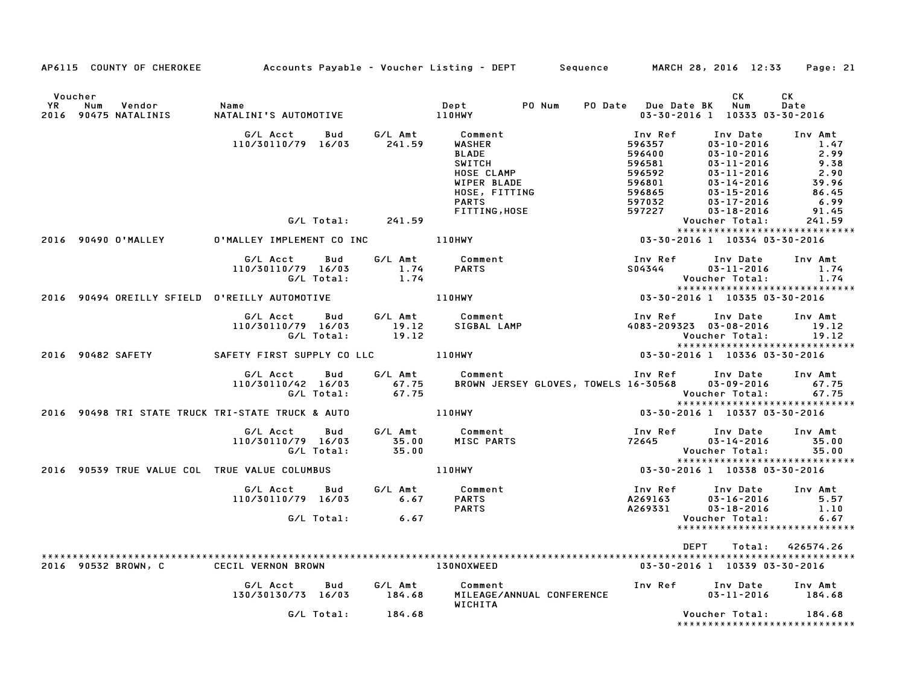AP6115 COUNTY OF CHEROKEE — Accounts Payable - Voucher Listing - DEPT — Sequence — MARCH 28, 2016 12:33

| Voucher YR | Num | Vendor | Name | Dept | PO Num | PO Date | Due Date | BK | CK Num | CK Date |
|---|---|---|---|---|---|---|---|---|---|---|
| 2016 | 90475 | NATALINIS | NATALINI'S AUTOMOTIVE | 110HWY | | | 03-30-2016 | 1 | 10333 | 03-30-2016 |

| G/L Acct | Bud | G/L Amt | Comment | Inv Ref | Inv Date | Inv Amt |
|---|---|---|---|---|---|---|
| 110/30110/79 | 16/03 | 241.59 | WASHER | 596357 | 03-10-2016 | 1.47 |
| | | | BLADE | 596400 | 03-10-2016 | 2.99 |
| | | | SWITCH | 596581 | 03-11-2016 | 9.38 |
| | | | HOSE CLAMP | 596592 | 03-11-2016 | 2.90 |
| | | | WIPER BLADE | 596801 | 03-14-2016 | 39.96 |
| | | | HOSE, FITTING | 596865 | 03-15-2016 | 86.45 |
| | | | PARTS | 597032 | 03-17-2016 | 6.99 |
| | | | FITTING,HOSE | 597227 | 03-18-2016 | 91.45 |
| | G/L Total: | 241.59 | | | Voucher Total: | 241.59 |

| Voucher YR | Num | Vendor | Name | Dept | PO Num | PO Date | Due Date | BK | CK Num | CK Date |
|---|---|---|---|---|---|---|---|---|---|---|
| 2016 | 90490 | O'MALLEY | O'MALLEY IMPLEMENT CO INC | 110HWY | | | 03-30-2016 | 1 | 10334 | 03-30-2016 |

| G/L Acct | Bud | G/L Amt | Comment | Inv Ref | Inv Date | Inv Amt |
|---|---|---|---|---|---|---|
| 110/30110/79 | 16/03 | 1.74 | PARTS | S04344 | 03-11-2016 | 1.74 |
| | G/L Total: | 1.74 | | | Voucher Total: | 1.74 |

| Voucher YR | Num | Vendor | Name | Dept | PO Num | PO Date | Due Date | BK | CK Num | CK Date |
|---|---|---|---|---|---|---|---|---|---|---|
| 2016 | 90494 | OREILLY SFIELD | O'REILLY AUTOMOTIVE | 110HWY | | | 03-30-2016 | 1 | 10335 | 03-30-2016 |

| G/L Acct | Bud | G/L Amt | Comment | Inv Ref | Inv Date | Inv Amt |
|---|---|---|---|---|---|---|
| 110/30110/79 | 16/03 | 19.12 | SIGBAL LAMP | 4083-209323 | 03-08-2016 | 19.12 |
| | G/L Total: | 19.12 | | | Voucher Total: | 19.12 |

| Voucher YR | Num | Vendor | Name | Dept | PO Num | PO Date | Due Date | BK | CK Num | CK Date |
|---|---|---|---|---|---|---|---|---|---|---|
| 2016 | 90482 | SAFETY | SAFETY FIRST SUPPLY CO LLC | 110HWY | | | 03-30-2016 | 1 | 10336 | 03-30-2016 |

| G/L Acct | Bud | G/L Amt | Comment | Inv Ref | Inv Date | Inv Amt |
|---|---|---|---|---|---|---|
| 110/30110/42 | 16/03 | 67.75 | BROWN JERSEY GLOVES, TOWELS | 16-30568 | 03-09-2016 | 67.75 |
| | G/L Total: | 67.75 | | | Voucher Total: | 67.75 |

| Voucher YR | Num | Vendor | Name | Dept | PO Num | PO Date | Due Date | BK | CK Num | CK Date |
|---|---|---|---|---|---|---|---|---|---|---|
| 2016 | 90498 | TRI STATE TRUCK | TRI-STATE TRUCK & AUTO | 110HWY | | | 03-30-2016 | 1 | 10337 | 03-30-2016 |

| G/L Acct | Bud | G/L Amt | Comment | Inv Ref | Inv Date | Inv Amt |
|---|---|---|---|---|---|---|
| 110/30110/79 | 16/03 | 35.00 | MISC PARTS | 72645 | 03-14-2016 | 35.00 |
| | G/L Total: | 35.00 | | | Voucher Total: | 35.00 |

| Voucher YR | Num | Vendor | Name | Dept | PO Num | PO Date | Due Date | BK | CK Num | CK Date |
|---|---|---|---|---|---|---|---|---|---|---|
| 2016 | 90539 | TRUE VALUE COL | TRUE VALUE COLUMBUS | 110HWY | | | 03-30-2016 | 1 | 10338 | 03-30-2016 |

| G/L Acct | Bud | G/L Amt | Comment | Inv Ref | Inv Date | Inv Amt |
|---|---|---|---|---|---|---|
| 110/30110/79 | 16/03 | 6.67 | PARTS | A269163 | 03-16-2016 | 5.57 |
| | | | PARTS | A269331 | 03-18-2016 | 1.10 |
| | G/L Total: | 6.67 | | | Voucher Total: | 6.67 |

DEPT Total: 426574.26

| Voucher YR | Num | Vendor | Name | Dept | PO Num | PO Date | Due Date | BK | CK Num | CK Date |
|---|---|---|---|---|---|---|---|---|---|---|
| 2016 | 90532 | BROWN, C | CECIL VERNON BROWN | 130NOXWEED | | | 03-30-2016 | 1 | 10339 | 03-30-2016 |

| G/L Acct | Bud | G/L Amt | Comment | Inv Ref | Inv Date | Inv Amt |
|---|---|---|---|---|---|---|
| 130/30130/73 | 16/03 | 184.68 | MILEAGE/ANNUAL CONFERENCE WICHITA | | 03-11-2016 | 184.68 |
| | G/L Total: | 184.68 | | | Voucher Total: | 184.68 |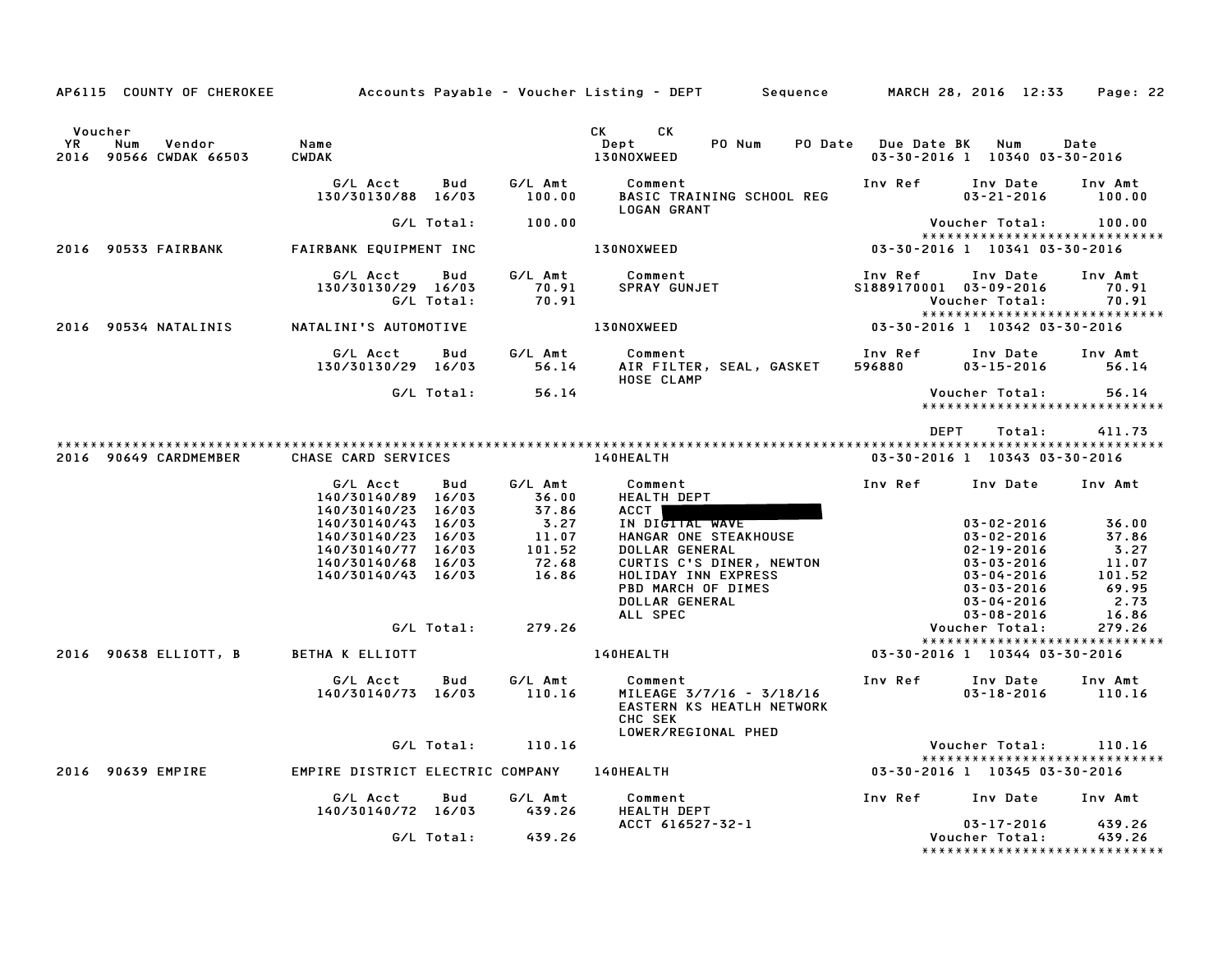AP6115 COUNTY OF CHEROKEE — Accounts Payable - Voucher Listing - DEPT — Sequence — MARCH 28, 2016 12:33

| Voucher YR | Num | Vendor | Name | CK Dept | PO Num | PO Date | Due Date | BK | CK Num | Date |
|---|---|---|---|---|---|---|---|---|---|---|
| 2016 | 90566 | CWDAK 66503 | CWDAK | 130NOXWEED | | | 03-30-2016 | 1 | 10340 | 03-30-2016 |

| G/L Acct | Bud | G/L Amt | Comment | Inv Ref | Inv Date | Inv Amt |
|---|---|---|---|---|---|---|
| 130/30130/88 | 16/03 | 100.00 | BASIC TRAINING SCHOOL REG LOGAN GRANT | | 03-21-2016 | 100.00 |
| | G/L Total: | 100.00 | | | Voucher Total: | 100.00 |

*****************************

| Voucher YR | Num | Vendor | Name | CK Dept | PO Num | PO Date | Due Date | BK | CK Num | Date |
|---|---|---|---|---|---|---|---|---|---|---|
| 2016 | 90533 | FAIRBANK | FAIRBANK EQUIPMENT INC | 130NOXWEED | | | 03-30-2016 | 1 | 10341 | 03-30-2016 |

| G/L Acct | Bud | G/L Amt | Comment | Inv Ref | Inv Date | Inv Amt |
|---|---|---|---|---|---|---|
| 130/30130/29 | 16/03 | 70.91 | SPRAY GUNJET | S1889170001 | 03-09-2016 | 70.91 |
| | G/L Total: | 70.91 | | | Voucher Total: | 70.91 |

*****************************

| Voucher YR | Num | Vendor | Name | CK Dept | PO Num | PO Date | Due Date | BK | CK Num | Date |
|---|---|---|---|---|---|---|---|---|---|---|
| 2016 | 90534 | NATALINIS | NATALINI'S AUTOMOTIVE | 130NOXWEED | | | 03-30-2016 | 1 | 10342 | 03-30-2016 |

| G/L Acct | Bud | G/L Amt | Comment | Inv Ref | Inv Date | Inv Amt |
|---|---|---|---|---|---|---|
| 130/30130/29 | 16/03 | 56.14 | AIR FILTER, SEAL, GASKET HOSE CLAMP | 596880 | 03-15-2016 | 56.14 |
| | G/L Total: | 56.14 | | | Voucher Total: | 56.14 |

*****************************

DEPT Total: 411.73

*****************************

| Voucher YR | Num | Vendor | Name | CK Dept | PO Num | PO Date | Due Date | BK | CK Num | Date |
|---|---|---|---|---|---|---|---|---|---|---|
| 2016 | 90649 | CARDMEMBER | CHASE CARD SERVICES | 140HEALTH | | | 03-30-2016 | 1 | 10343 | 03-30-2016 |

| G/L Acct | Bud | G/L Amt | Comment | Inv Ref | Inv Date | Inv Amt |
|---|---|---|---|---|---|---|
| 140/30140/89 | 16/03 | 36.00 | HEALTH DEPT | | | |
| 140/30140/23 | 16/03 | 37.86 | ACCT [REDACTED] | | | |
| 140/30140/43 | 16/03 | 3.27 | IN DIGITAL WAVE | | 03-02-2016 | 36.00 |
| 140/30140/23 | 16/03 | 11.07 | HANGAR ONE STEAKHOUSE | | 03-02-2016 | 37.86 |
| 140/30140/77 | 16/03 | 101.52 | DOLLAR GENERAL | | 02-19-2016 | 3.27 |
| 140/30140/68 | 16/03 | 72.68 | CURTIS C'S DINER, NEWTON | | 03-03-2016 | 11.07 |
| 140/30140/43 | 16/03 | 16.86 | HOLIDAY INN EXPRESS | | 03-04-2016 | 101.52 |
| | | | PBD MARCH OF DIMES | | 03-03-2016 | 69.95 |
| | | | DOLLAR GENERAL | | 03-04-2016 | 2.73 |
| | | | ALL SPEC | | 03-08-2016 | 16.86 |
| | G/L Total: | 279.26 | | | Voucher Total: | 279.26 |

*****************************

| Voucher YR | Num | Vendor | Name | CK Dept | PO Num | PO Date | Due Date | BK | CK Num | Date |
|---|---|---|---|---|---|---|---|---|---|---|
| 2016 | 90638 | ELLIOTT, B | BETHA K ELLIOTT | 140HEALTH | | | 03-30-2016 | 1 | 10344 | 03-30-2016 |

| G/L Acct | Bud | G/L Amt | Comment | Inv Ref | Inv Date | Inv Amt |
|---|---|---|---|---|---|---|
| 140/30140/73 | 16/03 | 110.16 | MILEAGE 3/7/16 - 3/18/16 EASTERN KS HEATLH NETWORK CHC SEK LOWER/REGIONAL PHED | | 03-18-2016 | 110.16 |
| | G/L Total: | 110.16 | | | Voucher Total: | 110.16 |

*****************************

| Voucher YR | Num | Vendor | Name | CK Dept | PO Num | PO Date | Due Date | BK | CK Num | Date |
|---|---|---|---|---|---|---|---|---|---|---|
| 2016 | 90639 | EMPIRE | EMPIRE DISTRICT ELECTRIC COMPANY | 140HEALTH | | | 03-30-2016 | 1 | 10345 | 03-30-2016 |

| G/L Acct | Bud | G/L Amt | Comment | Inv Ref | Inv Date | Inv Amt |
|---|---|---|---|---|---|---|
| 140/30140/72 | 16/03 | 439.26 | HEALTH DEPT ACCT 616527-32-1 | | 03-17-2016 | 439.26 |
| | G/L Total: | 439.26 | | | Voucher Total: | 439.26 |

*****************************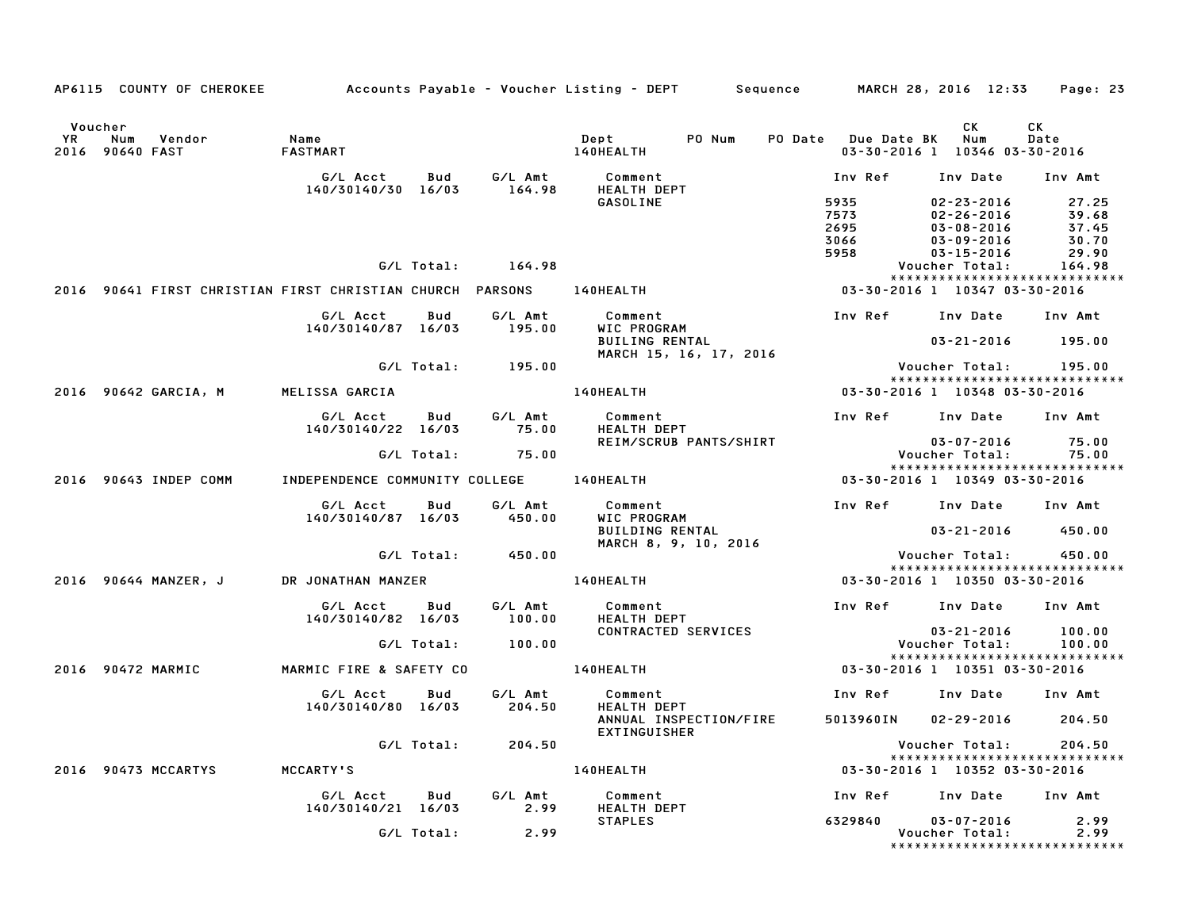AP6115 COUNTY OF CHEROKEE — Accounts Payable - Voucher Listing - DEPT — Sequence — MARCH 28, 2016 12:33

| Voucher YR | Num | Vendor | Name | Dept | PO Num | PO Date | Due Date | BK | CK Num | CK Date |
|---|---|---|---|---|---|---|---|---|---|---|
| 2016 | 90640 | FAST | FASTMART | 140HEALTH | | | 03-30-2016 | 1 | 10346 | 03-30-2016 |

| G/L Acct | Bud | G/L Amt | Comment | Inv Ref | Inv Date | Inv Amt |
|---|---|---|---|---|---|---|
| 140/30140/30 | 16/03 | 164.98 | HEALTH DEPT | | | |
| | | | GASOLINE | 5935 | 02-23-2016 | 27.25 |
| | | | | 7573 | 02-26-2016 | 39.68 |
| | | | | 2695 | 03-08-2016 | 37.45 |
| | | | | 3066 | 03-09-2016 | 30.70 |
| | | | | 5958 | 03-15-2016 | 29.90 |
| | G/L Total: | 164.98 | | | Voucher Total: | 164.98 |

****************************

| Voucher YR | Num | Vendor | Name | Dept | Due Date | BK | CK Num | CK Date |
|---|---|---|---|---|---|---|---|---|
| 2016 | 90641 | FIRST CHRISTIAN | FIRST CHRISTIAN CHURCH PARSONS | 140HEALTH | 03-30-2016 | 1 | 10347 | 03-30-2016 |

| G/L Acct | Bud | G/L Amt | Comment | Inv Ref | Inv Date | Inv Amt |
|---|---|---|---|---|---|---|
| 140/30140/87 | 16/03 | 195.00 | WIC PROGRAM | | | |
| | | | BUILING RENTAL | | 03-21-2016 | 195.00 |
| | | | MARCH 15, 16, 17, 2016 | | | |
| | G/L Total: | 195.00 | | | Voucher Total: | 195.00 |

****************************

| Voucher YR | Num | Vendor | Name | Dept | Due Date | BK | CK Num | CK Date |
|---|---|---|---|---|---|---|---|---|
| 2016 | 90642 | GARCIA, M | MELISSA GARCIA | 140HEALTH | 03-30-2016 | 1 | 10348 | 03-30-2016 |

| G/L Acct | Bud | G/L Amt | Comment | Inv Ref | Inv Date | Inv Amt |
|---|---|---|---|---|---|---|
| 140/30140/22 | 16/03 | 75.00 | HEALTH DEPT | | | |
| | | | REIM/SCRUB PANTS/SHIRT | | 03-07-2016 | 75.00 |
| | G/L Total: | 75.00 | | | Voucher Total: | 75.00 |

****************************

| Voucher YR | Num | Vendor | Name | Dept | Due Date | BK | CK Num | CK Date |
|---|---|---|---|---|---|---|---|---|
| 2016 | 90643 | INDEP COMM | INDEPENDENCE COMMUNITY COLLEGE | 140HEALTH | 03-30-2016 | 1 | 10349 | 03-30-2016 |

| G/L Acct | Bud | G/L Amt | Comment | Inv Ref | Inv Date | Inv Amt |
|---|---|---|---|---|---|---|
| 140/30140/87 | 16/03 | 450.00 | WIC PROGRAM | | | |
| | | | BUILDING RENTAL | | 03-21-2016 | 450.00 |
| | | | MARCH 8, 9, 10, 2016 | | | |
| | G/L Total: | 450.00 | | | Voucher Total: | 450.00 |

****************************

| Voucher YR | Num | Vendor | Name | Dept | Due Date | BK | CK Num | CK Date |
|---|---|---|---|---|---|---|---|---|
| 2016 | 90644 | MANZER, J | DR JONATHAN MANZER | 140HEALTH | 03-30-2016 | 1 | 10350 | 03-30-2016 |

| G/L Acct | Bud | G/L Amt | Comment | Inv Ref | Inv Date | Inv Amt |
|---|---|---|---|---|---|---|
| 140/30140/82 | 16/03 | 100.00 | HEALTH DEPT | | | |
| | | | CONTRACTED SERVICES | | 03-21-2016 | 100.00 |
| | G/L Total: | 100.00 | | | Voucher Total: | 100.00 |

****************************

| Voucher YR | Num | Vendor | Name | Dept | Due Date | BK | CK Num | CK Date |
|---|---|---|---|---|---|---|---|---|
| 2016 | 90472 | MARMIC | MARMIC FIRE & SAFETY CO | 140HEALTH | 03-30-2016 | 1 | 10351 | 03-30-2016 |

| G/L Acct | Bud | G/L Amt | Comment | Inv Ref | Inv Date | Inv Amt |
|---|---|---|---|---|---|---|
| 140/30140/80 | 16/03 | 204.50 | HEALTH DEPT | | | |
| | | | ANNUAL INSPECTION/FIRE | 5013960IN | 02-29-2016 | 204.50 |
| | | | EXTINGUISHER | | | |
| | G/L Total: | 204.50 | | | Voucher Total: | 204.50 |

****************************

| Voucher YR | Num | Vendor | Name | Dept | Due Date | BK | CK Num | CK Date |
|---|---|---|---|---|---|---|---|---|
| 2016 | 90473 | MCCARTYS | MCCARTY'S | 140HEALTH | 03-30-2016 | 1 | 10352 | 03-30-2016 |

| G/L Acct | Bud | G/L Amt | Comment | Inv Ref | Inv Date | Inv Amt |
|---|---|---|---|---|---|---|
| 140/30140/21 | 16/03 | 2.99 | HEALTH DEPT | | | |
| | | | STAPLES | 6329840 | 03-07-2016 | 2.99 |
| | G/L Total: | 2.99 | | | Voucher Total: | 2.99 |

****************************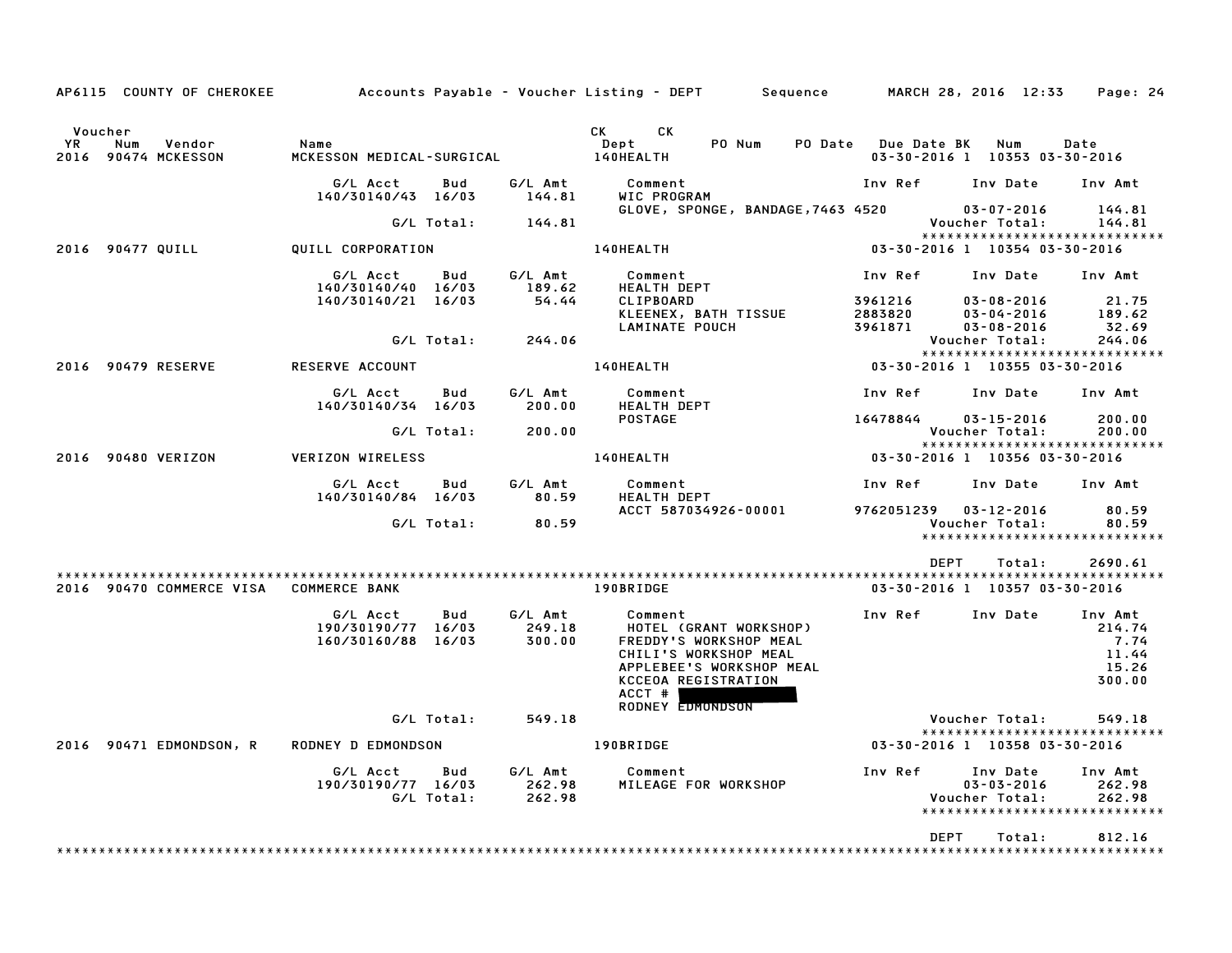AP6115 COUNTY OF CHEROKEE — Accounts Payable - Voucher Listing - DEPT — Sequence — MARCH 28, 2016 12:33

| Voucher YR | Num | Vendor | Name | CK Dept | CK PO Num | PO Date | Due Date BK | Num | Date |
|---|---|---|---|---|---|---|---|---|---|
| 2016 | 90474 | MCKESSON | MCKESSON MEDICAL-SURGICAL | 140HEALTH | | | 03-30-2016 1 | 10353 | 03-30-2016 |

| G/L Acct | Bud | G/L Amt | Comment | Inv Ref | Inv Date | Inv Amt |
|---|---|---|---|---|---|---|
| 140/30140/43 | 16/03 | 144.81 | WIC PROGRAM | | | |
| | | | GLOVE, SPONGE, BANDAGE,7463 | 4520 | 03-07-2016 | 144.81 |
| | G/L Total: | 144.81 | | | Voucher Total: | 144.81 |

*****************************

| Voucher YR | Num | Vendor | Name | CK Dept | Due Date BK | Num | Date |
|---|---|---|---|---|---|---|---|
| 2016 | 90477 | QUILL | QUILL CORPORATION | 140HEALTH | 03-30-2016 1 | 10354 | 03-30-2016 |

| G/L Acct | Bud | G/L Amt | Comment | Inv Ref | Inv Date | Inv Amt |
|---|---|---|---|---|---|---|
| 140/30140/40 | 16/03 | 189.62 | HEALTH DEPT | | | |
| 140/30140/21 | 16/03 | 54.44 | CLIPBOARD | 3961216 | 03-08-2016 | 21.75 |
| | | | KLEENEX, BATH TISSUE | 2883820 | 03-04-2016 | 189.62 |
| | | | LAMINATE POUCH | 3961871 | 03-08-2016 | 32.69 |
| | G/L Total: | 244.06 | | | Voucher Total: | 244.06 |

*****************************

| Voucher YR | Num | Vendor | Name | CK Dept | Due Date BK | Num | Date |
|---|---|---|---|---|---|---|---|
| 2016 | 90479 | RESERVE | RESERVE ACCOUNT | 140HEALTH | 03-30-2016 1 | 10355 | 03-30-2016 |

| G/L Acct | Bud | G/L Amt | Comment | Inv Ref | Inv Date | Inv Amt |
|---|---|---|---|---|---|---|
| 140/30140/34 | 16/03 | 200.00 | HEALTH DEPT | | | |
| | | | POSTAGE | 16478844 | 03-15-2016 | 200.00 |
| | G/L Total: | 200.00 | | | Voucher Total: | 200.00 |

*****************************

| Voucher YR | Num | Vendor | Name | CK Dept | Due Date BK | Num | Date |
|---|---|---|---|---|---|---|---|
| 2016 | 90480 | VERIZON | VERIZON WIRELESS | 140HEALTH | 03-30-2016 1 | 10356 | 03-30-2016 |

| G/L Acct | Bud | G/L Amt | Comment | Inv Ref | Inv Date | Inv Amt |
|---|---|---|---|---|---|---|
| 140/30140/84 | 16/03 | 80.59 | HEALTH DEPT | | | |
| | | | ACCT 587034926-00001 | 9762051239 | 03-12-2016 | 80.59 |
| | G/L Total: | 80.59 | | | Voucher Total: | 80.59 |

*****************************

DEPT Total: 2690.61

*****************************************************************************************************

| Voucher YR | Num | Vendor | Name | CK Dept | Due Date BK | Num | Date |
|---|---|---|---|---|---|---|---|
| 2016 | 90470 | COMMERCE VISA | COMMERCE BANK | 190BRIDGE | 03-30-2016 1 | 10357 | 03-30-2016 |

| G/L Acct | Bud | G/L Amt | Comment | Inv Ref | Inv Date | Inv Amt |
|---|---|---|---|---|---|---|
| 190/30190/77 | 16/03 | 249.18 | HOTEL (GRANT WORKSHOP) | | | 214.74 |
| 160/30160/88 | 16/03 | 300.00 | FREDDY'S WORKSHOP MEAL | | | 7.74 |
| | | | CHILI'S WORKSHOP MEAL | | | 11.44 |
| | | | APPLEBEE'S WORKSHOP MEAL | | | 15.26 |
| | | | KCCEOA REGISTRATION | | | 300.00 |
| | | | ACCT # [REDACTED] | | | |
| | | | RODNEY EDMONDSON | | | |
| | G/L Total: | 549.18 | | | Voucher Total: | 549.18 |

*****************************

| Voucher YR | Num | Vendor | Name | CK Dept | Due Date BK | Num | Date |
|---|---|---|---|---|---|---|---|
| 2016 | 90471 | EDMONDSON, R | RODNEY D EDMONDSON | 190BRIDGE | 03-30-2016 1 | 10358 | 03-30-2016 |

| G/L Acct | Bud | G/L Amt | Comment | Inv Ref | Inv Date | Inv Amt |
|---|---|---|---|---|---|---|
| 190/30190/77 | 16/03 | 262.98 | MILEAGE FOR WORKSHOP | | 03-03-2016 | 262.98 |
| | G/L Total: | 262.98 | | | Voucher Total: | 262.98 |

*****************************

DEPT Total: 812.16

*****************************************************************************************************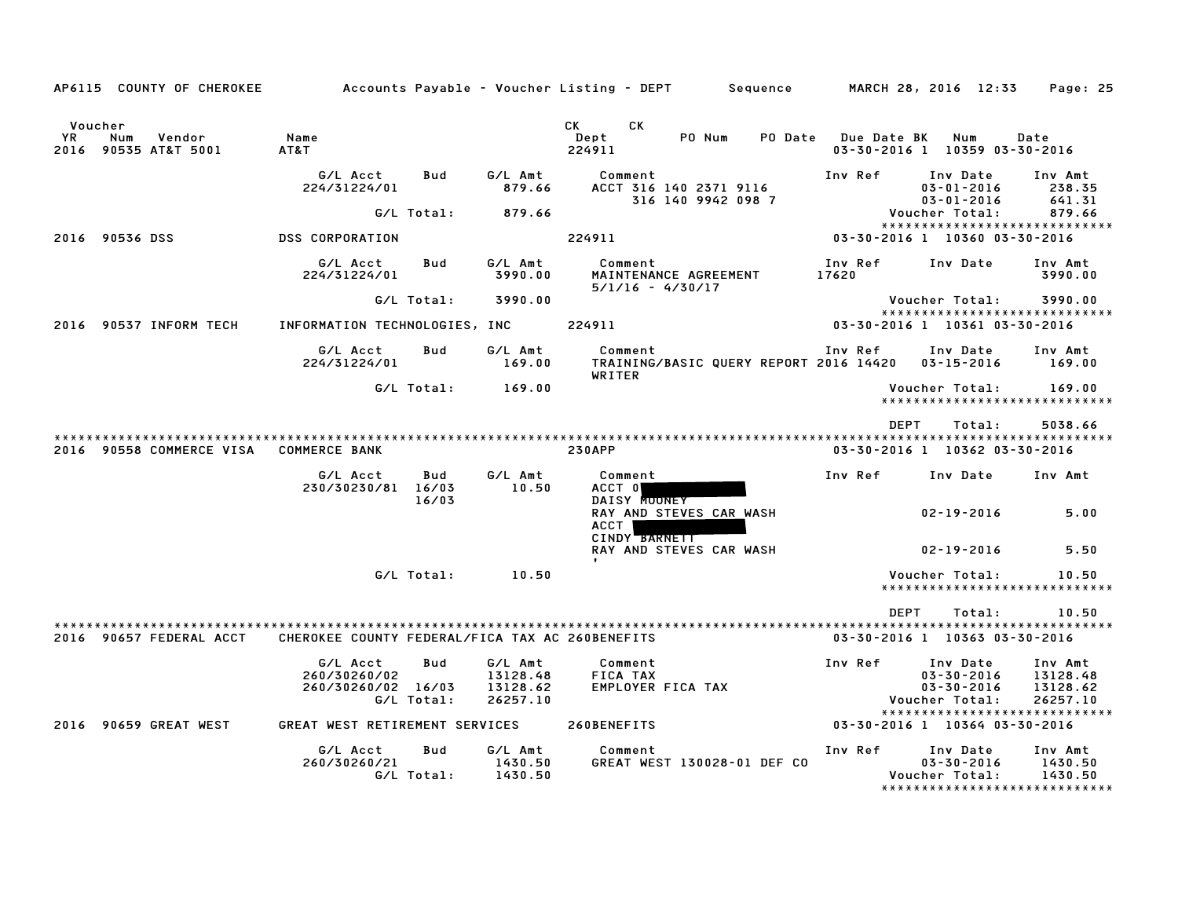AP6115 COUNTY OF CHEROKEE — Accounts Payable - Voucher Listing - DEPT — Sequence — MARCH 28, 2016 12:33

| Voucher YR | Num | Vendor | Name | CK Dept | CK | PO Num | PO Date | Due Date | BK | Num | Date |
|---|---|---|---|---|---|---|---|---|---|---|---|
| 2016 | 90535 | AT&T 5001 | AT&T | 224911 | | | | 03-30-2016 | 1 | 10359 | 03-30-2016 |

| G/L Acct | Bud | G/L Amt | Comment | Inv Ref | Inv Date | Inv Amt |
|---|---|---|---|---|---|---|
| 224/31224/01 | | 879.66 | ACCT 316 140 2371 9116 | | 03-01-2016 | 238.35 |
| | | | 316 140 9942 098 7 | | 03-01-2016 | 641.31 |
| | G/L Total: | 879.66 | | | Voucher Total: | 879.66 |

****************************

| Voucher YR | Num | Vendor | Name | CK Dept | Due Date | BK | Num | Date |
|---|---|---|---|---|---|---|---|---|
| 2016 | 90536 | DSS | DSS CORPORATION | 224911 | 03-30-2016 | 1 | 10360 | 03-30-2016 |

| G/L Acct | Bud | G/L Amt | Comment | Inv Ref | Inv Date | Inv Amt |
|---|---|---|---|---|---|---|
| 224/31224/01 | | 3990.00 | MAINTENANCE AGREEMENT 5/1/16 - 4/30/17 | 17620 | | 3990.00 |
| | G/L Total: | 3990.00 | | | Voucher Total: | 3990.00 |

****************************

| Voucher YR | Num | Vendor | Name | CK Dept | Due Date | BK | Num | Date |
|---|---|---|---|---|---|---|---|---|
| 2016 | 90537 | INFORM TECH | INFORMATION TECHNOLOGIES, INC | 224911 | 03-30-2016 | 1 | 10361 | 03-30-2016 |

| G/L Acct | Bud | G/L Amt | Comment | Inv Ref | Inv Date | Inv Amt |
|---|---|---|---|---|---|---|
| 224/31224/01 | | 169.00 | TRAINING/BASIC QUERY REPORT WRITER | 2016 14420 | 03-15-2016 | 169.00 |
| | G/L Total: | 169.00 | | | Voucher Total: | 169.00 |

****************************

DEPT Total: 5038.66

****************************

| Voucher YR | Num | Vendor | Name | CK Dept | Due Date | BK | Num | Date |
|---|---|---|---|---|---|---|---|---|
| 2016 | 90558 | COMMERCE VISA | COMMERCE BANK | 230APP | 03-30-2016 | 1 | 10362 | 03-30-2016 |

| G/L Acct | Bud | G/L Amt | Comment | Inv Ref | Inv Date | Inv Amt |
|---|---|---|---|---|---|---|
| 230/30230/81 | 16/03 | 10.50 | ACCT 0[REDACTED] DAISY MOONEY | | | |
| | 16/03 | | RAY AND STEVES CAR WASH | | 02-19-2016 | 5.00 |
| | | | ACCT [REDACTED] CINDY BARNETT | | | |
| | | | RAY AND STEVES CAR WASH | | 02-19-2016 | 5.50 |
| | G/L Total: | 10.50 | | | Voucher Total: | 10.50 |

****************************

DEPT Total: 10.50

****************************

| Voucher YR | Num | Vendor | Name | CK Dept | Due Date | BK | Num | Date |
|---|---|---|---|---|---|---|---|---|
| 2016 | 90657 | FEDERAL ACCT | CHEROKEE COUNTY FEDERAL/FICA TAX AC | 260BENEFITS | 03-30-2016 | 1 | 10363 | 03-30-2016 |

| G/L Acct | Bud | G/L Amt | Comment | Inv Ref | Inv Date | Inv Amt |
|---|---|---|---|---|---|---|
| 260/30260/02 | | 13128.48 | FICA TAX | | 03-30-2016 | 13128.48 |
| 260/30260/02 | 16/03 | 13128.62 | EMPLOYER FICA TAX | | 03-30-2016 | 13128.62 |
| | G/L Total: | 26257.10 | | | Voucher Total: | 26257.10 |

****************************

| Voucher YR | Num | Vendor | Name | CK Dept | Due Date | BK | Num | Date |
|---|---|---|---|---|---|---|---|---|
| 2016 | 90659 | GREAT WEST | GREAT WEST RETIREMENT SERVICES | 260BENEFITS | 03-30-2016 | 1 | 10364 | 03-30-2016 |

| G/L Acct | Bud | G/L Amt | Comment | Inv Ref | Inv Date | Inv Amt |
|---|---|---|---|---|---|---|
| 260/30260/21 | | 1430.50 | GREAT WEST 130028-01 DEF CO | | 03-30-2016 | 1430.50 |
| | G/L Total: | 1430.50 | | | Voucher Total: | 1430.50 |

****************************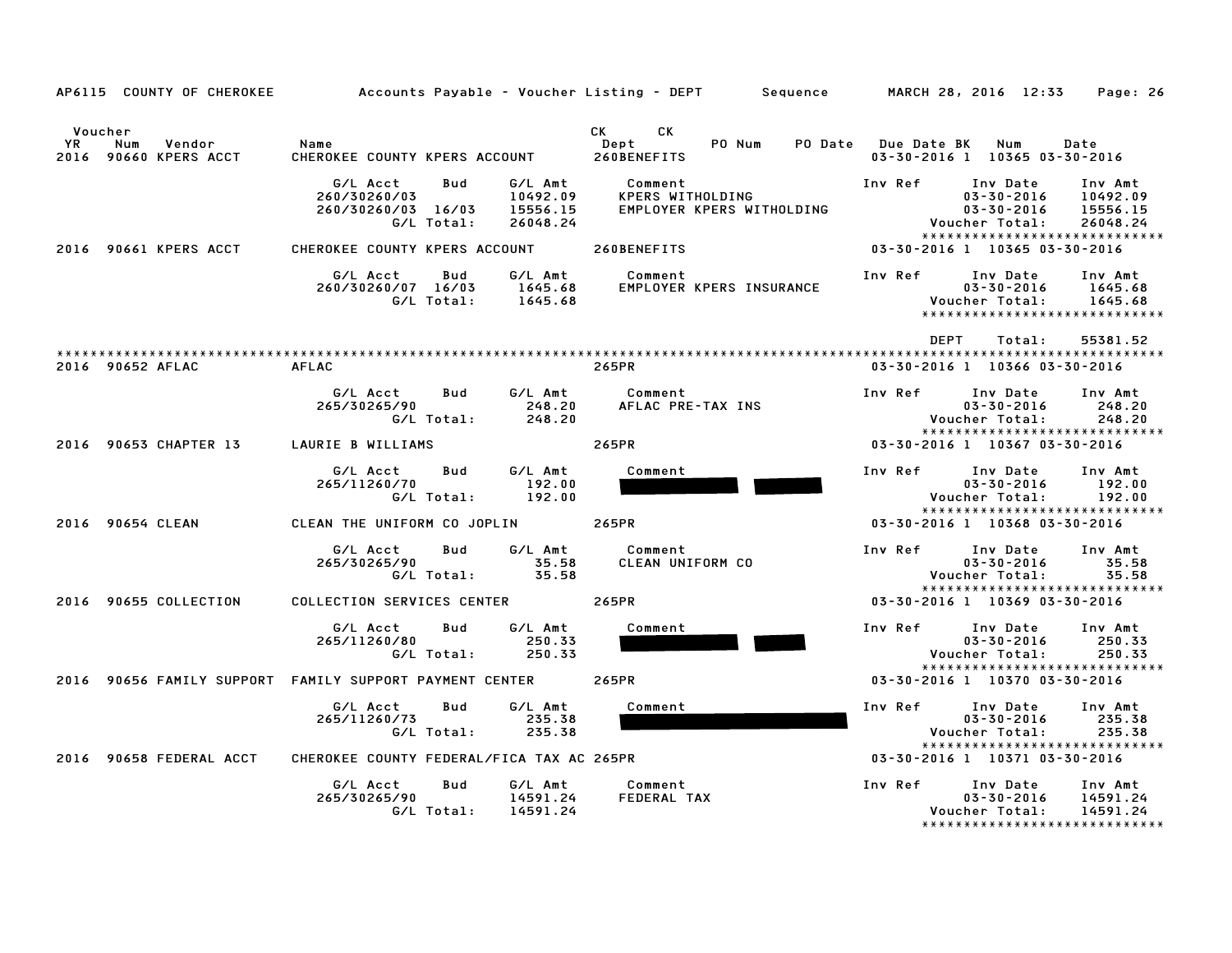AP6115 COUNTY OF CHEROKEE — Accounts Payable - Voucher Listing - DEPT — Sequence — MARCH 28, 2016 12:33

| Voucher YR | Num | Vendor | Name | CK Dept | CK | PO Num | PO Date | Due Date BK | Num | Date |
|---|---|---|---|---|---|---|---|---|---|---|
| 2016 | 90660 | KPERS ACCT | CHEROKEE COUNTY KPERS ACCOUNT | 260BENEFITS | | | | 03-30-2016 1 | 10365 | 03-30-2016 |

| G/L Acct | Bud | G/L Amt | Comment | Inv Ref | Inv Date | Inv Amt |
|---|---|---|---|---|---|---|
| 260/30260/03 | | 10492.09 | KPERS WITHOLDING | | 03-30-2016 | 10492.09 |
| 260/30260/03 | 16/03 | 15556.15 | EMPLOYER KPERS WITHOLDING | | 03-30-2016 | 15556.15 |
| | G/L Total: | 26048.24 | | | Voucher Total: | 26048.24 |

| Voucher YR | Num | Vendor | Name | CK Dept | Due Date BK | Num | Date |
|---|---|---|---|---|---|---|---|
| 2016 | 90661 | KPERS ACCT | CHEROKEE COUNTY KPERS ACCOUNT | 260BENEFITS | 03-30-2016 1 | 10365 | 03-30-2016 |

| G/L Acct | Bud | G/L Amt | Comment | Inv Ref | Inv Date | Inv Amt |
|---|---|---|---|---|---|---|
| 260/30260/07 | 16/03 | 1645.68 | EMPLOYER KPERS INSURANCE | | 03-30-2016 | 1645.68 |
| | G/L Total: | 1645.68 | | | Voucher Total: | 1645.68 |

DEPT Total: 55381.52

| Voucher YR | Num | Vendor | Name | CK Dept | Due Date BK | Num | Date |
|---|---|---|---|---|---|---|---|
| 2016 | 90652 | AFLAC | AFLAC | 265PR | 03-30-2016 1 | 10366 | 03-30-2016 |

| G/L Acct | Bud | G/L Amt | Comment | Inv Ref | Inv Date | Inv Amt |
|---|---|---|---|---|---|---|
| 265/30265/90 | | 248.20 | AFLAC PRE-TAX INS | | 03-30-2016 | 248.20 |
| | G/L Total: | 248.20 | | | Voucher Total: | 248.20 |

| Voucher YR | Num | Vendor | Name | CK Dept | Due Date BK | Num | Date |
|---|---|---|---|---|---|---|---|
| 2016 | 90653 | CHAPTER 13 | LAURIE B WILLIAMS | 265PR | 03-30-2016 1 | 10367 | 03-30-2016 |

| G/L Acct | Bud | G/L Amt | Comment | Inv Ref | Inv Date | Inv Amt |
|---|---|---|---|---|---|---|
| 265/11260/70 | | 192.00 | [REDACTED] | | 03-30-2016 | 192.00 |
| | G/L Total: | 192.00 | | | Voucher Total: | 192.00 |

| Voucher YR | Num | Vendor | Name | CK Dept | Due Date BK | Num | Date |
|---|---|---|---|---|---|---|---|
| 2016 | 90654 | CLEAN | CLEAN THE UNIFORM CO JOPLIN | 265PR | 03-30-2016 1 | 10368 | 03-30-2016 |

| G/L Acct | Bud | G/L Amt | Comment | Inv Ref | Inv Date | Inv Amt |
|---|---|---|---|---|---|---|
| 265/30265/90 | | 35.58 | CLEAN UNIFORM CO | | 03-30-2016 | 35.58 |
| | G/L Total: | 35.58 | | | Voucher Total: | 35.58 |

| Voucher YR | Num | Vendor | Name | CK Dept | Due Date BK | Num | Date |
|---|---|---|---|---|---|---|---|
| 2016 | 90655 | COLLECTION | COLLECTION SERVICES CENTER | 265PR | 03-30-2016 1 | 10369 | 03-30-2016 |

| G/L Acct | Bud | G/L Amt | Comment | Inv Ref | Inv Date | Inv Amt |
|---|---|---|---|---|---|---|
| 265/11260/80 | | 250.33 | [REDACTED] | | 03-30-2016 | 250.33 |
| | G/L Total: | 250.33 | | | Voucher Total: | 250.33 |

| Voucher YR | Num | Vendor | Name | CK Dept | Due Date BK | Num | Date |
|---|---|---|---|---|---|---|---|
| 2016 | 90656 | FAMILY SUPPORT | FAMILY SUPPORT PAYMENT CENTER | 265PR | 03-30-2016 1 | 10370 | 03-30-2016 |

| G/L Acct | Bud | G/L Amt | Comment | Inv Ref | Inv Date | Inv Amt |
|---|---|---|---|---|---|---|
| 265/11260/73 | | 235.38 | [REDACTED] | | 03-30-2016 | 235.38 |
| | G/L Total: | 235.38 | | | Voucher Total: | 235.38 |

| Voucher YR | Num | Vendor | Name | CK Dept | Due Date BK | Num | Date |
|---|---|---|---|---|---|---|---|
| 2016 | 90658 | FEDERAL ACCT | CHEROKEE COUNTY FEDERAL/FICA TAX AC | 265PR | 03-30-2016 1 | 10371 | 03-30-2016 |

| G/L Acct | Bud | G/L Amt | Comment | Inv Ref | Inv Date | Inv Amt |
|---|---|---|---|---|---|---|
| 265/30265/90 | | 14591.24 | FEDERAL TAX | | 03-30-2016 | 14591.24 |
| | G/L Total: | 14591.24 | | | Voucher Total: | 14591.24 |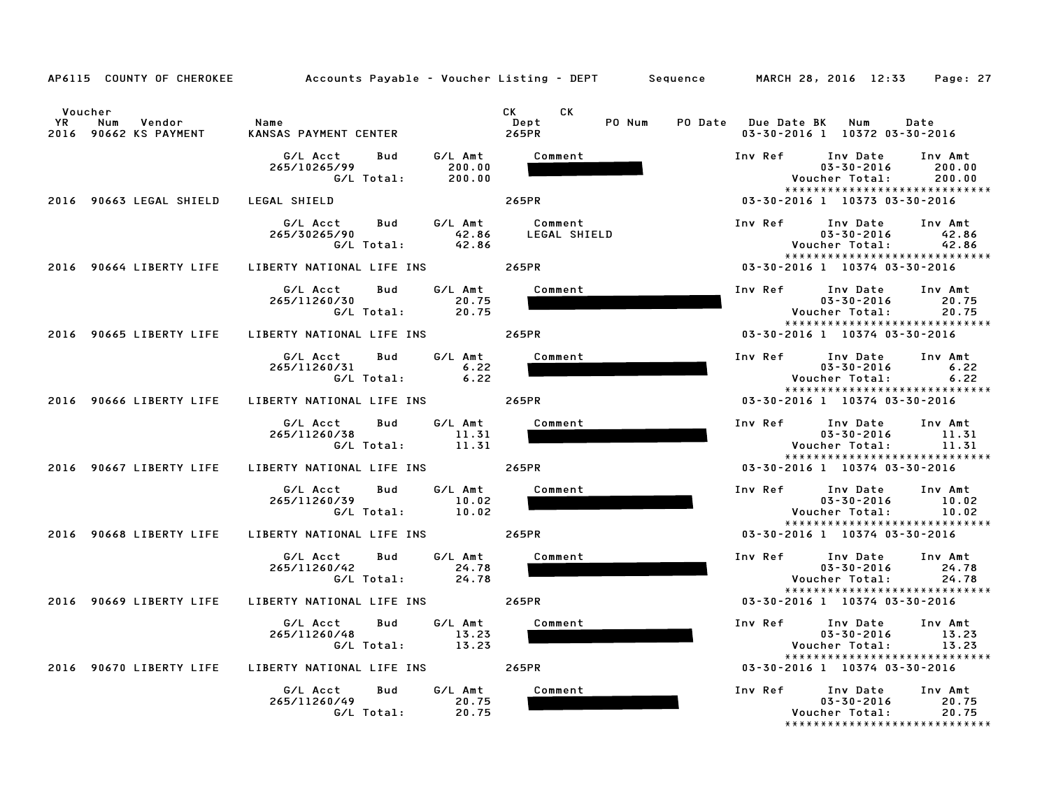AP6115 COUNTY OF CHEROKEE — Accounts Payable - Voucher Listing - DEPT — Sequence — MARCH 28, 2016 12:33

| Voucher YR | Num | Vendor | Name | CK Dept | CK | PO Num | PO Date | Due Date | BK | Num | Date |
|---|---|---|---|---|---|---|---|---|---|---|---|
| 2016 | 90662 | KS PAYMENT | KANSAS PAYMENT CENTER | 265PR | | | | 03-30-2016 | 1 | 10372 | 03-30-2016 |

| G/L Acct | Bud | G/L Amt | Comment | Inv Ref | Inv Date | Inv Amt |
|---|---|---|---|---|---|---|
| 265/10265/99 | | 200.00 | | | 03-30-2016 | 200.00 |
| | G/L Total: | 200.00 | | | Voucher Total: | 200.00 |

| Voucher YR | Num | Vendor | Name | CK Dept | CK | PO Num | PO Date | Due Date | BK | Num | Date |
|---|---|---|---|---|---|---|---|---|---|---|---|
| 2016 | 90663 | LEGAL SHIELD | LEGAL SHIELD | 265PR | | | | 03-30-2016 | 1 | 10373 | 03-30-2016 |

| G/L Acct | Bud | G/L Amt | Comment | Inv Ref | Inv Date | Inv Amt |
|---|---|---|---|---|---|---|
| 265/30265/90 | | 42.86 | LEGAL SHIELD | | 03-30-2016 | 42.86 |
| | G/L Total: | 42.86 | | | Voucher Total: | 42.86 |

| Voucher YR | Num | Vendor | Name | CK Dept | CK | PO Num | PO Date | Due Date | BK | Num | Date |
|---|---|---|---|---|---|---|---|---|---|---|---|
| 2016 | 90664 | LIBERTY LIFE | LIBERTY NATIONAL LIFE INS | 265PR | | | | 03-30-2016 | 1 | 10374 | 03-30-2016 |

| G/L Acct | Bud | G/L Amt | Comment | Inv Ref | Inv Date | Inv Amt |
|---|---|---|---|---|---|---|
| 265/11260/30 | | 20.75 | | | 03-30-2016 | 20.75 |
| | G/L Total: | 20.75 | | | Voucher Total: | 20.75 |

| Voucher YR | Num | Vendor | Name | CK Dept | CK | PO Num | PO Date | Due Date | BK | Num | Date |
|---|---|---|---|---|---|---|---|---|---|---|---|
| 2016 | 90665 | LIBERTY LIFE | LIBERTY NATIONAL LIFE INS | 265PR | | | | 03-30-2016 | 1 | 10374 | 03-30-2016 |

| G/L Acct | Bud | G/L Amt | Comment | Inv Ref | Inv Date | Inv Amt |
|---|---|---|---|---|---|---|
| 265/11260/31 | | 6.22 | | | 03-30-2016 | 6.22 |
| | G/L Total: | 6.22 | | | Voucher Total: | 6.22 |

| Voucher YR | Num | Vendor | Name | CK Dept | CK | PO Num | PO Date | Due Date | BK | Num | Date |
|---|---|---|---|---|---|---|---|---|---|---|---|
| 2016 | 90666 | LIBERTY LIFE | LIBERTY NATIONAL LIFE INS | 265PR | | | | 03-30-2016 | 1 | 10374 | 03-30-2016 |

| G/L Acct | Bud | G/L Amt | Comment | Inv Ref | Inv Date | Inv Amt |
|---|---|---|---|---|---|---|
| 265/11260/38 | | 11.31 | | | 03-30-2016 | 11.31 |
| | G/L Total: | 11.31 | | | Voucher Total: | 11.31 |

| Voucher YR | Num | Vendor | Name | CK Dept | CK | PO Num | PO Date | Due Date | BK | Num | Date |
|---|---|---|---|---|---|---|---|---|---|---|---|
| 2016 | 90667 | LIBERTY LIFE | LIBERTY NATIONAL LIFE INS | 265PR | | | | 03-30-2016 | 1 | 10374 | 03-30-2016 |

| G/L Acct | Bud | G/L Amt | Comment | Inv Ref | Inv Date | Inv Amt |
|---|---|---|---|---|---|---|
| 265/11260/39 | | 10.02 | | | 03-30-2016 | 10.02 |
| | G/L Total: | 10.02 | | | Voucher Total: | 10.02 |

| Voucher YR | Num | Vendor | Name | CK Dept | CK | PO Num | PO Date | Due Date | BK | Num | Date |
|---|---|---|---|---|---|---|---|---|---|---|---|
| 2016 | 90668 | LIBERTY LIFE | LIBERTY NATIONAL LIFE INS | 265PR | | | | 03-30-2016 | 1 | 10374 | 03-30-2016 |

| G/L Acct | Bud | G/L Amt | Comment | Inv Ref | Inv Date | Inv Amt |
|---|---|---|---|---|---|---|
| 265/11260/42 | | 24.78 | | | 03-30-2016 | 24.78 |
| | G/L Total: | 24.78 | | | Voucher Total: | 24.78 |

| Voucher YR | Num | Vendor | Name | CK Dept | CK | PO Num | PO Date | Due Date | BK | Num | Date |
|---|---|---|---|---|---|---|---|---|---|---|---|
| 2016 | 90669 | LIBERTY LIFE | LIBERTY NATIONAL LIFE INS | 265PR | | | | 03-30-2016 | 1 | 10374 | 03-30-2016 |

| G/L Acct | Bud | G/L Amt | Comment | Inv Ref | Inv Date | Inv Amt |
|---|---|---|---|---|---|---|
| 265/11260/48 | | 13.23 | | | 03-30-2016 | 13.23 |
| | G/L Total: | 13.23 | | | Voucher Total: | 13.23 |

| Voucher YR | Num | Vendor | Name | CK Dept | CK | PO Num | PO Date | Due Date | BK | Num | Date |
|---|---|---|---|---|---|---|---|---|---|---|---|
| 2016 | 90670 | LIBERTY LIFE | LIBERTY NATIONAL LIFE INS | 265PR | | | | 03-30-2016 | 1 | 10374 | 03-30-2016 |

| G/L Acct | Bud | G/L Amt | Comment | Inv Ref | Inv Date | Inv Amt |
|---|---|---|---|---|---|---|
| 265/11260/49 | | 20.75 | | | 03-30-2016 | 20.75 |
| | G/L Total: | 20.75 | | | Voucher Total: | 20.75 |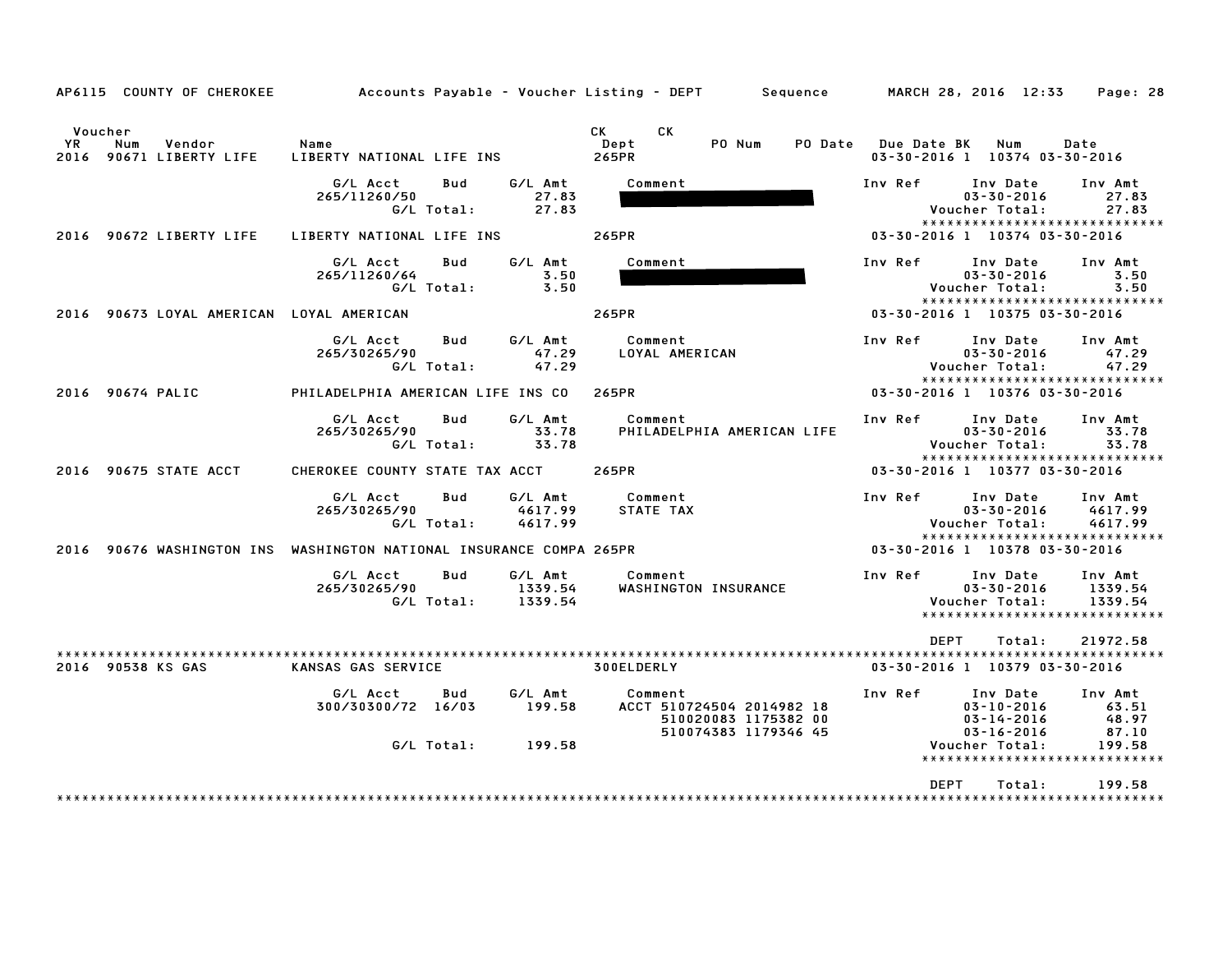AP6115 COUNTY OF CHEROKEE — Accounts Payable - Voucher Listing - DEPT — Sequence — MARCH 28, 2016 12:33

| Voucher YR | Num | Vendor | Name | CK Dept | CK | PO Num | PO Date | Due Date | BK | Num | Date |
|---|---|---|---|---|---|---|---|---|---|---|---|
| 2016 | 90671 | LIBERTY LIFE | LIBERTY NATIONAL LIFE INS | 265PR | | | | 03-30-2016 | 1 | 10374 | 03-30-2016 |

| G/L Acct | Bud | G/L Amt | Comment | Inv Ref | Inv Date | Inv Amt |
|---|---|---|---|---|---|---|
| 265/11260/50 | | 27.83 | ██████ | | 03-30-2016 | 27.83 |
| | G/L Total: | 27.83 | | | Voucher Total: | 27.83 |

| 2016 | 90672 | LIBERTY LIFE | LIBERTY NATIONAL LIFE INS | 265PR | | | | 03-30-2016 | 1 | 10374 | 03-30-2016 |
|---|---|---|---|---|---|---|---|---|---|---|---|

| G/L Acct | Bud | G/L Amt | Comment | Inv Ref | Inv Date | Inv Amt |
|---|---|---|---|---|---|---|
| 265/11260/64 | | 3.50 | ██████ | | 03-30-2016 | 3.50 |
| | G/L Total: | 3.50 | | | Voucher Total: | 3.50 |

| 2016 | 90673 | LOYAL AMERICAN | LOYAL AMERICAN | 265PR | | | | 03-30-2016 | 1 | 10375 | 03-30-2016 |
|---|---|---|---|---|---|---|---|---|---|---|---|

| G/L Acct | Bud | G/L Amt | Comment | Inv Ref | Inv Date | Inv Amt |
|---|---|---|---|---|---|---|
| 265/30265/90 | | 47.29 | LOYAL AMERICAN | | 03-30-2016 | 47.29 |
| | G/L Total: | 47.29 | | | Voucher Total: | 47.29 |

| 2016 | 90674 | PALIC | PHILADELPHIA AMERICAN LIFE INS CO | 265PR | | | | 03-30-2016 | 1 | 10376 | 03-30-2016 |
|---|---|---|---|---|---|---|---|---|---|---|---|

| G/L Acct | Bud | G/L Amt | Comment | Inv Ref | Inv Date | Inv Amt |
|---|---|---|---|---|---|---|
| 265/30265/90 | | 33.78 | PHILADELPHIA AMERICAN LIFE | | 03-30-2016 | 33.78 |
| | G/L Total: | 33.78 | | | Voucher Total: | 33.78 |

| 2016 | 90675 | STATE ACCT | CHEROKEE COUNTY STATE TAX ACCT | 265PR | | | | 03-30-2016 | 1 | 10377 | 03-30-2016 |
|---|---|---|---|---|---|---|---|---|---|---|---|

| G/L Acct | Bud | G/L Amt | Comment | Inv Ref | Inv Date | Inv Amt |
|---|---|---|---|---|---|---|
| 265/30265/90 | | 4617.99 | STATE TAX | | 03-30-2016 | 4617.99 |
| | G/L Total: | 4617.99 | | | Voucher Total: | 4617.99 |

| 2016 | 90676 | WASHINGTON INS | WASHINGTON NATIONAL INSURANCE COMPA | 265PR | | | | 03-30-2016 | 1 | 10378 | 03-30-2016 |
|---|---|---|---|---|---|---|---|---|---|---|---|

| G/L Acct | Bud | G/L Amt | Comment | Inv Ref | Inv Date | Inv Amt |
|---|---|---|---|---|---|---|
| 265/30265/90 | | 1339.54 | WASHINGTON INSURANCE | | 03-30-2016 | 1339.54 |
| | G/L Total: | 1339.54 | | | Voucher Total: | 1339.54 |

DEPT Total: 21972.58

| 2016 | 90538 | KS GAS | KANSAS GAS SERVICE | 300ELDERLY | | | | 03-30-2016 | 1 | 10379 | 03-30-2016 |
|---|---|---|---|---|---|---|---|---|---|---|---|

| G/L Acct | Bud | G/L Amt | Comment | Inv Ref | Inv Date | Inv Amt |
|---|---|---|---|---|---|---|
| 300/30300/72 | 16/03 | 199.58 | ACCT 510724504 2014982 18 | | 03-10-2016 | 63.51 |
| | | | 510020083 1175382 00 | | 03-14-2016 | 48.97 |
| | | | 510074383 1179346 45 | | 03-16-2016 | 87.10 |
| | G/L Total: | 199.58 | | | Voucher Total: | 199.58 |

DEPT Total: 199.58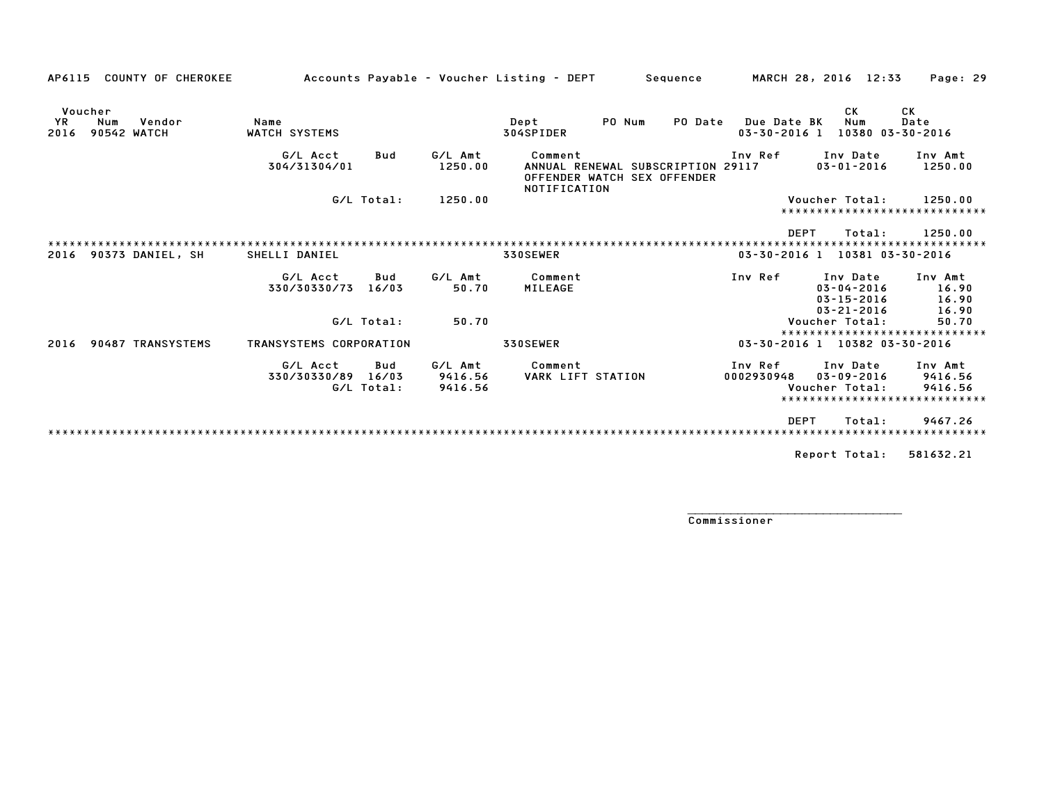AP6115 COUNTY OF CHEROKEE    Accounts Payable - Voucher Listing - DEPT    Sequence    MARCH 28, 2016 12:33

| Voucher YR | Num | Vendor | Name | Dept | PO Num | PO Date | Due Date | BK | CK Num | CK Date |
|---|---|---|---|---|---|---|---|---|---|---|
| 2016 | 90542 | WATCH | WATCH SYSTEMS | 304SPIDER | | | 03-30-2016 | 1 | 10380 | 03-30-2016 |

| G/L Acct | Bud | G/L Amt | Comment | Inv Ref | Inv Date | Inv Amt |
|---|---|---|---|---|---|---|
| 304/31304/01 | | 1250.00 | ANNUAL RENEWAL SUBSCRIPTION OFFENDER WATCH SEX OFFENDER NOTIFICATION | 29117 | 03-01-2016 | 1250.00 |
| G/L Total: | | 1250.00 | | | Voucher Total: | 1250.00 |

******************************

DEPT Total: 1250.00

******************************

| Voucher YR | Num | Vendor | Name | Dept | PO Num | PO Date | Due Date | BK | CK Num | CK Date |
|---|---|---|---|---|---|---|---|---|---|---|
| 2016 | 90373 | DANIEL, SH | SHELLI DANIEL | 330SEWER | | | 03-30-2016 | 1 | 10381 | 03-30-2016 |

| G/L Acct | Bud | G/L Amt | Comment | Inv Ref | Inv Date | Inv Amt |
|---|---|---|---|---|---|---|
| 330/30330/73 | 16/03 | 50.70 | MILEAGE | | 03-04-2016 | 16.90 |
| | | | | | 03-15-2016 | 16.90 |
| | | | | | 03-21-2016 | 16.90 |
| G/L Total: | | 50.70 | | | Voucher Total: | 50.70 |

******************************

| Voucher YR | Num | Vendor | Name | Dept | PO Num | PO Date | Due Date | BK | CK Num | CK Date |
|---|---|---|---|---|---|---|---|---|---|---|
| 2016 | 90487 | TRANSYSTEMS | TRANSYSTEMS CORPORATION | 330SEWER | | | 03-30-2016 | 1 | 10382 | 03-30-2016 |

| G/L Acct | Bud | G/L Amt | Comment | Inv Ref | Inv Date | Inv Amt |
|---|---|---|---|---|---|---|
| 330/30330/89 | 16/03 | 9416.56 | VARK LIFT STATION | 0002930948 | 03-09-2016 | 9416.56 |
| G/L Total: | | 9416.56 | | | Voucher Total: | 9416.56 |

******************************

DEPT Total: 9467.26

******************************

Report Total: 581632.21

______________________________
Commissioner